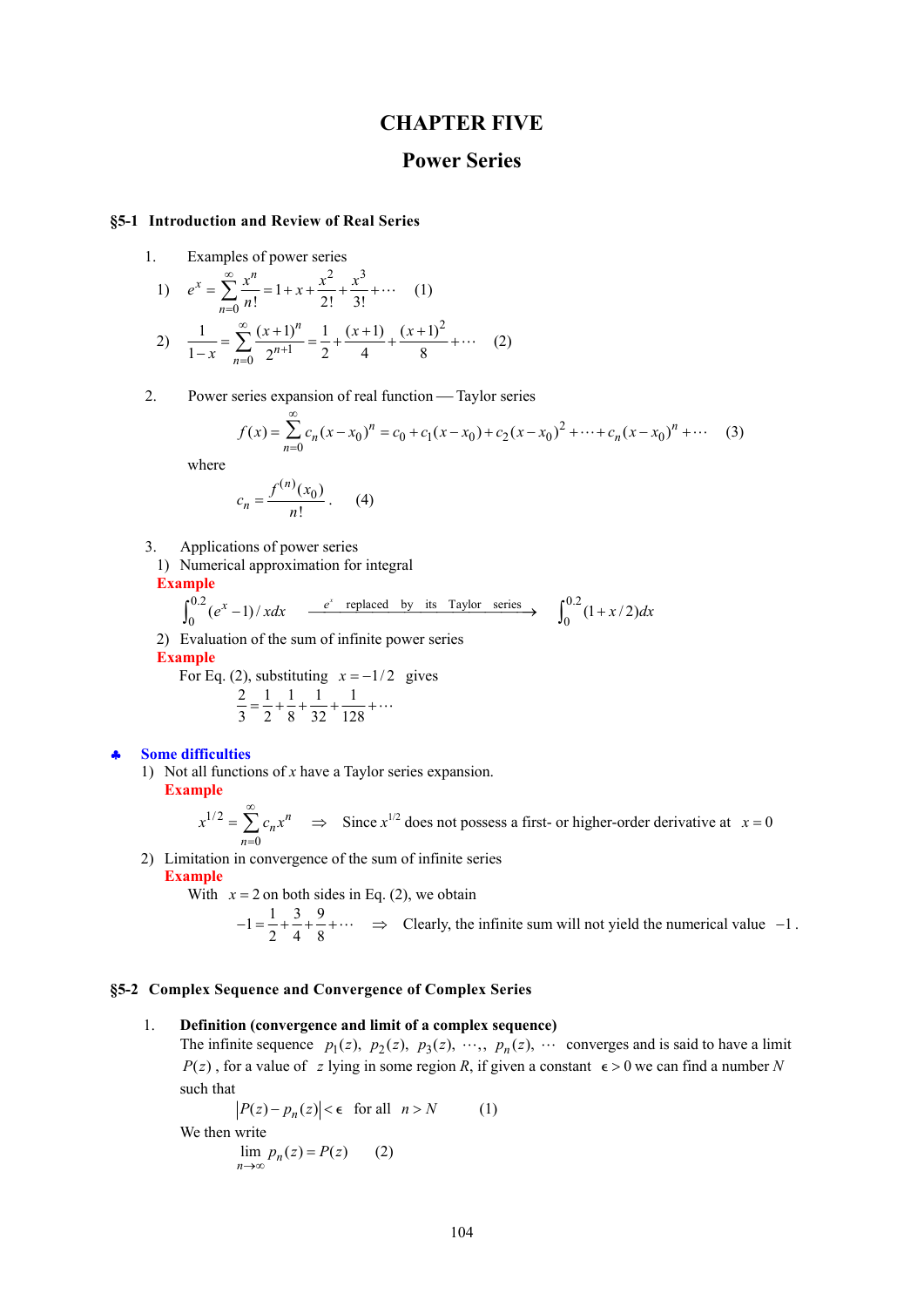# CHAPTER FIVE

## Power Series

### §5-1 Introduction and Review of Real Series

1. Examples of power series

1) $e^x = \sum_{n=0}^{\infty} \frac{x^n}{n!} = 1 + x + \frac{x^2}{2!} + \frac{x^3}{3!} + \cdots$ (1)

2) $\frac{1}{1-x} = \sum_{n=0}^{\infty} \frac{(x+1)^n}{2^{n+1}} = \frac{1}{2} + \frac{(x+1)}{4} + \frac{(x+1)^2}{8} + \cdots$ (2)

2. Power series expansion of real function — Taylor series

$$f(x) = \sum_{n=0}^{\infty} c_n (x - x_0)^n = c_0 + c_1(x - x_0) + c_2(x - x_0)^2 + \cdots + c_n(x - x_0)^n + \cdots \quad (3)$$

where

$$c_n = \frac{f^{(n)}(x_0)}{n!}. \quad (4)$$

3. Applications of power series

1) Numerical approximation for integral

**Example**

$$\int_0^{0.2} (e^x - 1)/x dx \xrightarrow{e^x \text{ replaced by its Taylor series}} \int_0^{0.2} (1 + x/2) dx$$

2) Evaluation of the sum of infinite power series

**Example**

For Eq. (2), substituting $x = -1/2$ gives

$$\frac{2}{3} = \frac{1}{2} + \frac{1}{8} + \frac{1}{32} + \frac{1}{128} + \cdots$$

♣ **Some difficulties**

1) Not all functions of $x$ have a Taylor series expansion.

**Example**

$$x^{1/2} = \sum_{n=0}^{\infty} c_n x^n \quad \Rightarrow \quad \text{Since } x^{1/2} \text{ does not possess a first- or higher-order derivative at } x = 0$$

2) Limitation in convergence of the sum of infinite series

**Example**

With $x = 2$ on both sides in Eq. (2), we obtain

$$-1 = \frac{1}{2} + \frac{3}{4} + \frac{9}{8} + \cdots \quad \Rightarrow \quad \text{Clearly, the infinite sum will not yield the numerical value } -1.$$

### §5-2 Complex Sequence and Convergence of Complex Series

1. **Definition (convergence and limit of a complex sequence)**

The infinite sequence $p_1(z),\ p_2(z),\ p_3(z),\ \cdots,,\ p_n(z),\ \cdots$ converges and is said to have a limit $P(z)$, for a value of $z$ lying in some region $R$, if given a constant $\epsilon > 0$ we can find a number $N$ such that

$$|P(z) - p_n(z)| < \epsilon \quad \text{for all } n > N \quad (1)$$

We then write

$$\lim_{n \to \infty} p_n(z) = P(z) \quad (2)$$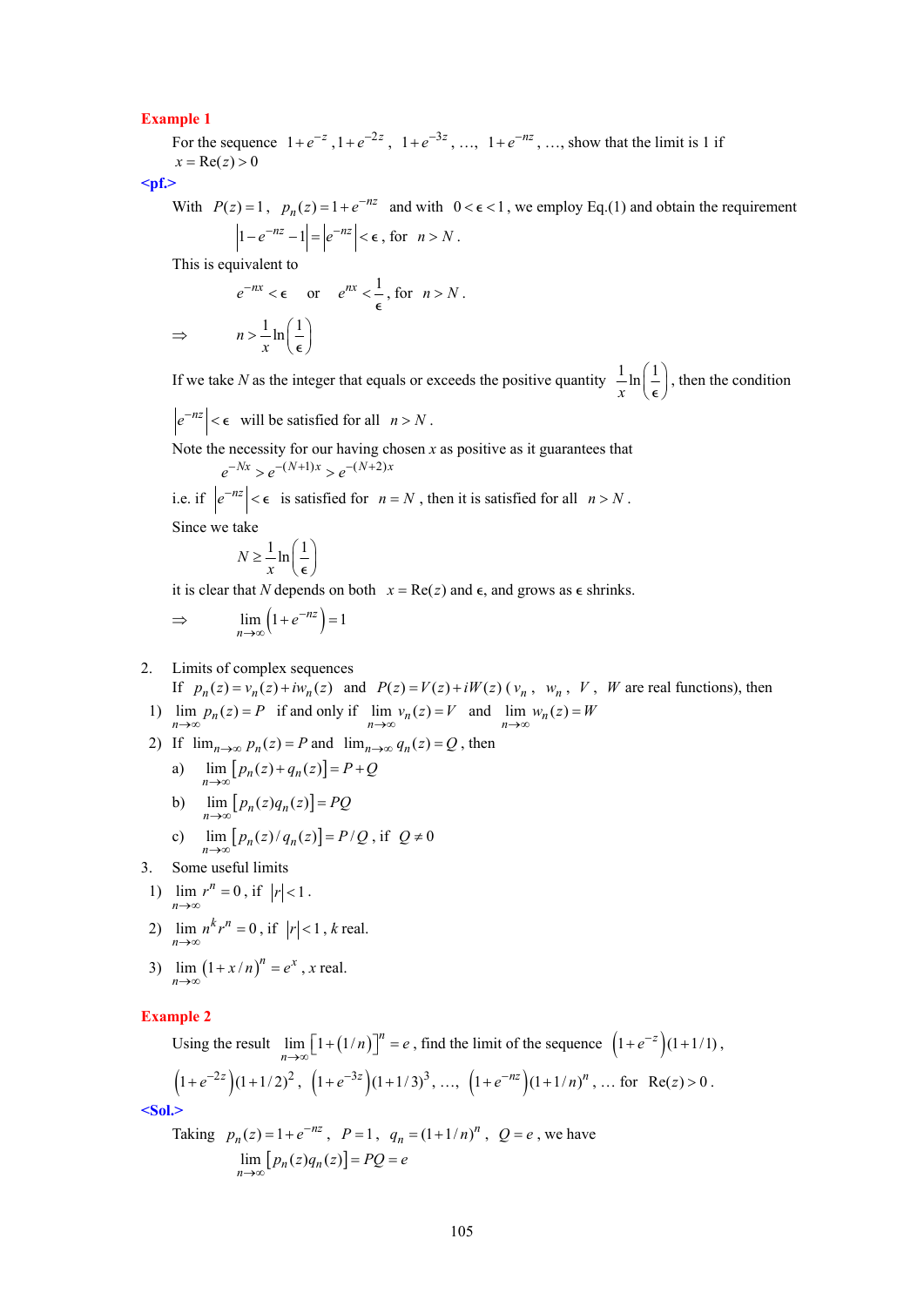**Example 1**

For the sequence $1+e^{-z}$ , $1+e^{-2z}$ , $1+e^{-3z}$ , …, $1+e^{-nz}$ , …, show that the limit is 1 if $x = \text{Re}(z) > 0$

**<pf.>**

With $P(z)=1$ , $p_n(z)=1+e^{-nz}$ and with $0<\epsilon<1$ , we employ Eq.(1) and obtain the requirement

$$\left|1-e^{-nz}-1\right| = \left|e^{-nz}\right| < \epsilon \text{, for } n > N .$$

This is equivalent to

$$e^{-nx} < \epsilon \quad \text{or} \quad e^{nx} < \frac{1}{\epsilon} \text{, for } n > N .$$

$$\Rightarrow \qquad n > \frac{1}{x}\ln\left(\frac{1}{\epsilon}\right)$$

If we take $N$ as the integer that equals or exceeds the positive quantity $\frac{1}{x}\ln\left(\frac{1}{\epsilon}\right)$, then the condition $\left|e^{-nz}\right| < \epsilon$ will be satisfied for all $n > N$ .

Note the necessity for our having chosen $x$ as positive as it guarantees that

$$e^{-Nx} > e^{-(N+1)x} > e^{-(N+2)x}$$

i.e. if $\left|e^{-nz}\right| < \epsilon$ is satisfied for $n = N$ , then it is satisfied for all $n > N$ .

Since we take

$$N \ge \frac{1}{x}\ln\left(\frac{1}{\epsilon}\right)$$

it is clear that $N$ depends on both $x = \text{Re}(z)$ and $\epsilon$, and grows as $\epsilon$ shrinks.

$$\Rightarrow \qquad \lim_{n\to\infty}\left(1+e^{-nz}\right)=1$$

2. Limits of complex sequences

If $p_n(z)=v_n(z)+iw_n(z)$ and $P(z)=V(z)+iW(z)$ ( $v_n$ , $w_n$ , $V$ , $W$ are real functions), then

1) $\lim_{n\to\infty} p_n(z) = P$ if and only if $\lim_{n\to\infty} v_n(z) = V$ and $\lim_{n\to\infty} w_n(z) = W$

2) If $\lim_{n\to\infty} p_n(z) = P$ and $\lim_{n\to\infty} q_n(z) = Q$ , then

a) $\lim_{n\to\infty}\left[p_n(z)+q_n(z)\right] = P+Q$

b) $\lim_{n\to\infty}\left[p_n(z)q_n(z)\right] = PQ$

c) $\lim_{n\to\infty}\left[p_n(z)/q_n(z)\right] = P/Q$ , if $Q \ne 0$

3. Some useful limits

1) $\lim_{n\to\infty} r^n = 0$ , if $|r|<1$ .

2) $\lim_{n\to\infty} n^k r^n = 0$ , if $|r|<1$ , $k$ real.

3) $\lim_{n\to\infty} (1+x/n)^n = e^x$ , $x$ real.

**Example 2**

Using the result $\lim_{n\to\infty}\left[1+(1/n)\right]^n = e$ , find the limit of the sequence $\left(1+e^{-z}\right)(1+1/1)$ , $\left(1+e^{-2z}\right)(1+1/2)^2$ , $\left(1+e^{-3z}\right)(1+1/3)^3$ , …, $\left(1+e^{-nz}\right)(1+1/n)^n$ , … for $\text{Re}(z) > 0$ .

**<Sol.>**

Taking $p_n(z)=1+e^{-nz}$ , $P=1$ , $q_n=(1+1/n)^n$ , $Q=e$ , we have

$$\lim_{n\to\infty}\left[p_n(z)q_n(z)\right] = PQ = e$$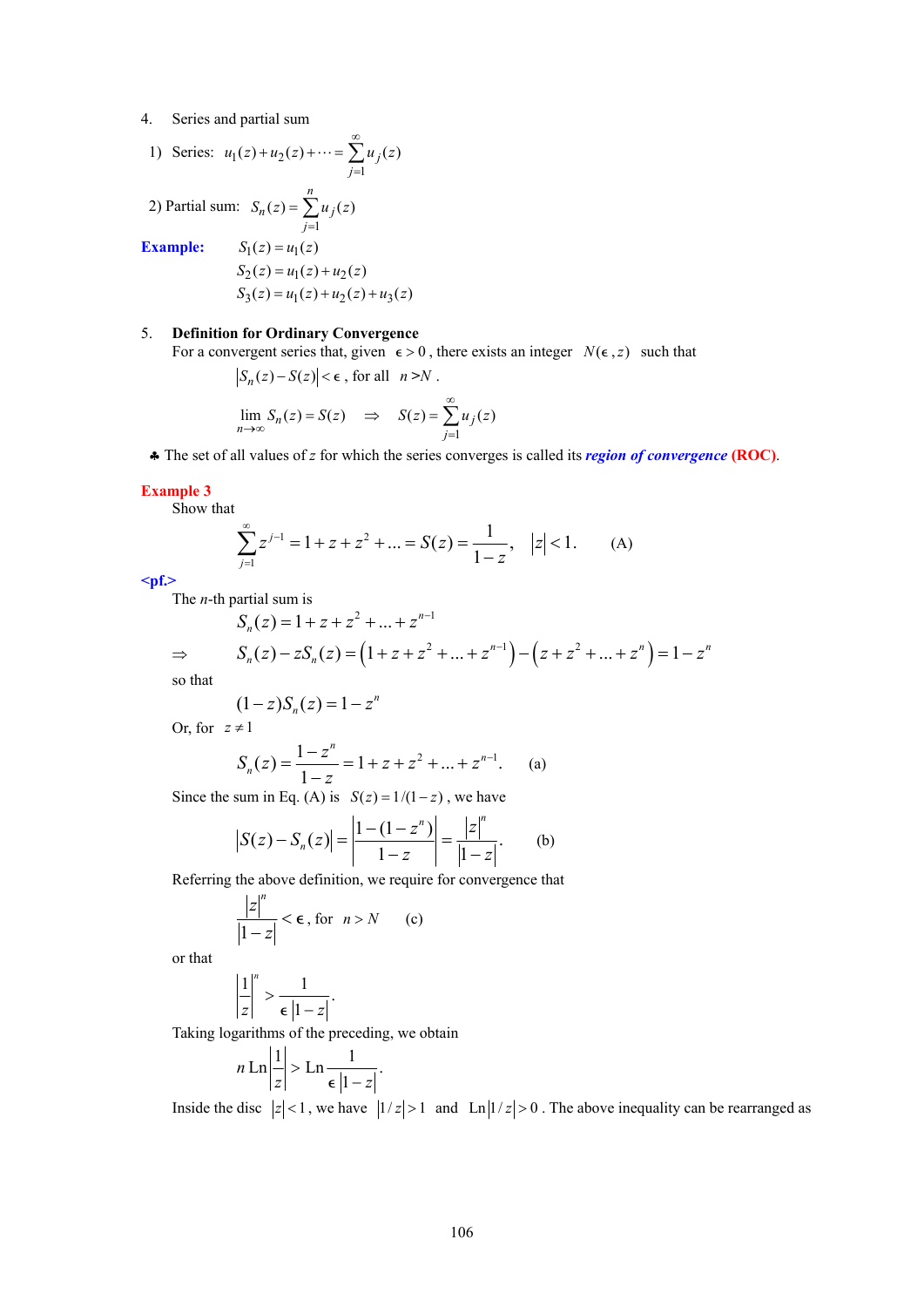4. Series and partial sum

1) Series: $u_1(z)+u_2(z)+\cdots=\sum_{j=1}^{\infty}u_j(z)$

2) Partial sum: $S_n(z)=\sum_{j=1}^{n}u_j(z)$

**Example:**

$$S_1(z)=u_1(z)$$
$$S_2(z)=u_1(z)+u_2(z)$$
$$S_3(z)=u_1(z)+u_2(z)+u_3(z)$$

5. **Definition for Ordinary Convergence**

For a convergent series that, given $\epsilon>0$, there exists an integer $N(\epsilon,z)$ such that

$$|S_n(z)-S(z)|<\epsilon\text{, for all } n>N\text{.}$$

$$\lim_{n\to\infty}S_n(z)=S(z)\quad\Rightarrow\quad S(z)=\sum_{j=1}^{\infty}u_j(z)$$

♣ The set of all values of $z$ for which the series converges is called its ***region of convergence*** **(ROC)**.

**Example 3**

Show that

$$\sum_{j=1}^{\infty}z^{j-1}=1+z+z^2+\ldots=S(z)=\frac{1}{1-z},\quad |z|<1.\qquad\text{(A)}$$

**<pf.>**

The $n$-th partial sum is

$$S_n(z)=1+z+z^2+\ldots+z^{n-1}$$

$$\Rightarrow\qquad S_n(z)-zS_n(z)=\left(1+z+z^2+\ldots+z^{n-1}\right)-\left(z+z^2+\ldots+z^n\right)=1-z^n$$

so that

$$(1-z)S_n(z)=1-z^n$$

Or, for $z\neq 1$

$$S_n(z)=\frac{1-z^n}{1-z}=1+z+z^2+\ldots+z^{n-1}.\qquad\text{(a)}$$

Since the sum in Eq. (A) is $S(z)=1/(1-z)$, we have

$$|S(z)-S_n(z)|=\left|\frac{1-(1-z^n)}{1-z}\right|=\frac{|z|^n}{|1-z|}.\qquad\text{(b)}$$

Referring the above definition, we require for convergence that

$$\frac{|z|^n}{|1-z|}<\epsilon\text{, for } n>N\qquad\text{(c)}$$

or that

$$\left|\frac{1}{z}\right|^n>\frac{1}{\epsilon|1-z|}.$$

Taking logarithms of the preceding, we obtain

$$n\,\mathrm{Ln}\left|\frac{1}{z}\right|>\mathrm{Ln}\frac{1}{\epsilon|1-z|}.$$

Inside the disc $|z|<1$, we have $|1/z|>1$ and $\mathrm{Ln}|1/z|>0$. The above inequality can be rearranged as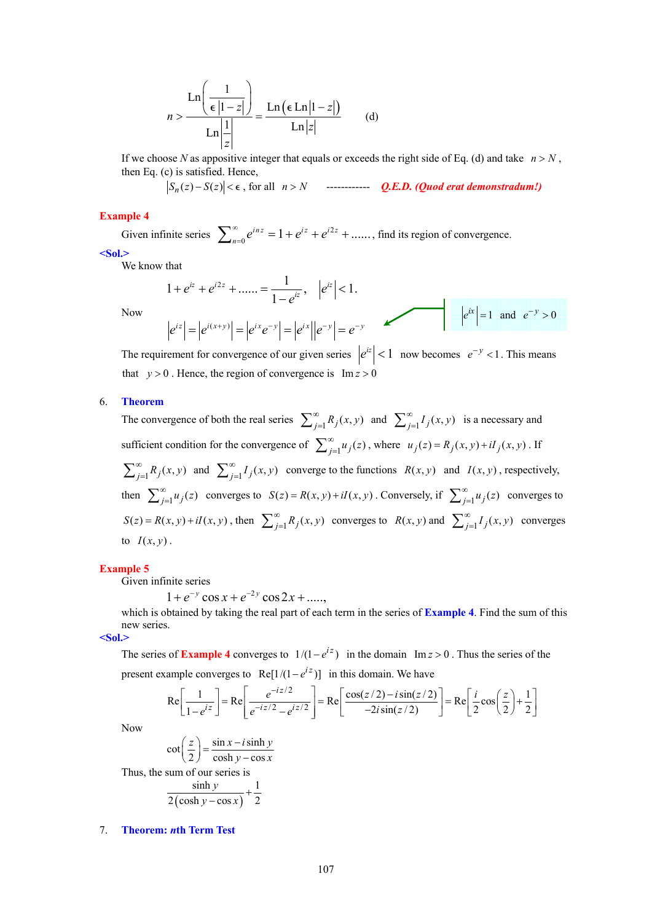$$n > \frac{\mathrm{Ln}\left(\dfrac{1}{\epsilon\,|1-z|}\right)}{\mathrm{Ln}\left|\dfrac{1}{z}\right|} = \frac{\mathrm{Ln}\left(\epsilon\,\mathrm{Ln}|1-z|\right)}{\mathrm{Ln}|z|} \qquad \text{(d)}$$

If we choose $N$ as appositive integer that equals or exceeds the right side of Eq. (d) and take $n > N$, then Eq. (c) is satisfied. Hence,

$|S_n(z) - S(z)| < \epsilon$, for all $n > N$ ------------ ***Q.E.D. (Quod erat demonstradum!)***

**Example 4**

Given infinite series $\sum_{n=0}^{\infty} e^{inz} = 1 + e^{iz} + e^{i2z} + ......$, find its region of convergence.

**<Sol.>**

We know that

$$1 + e^{iz} + e^{i2z} + ...... = \frac{1}{1-e^{iz}}, \quad |e^{iz}| < 1.$$

Now

$$|e^{iz}| = |e^{i(x+y)}| = |e^{ix}e^{-y}| = |e^{ix}||e^{-y}| = e^{-y}$$

$|e^{ix}| = 1$ and $e^{-y} > 0$

The requirement for convergence of our given series $|e^{iz}| < 1$ now becomes $e^{-y} < 1$. This means that $y > 0$. Hence, the region of convergence is $\mathrm{Im}\, z > 0$

6. **Theorem**

The convergence of both the real series $\sum_{j=1}^{\infty} R_j(x,y)$ and $\sum_{j=1}^{\infty} I_j(x,y)$ is a necessary and sufficient condition for the convergence of $\sum_{j=1}^{\infty} u_j(z)$, where $u_j(z) = R_j(x,y) + iI_j(x,y)$. If $\sum_{j=1}^{\infty} R_j(x,y)$ and $\sum_{j=1}^{\infty} I_j(x,y)$ converge to the functions $R(x,y)$ and $I(x,y)$, respectively, then $\sum_{j=1}^{\infty} u_j(z)$ converges to $S(z) = R(x,y) + iI(x,y)$. Conversely, if $\sum_{j=1}^{\infty} u_j(z)$ converges to $S(z) = R(x,y) + iI(x,y)$, then $\sum_{j=1}^{\infty} R_j(x,y)$ converges to $R(x,y)$ and $\sum_{j=1}^{\infty} I_j(x,y)$ converges to $I(x,y)$.

**Example 5**

Given infinite series

$$1 + e^{-y}\cos x + e^{-2y}\cos 2x + .....,$$

which is obtained by taking the real part of each term in the series of **Example 4**. Find the sum of this new series.

**<Sol.>**

The series of **Example 4** converges to $1/(1-e^{iz})$ in the domain $\mathrm{Im}\, z > 0$. Thus the series of the present example converges to $\mathrm{Re}[1/(1-e^{iz})]$ in this domain. We have

$$\mathrm{Re}\left[\frac{1}{1-e^{iz}}\right] = \mathrm{Re}\left[\frac{e^{-iz/2}}{e^{-iz/2} - e^{iz/2}}\right] = \mathrm{Re}\left[\frac{\cos(z/2) - i\sin(z/2)}{-2i\sin(z/2)}\right] = \mathrm{Re}\left[\frac{i}{2}\cos\left(\frac{z}{2}\right) + \frac{1}{2}\right]$$

Now

$$\cot\left(\frac{z}{2}\right) = \frac{\sin x - i\sinh y}{\cosh y - \cos x}$$

Thus, the sum of our series is

$$\frac{\sinh y}{2(\cosh y - \cos x)} + \frac{1}{2}$$

7. **Theorem: *n*th Term Test**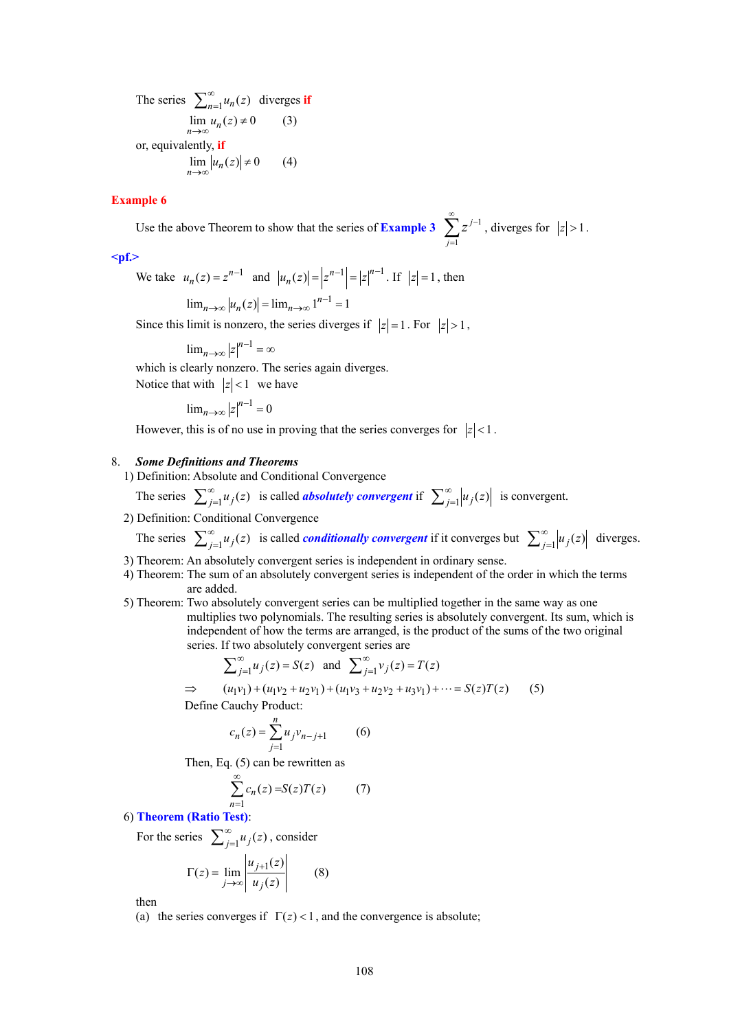The series $\sum_{n=1}^{\infty} u_n(z)$ diverges **if**

$$\lim_{n\to\infty} u_n(z) \neq 0 \qquad (3)$$

or, equivalently, **if**

$$\lim_{n\to\infty} |u_n(z)| \neq 0 \qquad (4)$$

**Example 6**

Use the above Theorem to show that the series of **Example 3** $\sum_{j=1}^{\infty} z^{j-1}$, diverges for $|z|>1$.

**<pf.>**

We take $u_n(z) = z^{n-1}$ and $|u_n(z)| = |z^{n-1}| = |z|^{n-1}$. If $|z|=1$, then

$$\lim_{n\to\infty} |u_n(z)| = \lim_{n\to\infty} 1^{n-1} = 1$$

Since this limit is nonzero, the series diverges if $|z|=1$. For $|z|>1$,

$$\lim_{n\to\infty} |z|^{n-1} = \infty$$

which is clearly nonzero. The series again diverges.

Notice that with $|z|<1$ we have

$$\lim_{n\to\infty} |z|^{n-1} = 0$$

However, this is of no use in proving that the series converges for $|z|<1$.

8. ***Some Definitions and Theorems***

1) Definition: Absolute and Conditional Convergence

The series $\sum_{j=1}^{\infty} u_j(z)$ is called ***absolutely convergent*** if $\sum_{j=1}^{\infty} |u_j(z)|$ is convergent.

2) Definition: Conditional Convergence

The series $\sum_{j=1}^{\infty} u_j(z)$ is called ***conditionally convergent*** if it converges but $\sum_{j=1}^{\infty} |u_j(z)|$ diverges.

3) Theorem: An absolutely convergent series is independent in ordinary sense.

4) Theorem: The sum of an absolutely convergent series is independent of the order in which the terms are added.

5) Theorem: Two absolutely convergent series can be multiplied together in the same way as one multiplies two polynomials. The resulting series is absolutely convergent. Its sum, which is independent of how the terms are arranged, is the product of the sums of the two original series. If two absolutely convergent series are

$$\sum_{j=1}^{\infty} u_j(z) = S(z) \quad \text{and} \quad \sum_{j=1}^{\infty} v_j(z) = T(z)$$

$$\Rightarrow \quad (u_1v_1) + (u_1v_2 + u_2v_1) + (u_1v_3 + u_2v_2 + u_3v_1) + \cdots = S(z)T(z) \qquad (5)$$

Define Cauchy Product:

$$c_n(z) = \sum_{j=1}^{n} u_j v_{n-j+1} \qquad (6)$$

Then, Eq. (5) can be rewritten as

$$\sum_{n=1}^{\infty} c_n(z) = S(z)T(z) \qquad (7)$$

6) **Theorem (Ratio Test)**:

For the series $\sum_{j=1}^{\infty} u_j(z)$, consider

$$\Gamma(z) = \lim_{j\to\infty} \left| \frac{u_{j+1}(z)}{u_j(z)} \right| \qquad (8)$$

then

(a) the series converges if $\Gamma(z) < 1$, and the convergence is absolute;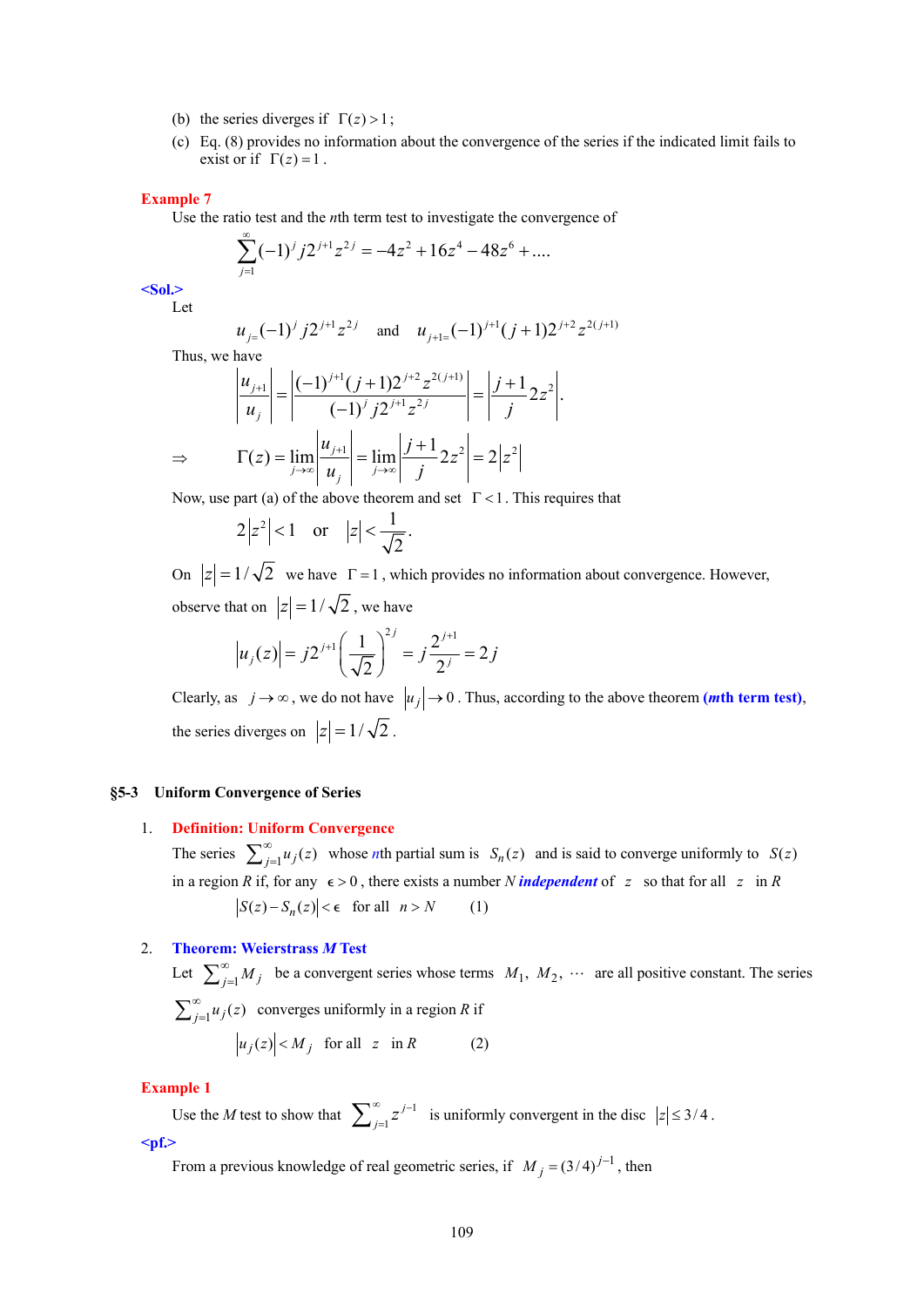(b) the series diverges if $\Gamma(z) > 1$;

(c) Eq. (8) provides no information about the convergence of the series if the indicated limit fails to exist or if $\Gamma(z) = 1$.

**Example 7**

Use the ratio test and the $n$th term test to investigate the convergence of

$$\sum_{j=1}^{\infty}(-1)^j j 2^{j+1} z^{2j} = -4z^2 + 16z^4 - 48z^6 + \ldots.$$

**<Sol.>**

Let

$$u_j = (-1)^j j 2^{j+1} z^{2j} \quad \text{and} \quad u_{j+1} = (-1)^{j+1}(j+1)2^{j+2} z^{2(j+1)}$$

Thus, we have

$$\left|\frac{u_{j+1}}{u_j}\right| = \left|\frac{(-1)^{j+1}(j+1)2^{j+2} z^{2(j+1)}}{(-1)^j j 2^{j+1} z^{2j}}\right| = \left|\frac{j+1}{j} 2z^2\right|.$$

$$\Rightarrow \qquad \Gamma(z) = \lim_{j\to\infty}\left|\frac{u_{j+1}}{u_j}\right| = \lim_{j\to\infty}\left|\frac{j+1}{j} 2z^2\right| = 2\left|z^2\right|$$

Now, use part (a) of the above theorem and set $\Gamma < 1$. This requires that

$$2\left|z^2\right| < 1 \quad \text{or} \quad |z| < \frac{1}{\sqrt{2}}.$$

On $|z| = 1/\sqrt{2}$ we have $\Gamma = 1$, which provides no information about convergence. However, observe that on $|z| = 1/\sqrt{2}$, we have

$$|u_j(z)| = j 2^{j+1}\left(\frac{1}{\sqrt{2}}\right)^{2j} = j\frac{2^{j+1}}{2^j} = 2j$$

Clearly, as $j \to \infty$, we do not have $|u_j| \to 0$. Thus, according to the above theorem (**$m$th term test**), the series diverges on $|z| = 1/\sqrt{2}$.

## §5-3 Uniform Convergence of Series

1. **Definition: Uniform Convergence**

   The series $\sum_{j=1}^{\infty} u_j(z)$ whose $n$th partial sum is $S_n(z)$ and is said to converge uniformly to $S(z)$ in a region $R$ if, for any $\epsilon > 0$, there exists a number $N$ ***independent*** of $z$ so that for all $z$ in $R$

   $$|S(z) - S_n(z)| < \epsilon \quad \text{for all} \quad n > N \qquad (1)$$

2. **Theorem: Weierstrass $M$ Test**

   Let $\sum_{j=1}^{\infty} M_j$ be a convergent series whose terms $M_1, M_2, \cdots$ are all positive constant. The series $\sum_{j=1}^{\infty} u_j(z)$ converges uniformly in a region $R$ if

   $$|u_j(z)| < M_j \quad \text{for all} \quad z \quad \text{in } R \qquad (2)$$

**Example 1**

Use the $M$ test to show that $\sum_{j=1}^{\infty} z^{j-1}$ is uniformly convergent in the disc $|z| \le 3/4$.

**<pf.>**

From a previous knowledge of real geometric series, if $M_j = (3/4)^{j-1}$, then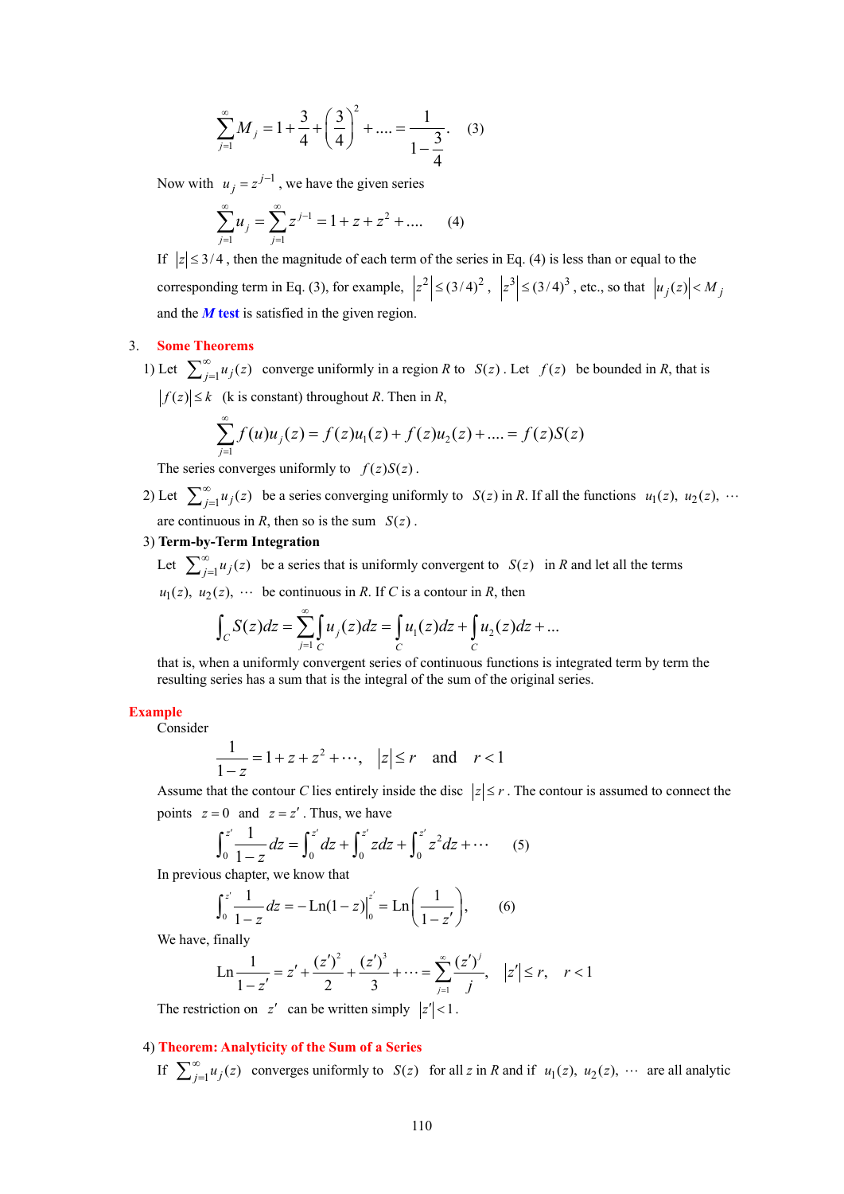$$\sum_{j=1}^{\infty} M_j = 1 + \frac{3}{4} + \left(\frac{3}{4}\right)^2 + .... = \frac{1}{1-\dfrac{3}{4}}. \quad (3)$$

Now with $u_j = z^{j-1}$, we have the given series

$$\sum_{j=1}^{\infty} u_j = \sum_{j=1}^{\infty} z^{j-1} = 1 + z + z^2 + .... \quad (4)$$

If $|z| \le 3/4$, then the magnitude of each term of the series in Eq. (4) is less than or equal to the corresponding term in Eq. (3), for example, $|z^2| \le (3/4)^2$, $|z^3| \le (3/4)^3$, etc., so that $|u_j(z)| < M_j$ and the ***M* test** is satisfied in the given region.

3. **Some Theorems**

1) Let $\sum_{j=1}^{\infty} u_j(z)$ converge uniformly in a region *R* to $S(z)$. Let $f(z)$ be bounded in *R*, that is $|f(z)| \le k$ (k is constant) throughout *R*. Then in *R*,

$$\sum_{j=1}^{\infty} f(u)u_j(z) = f(z)u_1(z) + f(z)u_2(z) + .... = f(z)S(z)$$

The series converges uniformly to $f(z)S(z)$.

2) Let $\sum_{j=1}^{\infty} u_j(z)$ be a series converging uniformly to $S(z)$ in *R*. If all the functions $u_1(z),\ u_2(z),\ \cdots$ are continuous in *R*, then so is the sum $S(z)$.

3) **Term-by-Term Integration**

Let $\sum_{j=1}^{\infty} u_j(z)$ be a series that is uniformly convergent to $S(z)$ in *R* and let all the terms $u_1(z),\ u_2(z),\ \cdots$ be continuous in *R*. If *C* is a contour in *R*, then

$$\int_C S(z)dz = \sum_{j=1}^{\infty} \int_C u_j(z)dz = \int_C u_1(z)dz + \int_C u_2(z)dz + ...$$

that is, when a uniformly convergent series of continuous functions is integrated term by term the resulting series has a sum that is the integral of the sum of the original series.

**Example**

Consider

$$\frac{1}{1-z} = 1 + z + z^2 + \cdots, \quad |z| \le r \quad \text{and} \quad r < 1$$

Assume that the contour *C* lies entirely inside the disc $|z| \le r$. The contour is assumed to connect the points $z = 0$ and $z = z'$. Thus, we have

$$\int_0^{z'} \frac{1}{1-z} dz = \int_0^{z'} dz + \int_0^{z'} z dz + \int_0^{z'} z^2 dz + \cdots \quad (5)$$

In previous chapter, we know that

$$\int_0^{z'} \frac{1}{1-z} dz = -\text{Ln}(1-z)\Big|_0^{z'} = \text{Ln}\left(\frac{1}{1-z'}\right), \quad (6)$$

We have, finally

$$\text{Ln}\frac{1}{1-z'} = z' + \frac{(z')^2}{2} + \frac{(z')^3}{3} + \cdots = \sum_{j=1}^{\infty} \frac{(z')^j}{j}, \quad |z'| \le r, \quad r < 1$$

The restriction on $z'$ can be written simply $|z'| < 1$.

4) **Theorem: Analyticity of the Sum of a Series**

If $\sum_{j=1}^{\infty} u_j(z)$ converges uniformly to $S(z)$ for all *z* in *R* and if $u_1(z),\ u_2(z),\ \cdots$ are all analytic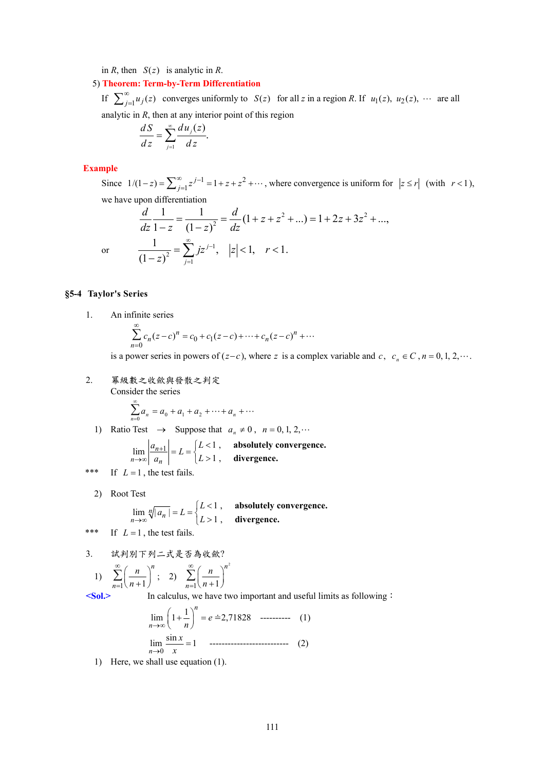in $R$, then $S(z)$ is analytic in $R$.

5) **Theorem: Term-by-Term Differentiation**

If $\sum_{j=1}^{\infty} u_j(z)$ converges uniformly to $S(z)$ for all $z$ in a region $R$. If $u_1(z)$, $u_2(z)$, $\cdots$ are all analytic in $R$, then at any interior point of this region

$$\frac{dS}{dz} = \sum_{j=1}^{\infty} \frac{du_j(z)}{dz}.$$

**Example**

Since $1/(1-z) = \sum_{j=1}^{\infty} z^{j-1} = 1 + z + z^2 + \cdots$, where convergence is uniform for $|z \le r|$ (with $r < 1$), we have upon differentiation

$$\frac{d}{dz}\frac{1}{1-z} = \frac{1}{(1-z)^2} = \frac{d}{dz}(1 + z + z^2 + \ldots) = 1 + 2z + 3z^2 + \ldots,$$

or $$\frac{1}{(1-z)^2} = \sum_{j=1}^{\infty} j z^{j-1}, \quad |z| < 1, \quad r < 1.$$

## §5-4 Taylor's Series

1. An infinite series

$$\sum_{n=0}^{\infty} c_n (z-c)^n = c_0 + c_1(z-c) + \cdots + c_n(z-c)^n + \cdots$$

is a power series in powers of $(z-c)$, where $z$ is a complex variable and $c$, $c_n \in C$, $n = 0, 1, 2, \cdots$.

2. 冪級數之收斂與發散之判定

Consider the series

$$\sum_{n=0}^{\infty} a_n = a_0 + a_1 + a_2 + \cdots + a_n + \cdots$$

1) Ratio Test $\rightarrow$ Suppose that $a_n \neq 0$, $n = 0, 1, 2, \cdots$

$$\lim_{n\to\infty}\left|\frac{a_{n+1}}{a_n}\right| = L = \begin{cases} L < 1, & \textbf{absolutely convergence.} \\ L > 1, & \textbf{divergence.} \end{cases}$$

*** If $L = 1$, the test fails.

2) Root Test

$$\lim_{n\to\infty}\sqrt[n]{|a_n|} = L = \begin{cases} L < 1, & \textbf{absolutely convergence.} \\ L > 1, & \textbf{divergence.} \end{cases}$$

*** If $L = 1$, the test fails.

3. 試判別下列二式是否為收斂?

1) $\sum_{n=1}^{\infty}\left(\frac{n}{n+1}\right)^n$; 2) $\sum_{n=1}^{\infty}\left(\frac{n}{n+1}\right)^{n^2}$

**<Sol.>** In calculus, we have two important and useful limits as following：

$$\lim_{n\to\infty}\left(1+\frac{1}{n}\right)^n = e \doteqdot 2{,}71828 \quad \text{----------} \quad (1)$$

$$\lim_{n\to 0}\frac{\sin x}{x} = 1 \quad \text{--------------------------} \quad (2)$$

1) Here, we shall use equation (1).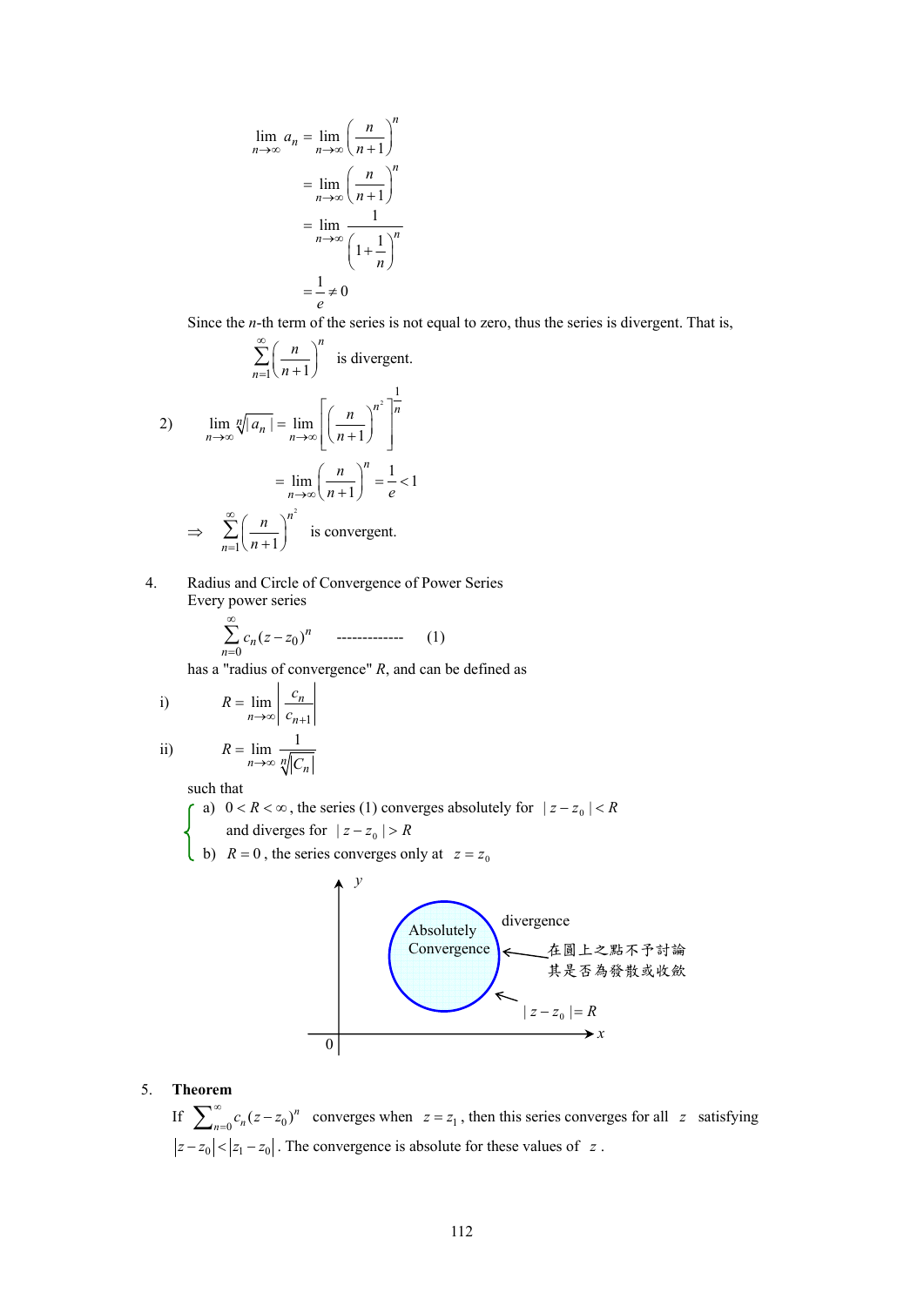$$
\begin{aligned}
\lim_{n\to\infty} a_n &= \lim_{n\to\infty}\left(\frac{n}{n+1}\right)^n \\
&= \lim_{n\to\infty}\left(\frac{n}{n+1}\right)^n \\
&= \lim_{n\to\infty}\frac{1}{\left(1+\frac{1}{n}\right)^n} \\
&= \frac{1}{e} \neq 0
\end{aligned}
$$

Since the $n$-th term of the series is not equal to zero, thus the series is divergent. That is,

$$\sum_{n=1}^{\infty}\left(\frac{n}{n+1}\right)^n \quad \text{is divergent.}$$

2)

$$
\begin{aligned}
\lim_{n\to\infty}\sqrt[n]{|a_n|} &= \lim_{n\to\infty}\left[\left(\frac{n}{n+1}\right)^{n^2}\right]^{\frac{1}{n}} \\
&= \lim_{n\to\infty}\left(\frac{n}{n+1}\right)^n = \frac{1}{e} < 1
\end{aligned}
$$

$$\Rightarrow \sum_{n=1}^{\infty}\left(\frac{n}{n+1}\right)^{n^2} \quad \text{is convergent.}$$

4. Radius and Circle of Convergence of Power Series

Every power series

$$\sum_{n=0}^{\infty} c_n (z-z_0)^n \quad \text{-------------} \quad (1)$$

has a "radius of convergence" $R$, and can be defined as

i) $$R = \lim_{n\to\infty}\left|\frac{c_n}{c_{n+1}}\right|$$

ii) $$R = \lim_{n\to\infty}\frac{1}{\sqrt[n]{|C_n|}}$$

such that

a) $0 < R < \infty$, the series (1) converges absolutely for $|z-z_0| < R$ and diverges for $|z-z_0| > R$

b) $R = 0$, the series converges only at $z = z_0$

Absolutely Convergence

divergence

在圓上之點不予討論其是否為發散或收斂

$|z-z_0| = R$

5. **Theorem**

If $\sum_{n=0}^{\infty} c_n (z-z_0)^n$ converges when $z = z_1$, then this series converges for all $z$ satisfying $|z-z_0| < |z_1 - z_0|$. The convergence is absolute for these values of $z$.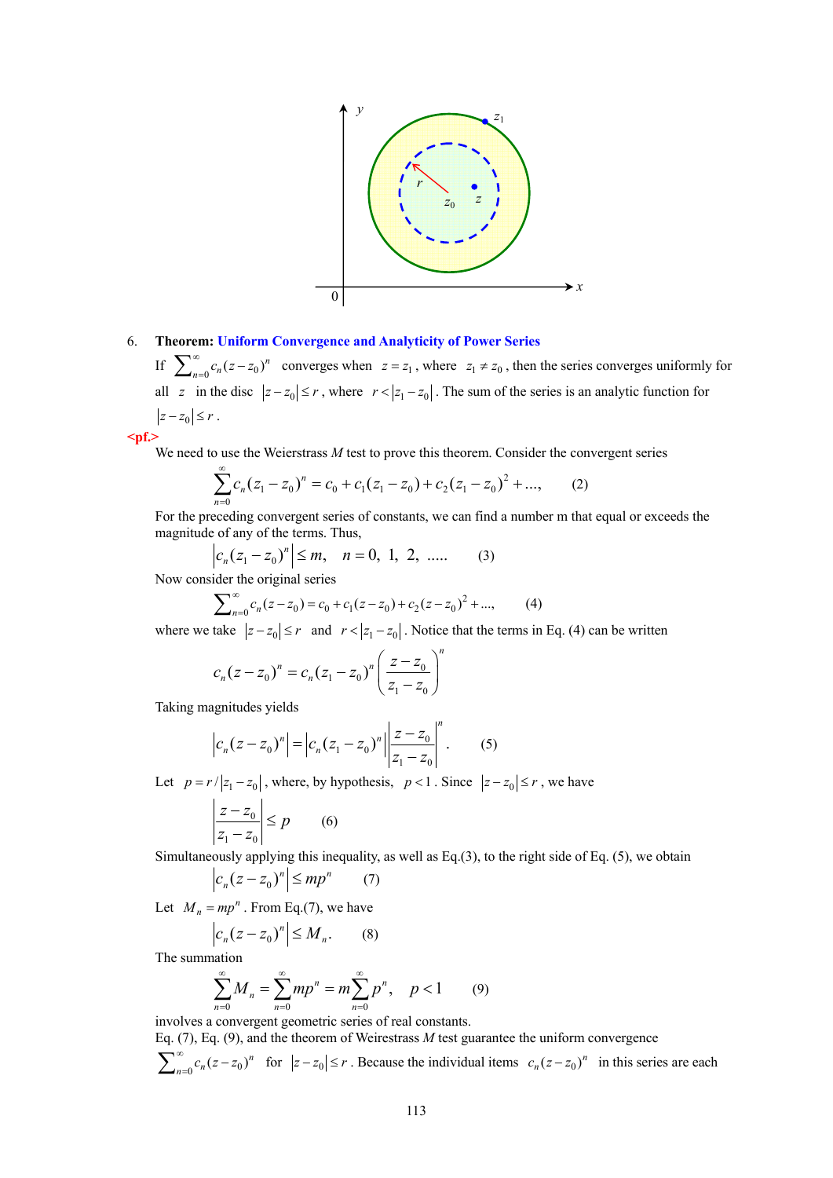6. **Theorem: Uniform Convergence and Analyticity of Power Series**

If $\sum_{n=0}^{\infty} c_n (z-z_0)^n$ converges when $z = z_1$, where $z_1 \neq z_0$, then the series converges uniformly for all $z$ in the disc $|z-z_0| \leq r$, where $r < |z_1 - z_0|$. The sum of the series is an analytic function for $|z-z_0| \leq r$.

<pf.>

We need to use the Weierstrass $M$ test to prove this theorem. Consider the convergent series

$$\sum_{n=0}^{\infty} c_n (z_1 - z_0)^n = c_0 + c_1(z_1 - z_0) + c_2(z_1 - z_0)^2 + ..., \qquad (2)$$

For the preceding convergent series of constants, we can find a number m that equal or exceeds the magnitude of any of the terms. Thus,

$$\left| c_n (z_1 - z_0)^n \right| \leq m, \quad n = 0,\ 1,\ 2,\ ..... \qquad (3)$$

Now consider the original series

$$\sum_{n=0}^{\infty} c_n (z-z_0) = c_0 + c_1(z-z_0) + c_2(z-z_0)^2 + ..., \qquad (4)$$

where we take $|z-z_0| \leq r$ and $r < |z_1 - z_0|$. Notice that the terms in Eq. (4) can be written

$$c_n (z-z_0)^n = c_n (z_1 - z_0)^n \left( \frac{z-z_0}{z_1 - z_0} \right)^n$$

Taking magnitudes yields

$$\left| c_n (z-z_0)^n \right| = \left| c_n (z_1 - z_0)^n \right| \left| \frac{z-z_0}{z_1 - z_0} \right|^n . \qquad (5)$$

Let $p = r / |z_1 - z_0|$, where, by hypothesis, $p < 1$. Since $|z-z_0| \leq r$, we have

$$\left| \frac{z-z_0}{z_1 - z_0} \right| \leq p \qquad (6)$$

Simultaneously applying this inequality, as well as Eq.(3), to the right side of Eq. (5), we obtain

$$\left| c_n (z-z_0)^n \right| \leq mp^n \qquad (7)$$

Let $M_n = mp^n$. From Eq.(7), we have

$$\left| c_n (z-z_0)^n \right| \leq M_n . \qquad (8)$$

The summation

$$\sum_{n=0}^{\infty} M_n = \sum_{n=0}^{\infty} mp^n = m \sum_{n=0}^{\infty} p^n , \quad p < 1 \qquad (9)$$

involves a convergent geometric series of real constants.

Eq. (7), Eq. (9), and the theorem of Weirestrass $M$ test guarantee the uniform convergence $\sum_{n=0}^{\infty} c_n (z-z_0)^n$ for $|z-z_0| \leq r$. Because the individual items $c_n (z-z_0)^n$ in this series are each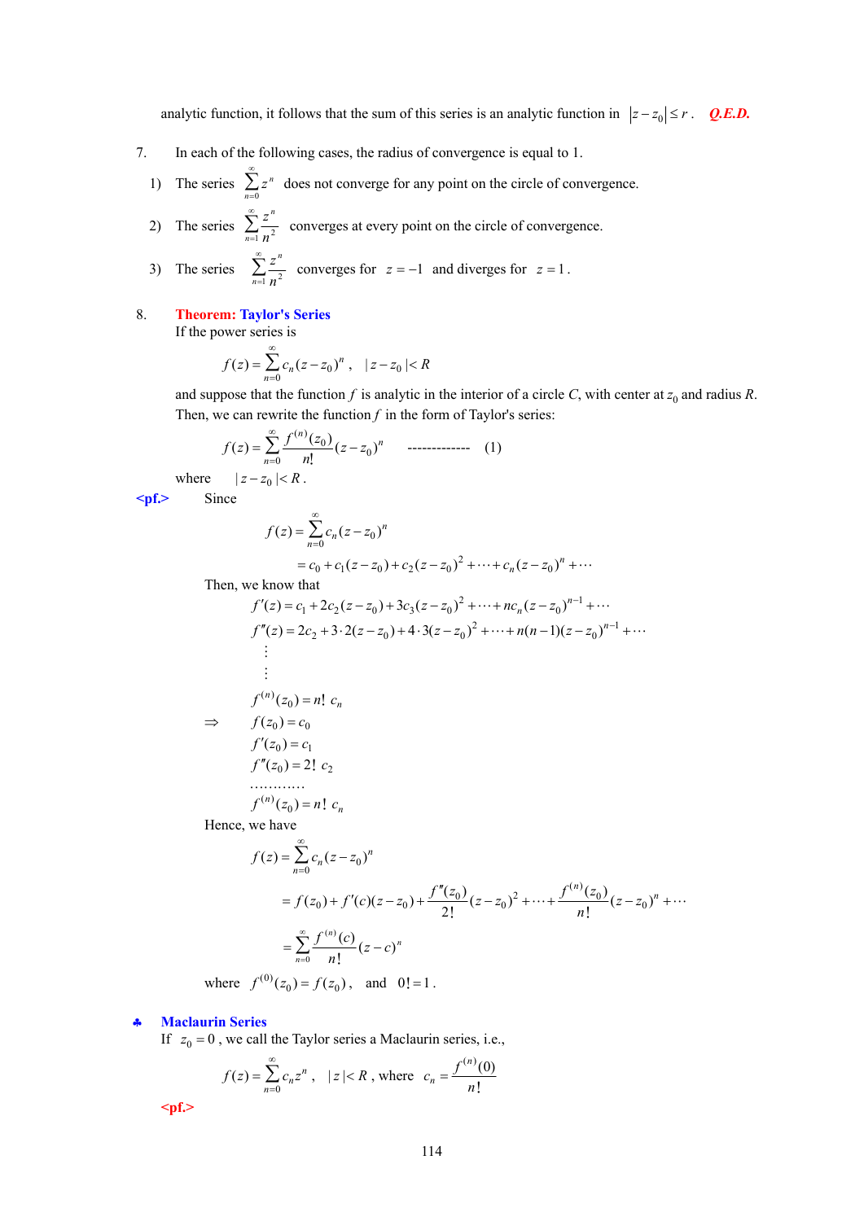analytic function, it follows that the sum of this series is an analytic function in $|z-z_0| \le r$. ***Q.E.D.***

7. In each of the following cases, the radius of convergence is equal to 1.

   1) The series $\sum_{n=0}^{\infty} z^n$ does not converge for any point on the circle of convergence.

   2) The series $\sum_{n=1}^{\infty} \frac{z^n}{n^2}$ converges at every point on the circle of convergence.

   3) The series $\sum_{n=1}^{\infty} \frac{z^n}{n^2}$ converges for $z=-1$ and diverges for $z=1$.

8. **Theorem: Taylor's Series**

   If the power series is

$$f(z) = \sum_{n=0}^{\infty} c_n (z-z_0)^n, \quad |z-z_0| < R$$

and suppose that the function $f$ is analytic in the interior of a circle $C$, with center at $z_0$ and radius $R$. Then, we can rewrite the function $f$ in the form of Taylor's series:

$$f(z) = \sum_{n=0}^{\infty} \frac{f^{(n)}(z_0)}{n!}(z-z_0)^n \qquad \text{-------------} \quad (1)$$

where $|z-z_0| < R$.

**<pf.>** Since

$$f(z) = \sum_{n=0}^{\infty} c_n (z-z_0)^n$$

$$= c_0 + c_1(z-z_0) + c_2(z-z_0)^2 + \cdots + c_n(z-z_0)^n + \cdots$$

Then, we know that

$$f'(z) = c_1 + 2c_2(z-z_0) + 3c_3(z-z_0)^2 + \cdots + nc_n(z-z_0)^{n-1} + \cdots$$

$$f''(z) = 2c_2 + 3\cdot 2(z-z_0) + 4\cdot 3(z-z_0)^2 + \cdots + n(n-1)(z-z_0)^{n-1} + \cdots$$

$$\vdots$$

$$\vdots$$

$$f^{(n)}(z_0) = n!\; c_n$$

$$\Rightarrow \quad f(z_0) = c_0$$

$$f'(z_0) = c_1$$

$$f''(z_0) = 2!\; c_2$$

$$\cdots\cdots\cdots\cdots$$

$$f^{(n)}(z_0) = n!\; c_n$$

Hence, we have

$$f(z) = \sum_{n=0}^{\infty} c_n (z-z_0)^n$$

$$= f(z_0) + f'(c)(z-z_0) + \frac{f''(z_0)}{2!}(z-z_0)^2 + \cdots + \frac{f^{(n)}(z_0)}{n!}(z-z_0)^n + \cdots$$

$$= \sum_{n=0}^{\infty} \frac{f^{(n)}(c)}{n!}(z-c)^n$$

where $f^{(0)}(z_0) = f(z_0)$, and $0! = 1$.

♣ **Maclaurin Series**

If $z_0 = 0$, we call the Taylor series a Maclaurin series, i.e.,

$$f(z) = \sum_{n=0}^{\infty} c_n z^n, \quad |z| < R, \text{ where } c_n = \frac{f^{(n)}(0)}{n!}$$

**<pf.>**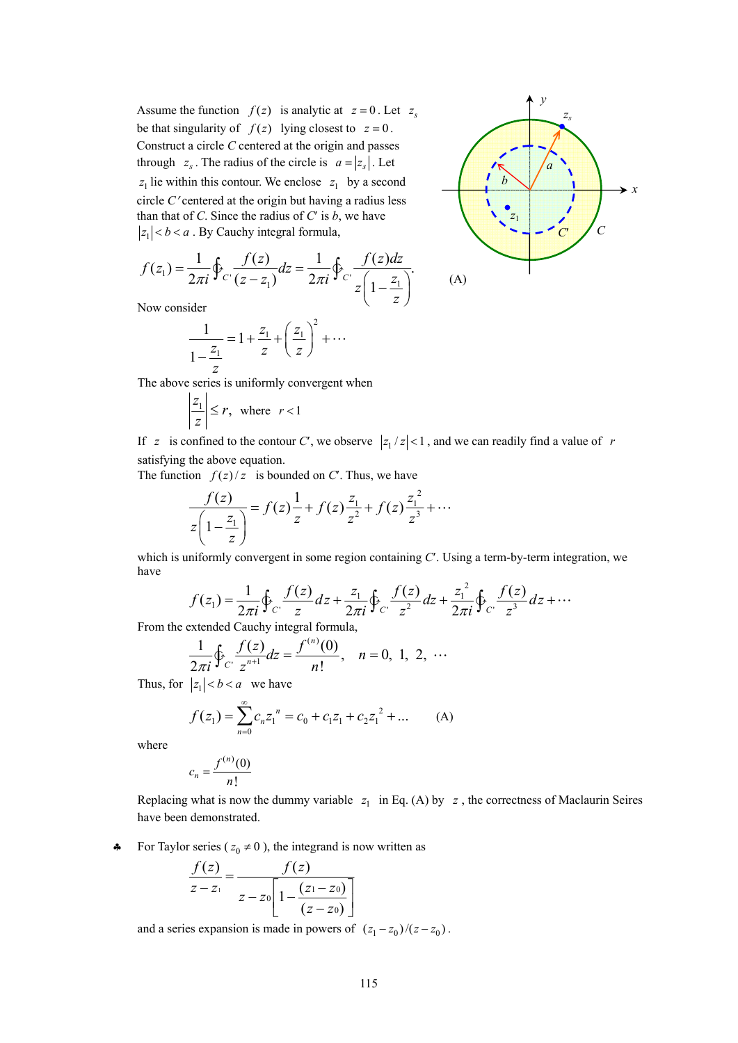Assume the function $f(z)$ is analytic at $z = 0$. Let $z_s$ be that singularity of $f(z)$ lying closest to $z = 0$. Construct a circle *C* centered at the origin and passes through $z_s$. The radius of the circle is $a = |z_s|$. Let $z_1$ lie within this contour. We enclose $z_1$ by a second circle *C′* centered at the origin but having a radius less than that of *C*. Since the radius of *C′* is *b*, we have $|z_1| < b < a$. By Cauchy integral formula,

$$f(z_1) = \frac{1}{2\pi i}\oint_{C'} \frac{f(z)}{(z - z_1)} dz = \frac{1}{2\pi i}\oint_{C'} \frac{f(z)dz}{z\left(1 - \frac{z_1}{z}\right)}.$$

(A)

Now consider

$$\frac{1}{1 - \frac{z_1}{z}} = 1 + \frac{z_1}{z} + \left(\frac{z_1}{z}\right)^2 + \cdots$$

The above series is uniformly convergent when

$$\left|\frac{z_1}{z}\right| \le r, \quad \text{where} \quad r < 1$$

If $z$ is confined to the contour *C′*, we observe $|z_1 / z| < 1$, and we can readily find a value of $r$ satisfying the above equation.

The function $f(z)/z$ is bounded on *C′*. Thus, we have

$$\frac{f(z)}{z\left(1 - \frac{z_1}{z}\right)} = f(z)\frac{1}{z} + f(z)\frac{z_1}{z^2} + f(z)\frac{z_1^2}{z^3} + \cdots$$

which is uniformly convergent in some region containing *C′*. Using a term-by-term integration, we have

$$f(z_1) = \frac{1}{2\pi i}\oint_{C'} \frac{f(z)}{z} dz + \frac{z_1}{2\pi i}\oint_{C'} \frac{f(z)}{z^2} dz + \frac{z_1^2}{2\pi i}\oint_{C'} \frac{f(z)}{z^3} dz + \cdots$$

From the extended Cauchy integral formula,

$$\frac{1}{2\pi i}\oint_{C'} \frac{f(z)}{z^{n+1}} dz = \frac{f^{(n)}(0)}{n!}, \quad n = 0,\ 1,\ 2,\ \cdots$$

Thus, for $|z_1| < b < a$ we have

$$f(z_1) = \sum_{n=0}^{\infty} c_n z_1^{\,n} = c_0 + c_1 z_1 + c_2 z_1^{\,2} + \ldots \qquad \text{(A)}$$

where

$$c_n = \frac{f^{(n)}(0)}{n!}$$

Replacing what is now the dummy variable $z_1$ in Eq. (A) by $z$, the correctness of Maclaurin Seires have been demonstrated.

♣ For Taylor series ($z_0 \ne 0$), the integrand is now written as

$$\frac{f(z)}{z - z_1} = \frac{f(z)}{z - z_0\left[1 - \frac{(z_1 - z_0)}{(z - z_0)}\right]}$$

and a series expansion is made in powers of $(z_1 - z_0)/(z - z_0)$.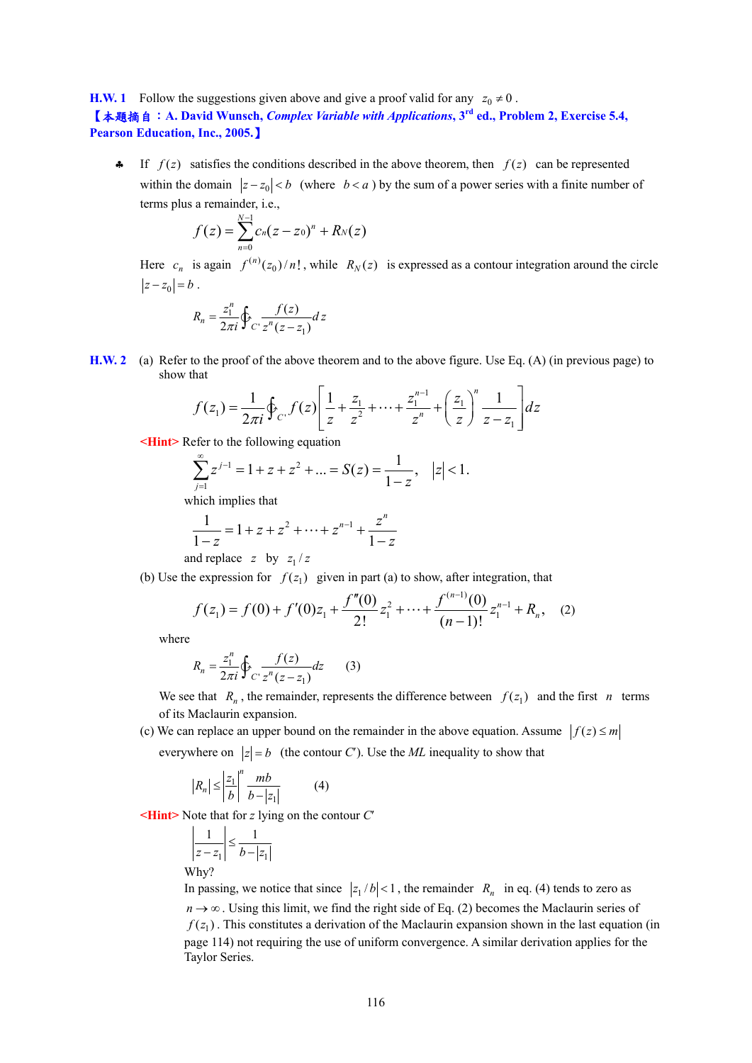**H.W. 1** Follow the suggestions given above and give a proof valid for any $z_0 \neq 0$.
**【本題摘自：A. David Wunsch, *Complex Variable with Applications*, 3rd ed., Problem 2, Exercise 5.4, Pearson Education, Inc., 2005.】**

♣ If $f(z)$ satisfies the conditions described in the above theorem, then $f(z)$ can be represented within the domain $|z-z_0|<b$ (where $b<a$) by the sum of a power series with a finite number of terms plus a remainder, i.e.,

$$f(z)=\sum_{n=0}^{N-1} c_n (z-z_0)^n + R_N(z)$$

Here $c_n$ is again $f^{(n)}(z_0)/n!$, while $R_N(z)$ is expressed as a contour integration around the circle $|z-z_0|=b$.

$$R_n=\frac{z_1^n}{2\pi i}\oint_{C'}\frac{f(z)}{z^n(z-z_1)}dz$$

**H.W. 2** (a) Refer to the proof of the above theorem and to the above figure. Use Eq. (A) (in previous page) to show that

$$f(z_1)=\frac{1}{2\pi i}\oint_{C'} f(z)\left[\frac{1}{z}+\frac{z_1}{z^2}+\cdots+\frac{z_1^{n-1}}{z^n}+\left(\frac{z_1}{z}\right)^n\frac{1}{z-z_1}\right]dz$$

**<Hint>** Refer to the following equation

$$\sum_{j=1}^{\infty} z^{j-1}=1+z+z^2+\ldots=S(z)=\frac{1}{1-z},\quad |z|<1.$$

which implies that

$$\frac{1}{1-z}=1+z+z^2+\cdots+z^{n-1}+\frac{z^n}{1-z}$$

and replace $z$ by $z_1/z$

(b) Use the expression for $f(z_1)$ given in part (a) to show, after integration, that

$$f(z_1)=f(0)+f'(0)z_1+\frac{f''(0)}{2!}z_1^2+\cdots+\frac{f^{(n-1)}(0)}{(n-1)!}z_1^{n-1}+R_n,\quad (2)$$

where

$$R_n=\frac{z_1^n}{2\pi i}\oint_{C'}\frac{f(z)}{z^n(z-z_1)}dz \quad (3)$$

We see that $R_n$, the remainder, represents the difference between $f(z_1)$ and the first $n$ terms of its Maclaurin expansion.

(c) We can replace an upper bound on the remainder in the above equation. Assume $|f(z)\leq m|$ everywhere on $|z|=b$ (the contour $C'$). Use the *ML* inequality to show that

$$|R_n|\leq\left|\frac{z_1}{b}\right|^n\frac{mb}{b-|z_1|} \quad (4)$$

**<Hint>** Note that for $z$ lying on the contour $C'$

$$\left|\frac{1}{z-z_1}\right|\leq\frac{1}{b-|z_1|}$$

Why?

In passing, we notice that since $|z_1/b|<1$, the remainder $R_n$ in eq. (4) tends to zero as $n\to\infty$. Using this limit, we find the right side of Eq. (2) becomes the Maclaurin series of $f(z_1)$. This constitutes a derivation of the Maclaurin expansion shown in the last equation (in page 114) not requiring the use of uniform convergence. A similar derivation applies for the Taylor Series.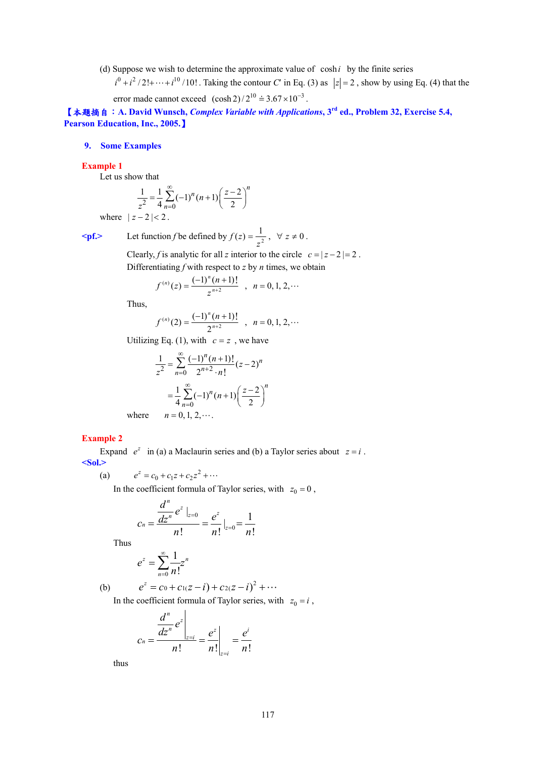(d) Suppose we wish to determine the approximate value of $\cosh i$ by the finite series $i^0 + i^2/2! + \cdots + i^{10}/10!$. Taking the contour $C'$ in Eq. (3) as $|z| = 2$, show by using Eq. (4) that the error made cannot exceed $(\cosh 2)/2^{10} \doteq 3.67 \times 10^{-3}$.

**【本題摘自：A. David Wunsch, *Complex Variable with Applications*, 3rd ed., Problem 32, Exercise 5.4, Pearson Education, Inc., 2005.】**

## 9. Some Examples

**Example 1**

Let us show that

$$\frac{1}{z^2} = \frac{1}{4}\sum_{n=0}^{\infty}(-1)^n(n+1)\left(\frac{z-2}{2}\right)^n$$

where $|z-2| < 2$.

**<pf.>** Let function $f$ be defined by $f(z) = \dfrac{1}{z^2}$, $\forall\ z \neq 0$.

Clearly, $f$ is analytic for all $z$ interior to the circle $c = |z-2| = 2$.

Differentiating $f$ with respect to $z$ by $n$ times, we obtain

$$f^{(n)}(z) = \frac{(-1)^n(n+1)!}{z^{n+2}} \quad , \quad n = 0, 1, 2, \cdots$$

Thus,

$$f^{(n)}(2) = \frac{(-1)^n(n+1)!}{2^{n+2}} \quad , \quad n = 0, 1, 2, \cdots$$

Utilizing Eq. (1), with $c = z$, we have

$$\frac{1}{z^2} = \sum_{n=0}^{\infty}\frac{(-1)^n(n+1)!}{2^{n+2}\cdot n!}(z-2)^n$$

$$= \frac{1}{4}\sum_{n=0}^{\infty}(-1)^n(n+1)\left(\frac{z-2}{2}\right)^n$$

where $n = 0, 1, 2, \cdots$.

**Example 2**

Expand $e^z$ in (a) a Maclaurin series and (b) a Taylor series about $z = i$.

**<Sol.>**

(a) $e^z = c_0 + c_1 z + c_2 z^2 + \cdots$

In the coefficient formula of Taylor series, with $z_0 = 0$,

$$c_n = \frac{\dfrac{d^n}{dz^n}e^z\big|_{z=0}}{n!} = \frac{e^z}{n!}\Big|_{z=0} = \frac{1}{n!}$$

Thus

$$e^z = \sum_{n=0}^{\infty}\frac{1}{n!}z^n$$

(b) $e^z = c_0 + c_1(z-i) + c_2(z-i)^2 + \cdots$

In the coefficient formula of Taylor series, with $z_0 = i$,

$$c_n = \frac{\dfrac{d^n}{dz^n}e^z\Big|_{z=i}}{n!} = \frac{e^z}{n!}\Big|_{z=i} = \frac{e^i}{n!}$$

thus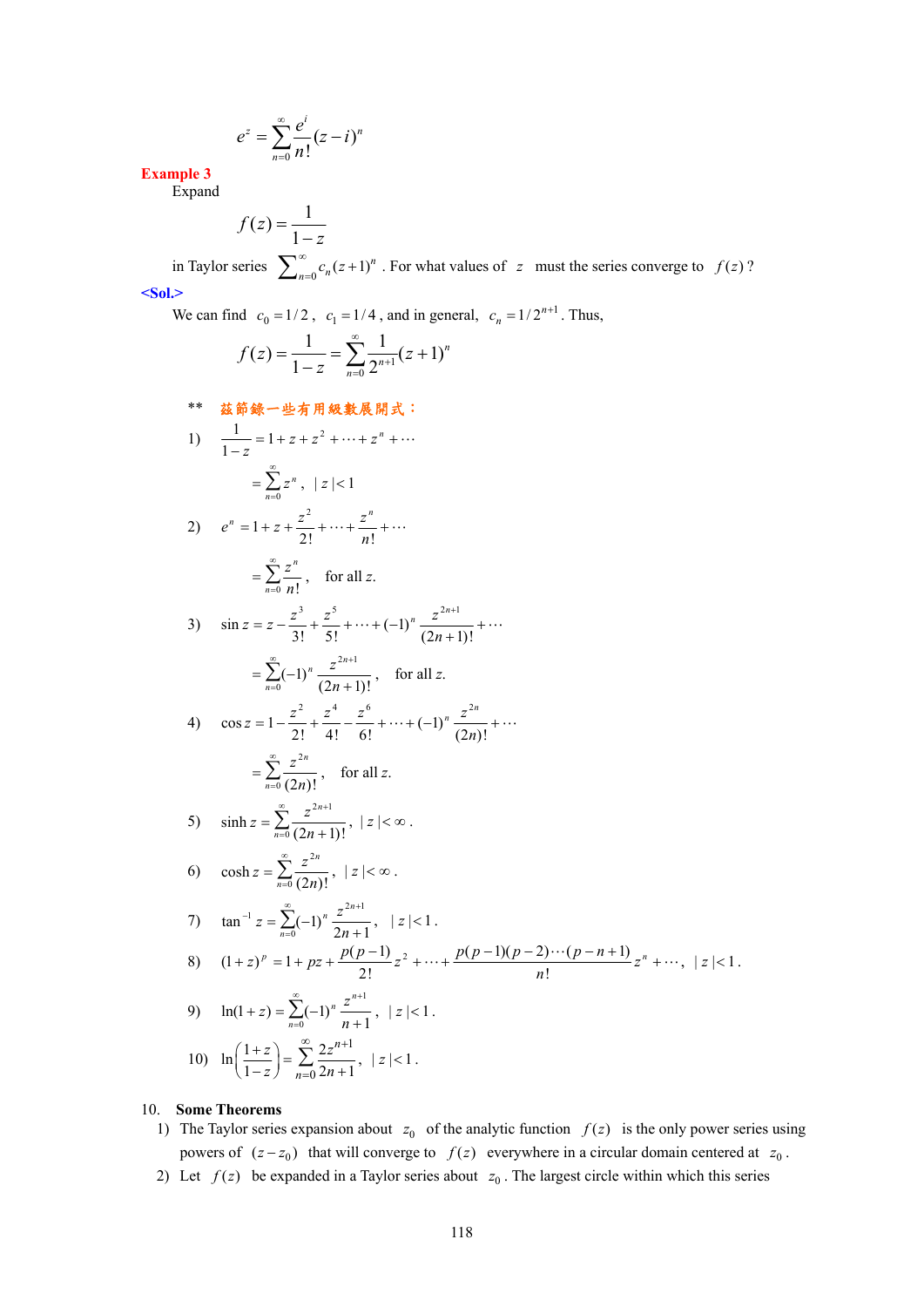$$e^z = \sum_{n=0}^{\infty} \frac{e^i}{n!}(z-i)^n$$

**Example 3**

Expand

$$f(z) = \frac{1}{1-z}$$

in Taylor series $\sum_{n=0}^{\infty} c_n (z+1)^n$ . For what values of $z$ must the series converge to $f(z)$ ?

**<Sol.>**

We can find $c_0 = 1/2$ , $c_1 = 1/4$ , and in general, $c_n = 1/2^{n+1}$ . Thus,

$$f(z) = \frac{1}{1-z} = \sum_{n=0}^{\infty} \frac{1}{2^{n+1}}(z+1)^n$$

\*\* 茲節錄一些有用級數展開式：

1) $$\frac{1}{1-z} = 1 + z + z^2 + \cdots + z^n + \cdots$$
$$= \sum_{n=0}^{\infty} z^n , \ |z| < 1$$

2) $$e^n = 1 + z + \frac{z^2}{2!} + \cdots + \frac{z^n}{n!} + \cdots$$
$$= \sum_{n=0}^{\infty} \frac{z^n}{n!}, \quad \text{for all } z.$$

3) $$\sin z = z - \frac{z^3}{3!} + \frac{z^5}{5!} + \cdots + (-1)^n \frac{z^{2n+1}}{(2n+1)!} + \cdots$$
$$= \sum_{n=0}^{\infty} (-1)^n \frac{z^{2n+1}}{(2n+1)!}, \quad \text{for all } z.$$

4) $$\cos z = 1 - \frac{z^2}{2!} + \frac{z^4}{4!} - \frac{z^6}{6!} + \cdots + (-1)^n \frac{z^{2n}}{(2n)!} + \cdots$$
$$= \sum_{n=0}^{\infty} \frac{z^{2n}}{(2n)!}, \quad \text{for all } z.$$

5) $$\sinh z = \sum_{n=0}^{\infty} \frac{z^{2n+1}}{(2n+1)!}, \ |z| < \infty .$$

6) $$\cosh z = \sum_{n=0}^{\infty} \frac{z^{2n}}{(2n)!}, \ |z| < \infty .$$

7) $$\tan^{-1} z = \sum_{n=0}^{\infty} (-1)^n \frac{z^{2n+1}}{2n+1}, \quad |z| < 1 .$$

8) $$(1+z)^p = 1 + pz + \frac{p(p-1)}{2!} z^2 + \cdots + \frac{p(p-1)(p-2)\cdots(p-n+1)}{n!} z^n + \cdots, \ |z| < 1 .$$

9) $$\ln(1+z) = \sum_{n=0}^{\infty} (-1)^n \frac{z^{n+1}}{n+1}, \ |z| < 1 .$$

10) $$\ln\left(\frac{1+z}{1-z}\right) = \sum_{n=0}^{\infty} \frac{2z^{n+1}}{2n+1}, \ |z| < 1 .$$

## 10. Some Theorems

1) The Taylor series expansion about $z_0$ of the analytic function $f(z)$ is the only power series using powers of $(z - z_0)$ that will converge to $f(z)$ everywhere in a circular domain centered at $z_0$ .

2) Let $f(z)$ be expanded in a Taylor series about $z_0$ . The largest circle within which this series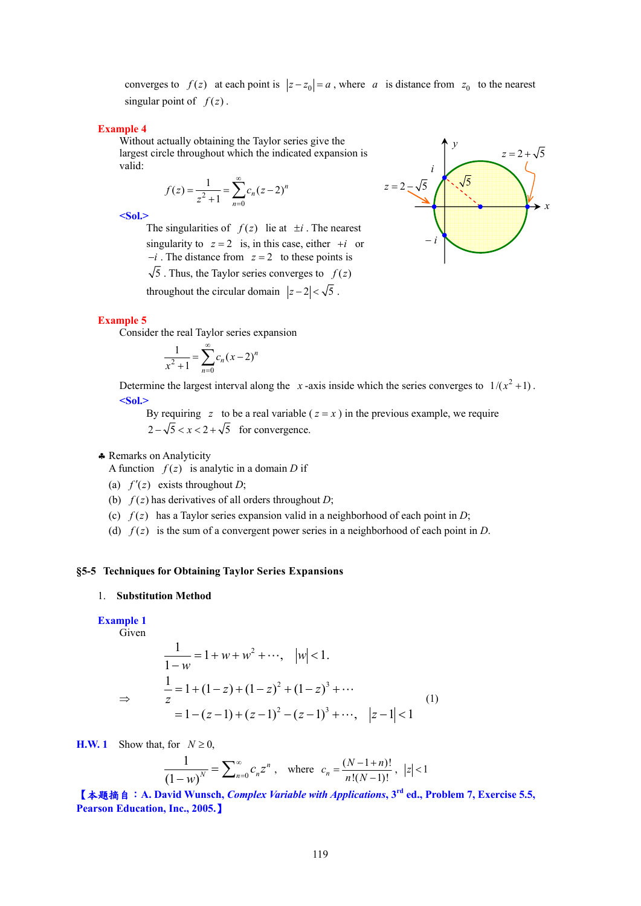converges to $f(z)$ at each point is $|z - z_0| = a$, where $a$ is distance from $z_0$ to the nearest singular point of $f(z)$.

**Example 4**

Without actually obtaining the Taylor series give the largest circle throughout which the indicated expansion is valid:

$$f(z) = \frac{1}{z^2+1} = \sum_{n=0}^{\infty} c_n (z-2)^n$$

**<Sol.>**

The singularities of $f(z)$ lie at $\pm i$. The nearest singularity to $z = 2$ is, in this case, either $+i$ or $-i$. The distance from $z = 2$ to these points is $\sqrt{5}$. Thus, the Taylor series converges to $f(z)$ throughout the circular domain $|z-2| < \sqrt{5}$.

**Example 5**

Consider the real Taylor series expansion

$$\frac{1}{x^2+1} = \sum_{n=0}^{\infty} c_n (x-2)^n$$

Determine the largest interval along the $x$-axis inside which the series converges to $1/(x^2+1)$.

**<Sol.>**

By requiring $z$ to be a real variable ($z = x$) in the previous example, we require $2-\sqrt{5} < x < 2+\sqrt{5}$ for convergence.

♣ Remarks on Analyticity

A function $f(z)$ is analytic in a domain *D* if

(a) $f'(z)$ exists throughout *D*;

(b) $f(z)$ has derivatives of all orders throughout *D*;

(c) $f(z)$ has a Taylor series expansion valid in a neighborhood of each point in *D*;

(d) $f(z)$ is the sum of a convergent power series in a neighborhood of each point in *D*.

## §5-5 Techniques for Obtaining Taylor Series Expansions

### 1. Substitution Method

**Example 1**

Given

$$\frac{1}{1-w} = 1 + w + w^2 + \cdots, \quad |w| < 1.$$

$$\Rightarrow \quad \begin{aligned} \frac{1}{z} &= 1 + (1-z) + (1-z)^2 + (1-z)^3 + \cdots \\ &= 1 - (z-1) + (z-1)^2 - (z-1)^3 + \cdots, \quad |z-1| < 1 \end{aligned} \qquad (1)$$

**H.W. 1** Show that, for $N \ge 0$,

$$\frac{1}{(1-w)^N} = \sum_{n=0}^{\infty} c_n z^n, \quad \text{where} \quad c_n = \frac{(N-1+n)!}{n!(N-1)!}, \quad |z| < 1$$

【本題摘自：A. David Wunsch, *Complex Variable with Applications*, 3rd ed., Problem 7, Exercise 5.5, Pearson Education, Inc., 2005.】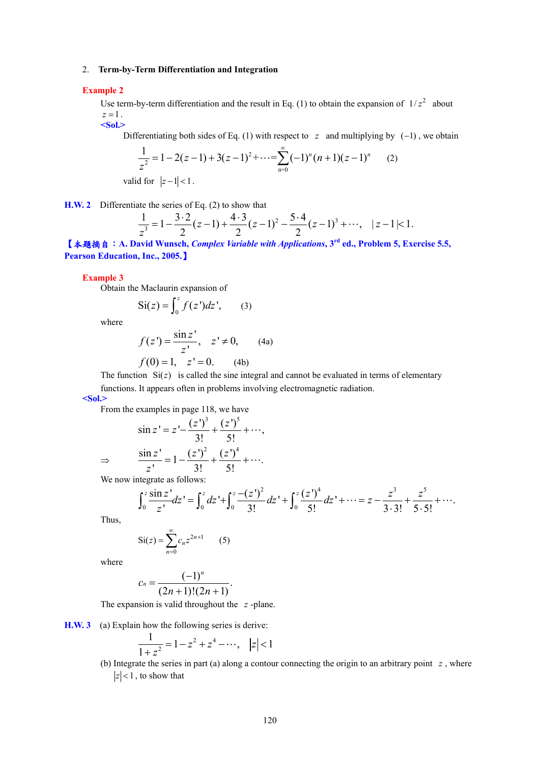2. **Term-by-Term Differentiation and Integration**

**Example 2**

Use term-by-term differentiation and the result in Eq. (1) to obtain the expansion of $1/z^2$ about $z=1$.

**<Sol.>**

Differentiating both sides of Eq. (1) with respect to $z$ and multiplying by $(-1)$, we obtain

$$\frac{1}{z^2}=1-2(z-1)+3(z-1)^2+\cdots=\sum_{n=0}^{\infty}(-1)^n(n+1)(z-1)^n \qquad (2)$$

valid for $|z-1|<1$.

**H.W. 2** Differentiate the series of Eq. (2) to show that

$$\frac{1}{z^3}=1-\frac{3\cdot 2}{2}(z-1)+\frac{4\cdot 3}{2}(z-1)^2-\frac{5\cdot 4}{2}(z-1)^3+\cdots,\quad |z-1|<1.$$

【本題摘自：A. David Wunsch, *Complex Variable with Applications*, 3rd ed., Problem 5, Exercise 5.5, Pearson Education, Inc., 2005.】

**Example 3**

Obtain the Maclaurin expansion of

$$\text{Si}(z)=\int_0^z f(z')dz', \qquad (3)$$

where

$$f(z')=\frac{\sin z'}{z'},\quad z'\neq 0, \qquad (4a)$$

$$f(0)=1,\quad z'=0. \qquad (4b)$$

The function $\text{Si}(z)$ is called the sine integral and cannot be evaluated in terms of elementary functions. It appears often in problems involving electromagnetic radiation.

**<Sol.>**

From the examples in page 118, we have

$$\sin z'=z'-\frac{(z')^3}{3!}+\frac{(z')^5}{5!}+\cdots,$$

$$\Rightarrow \qquad \frac{\sin z'}{z'}=1-\frac{(z')^2}{3!}+\frac{(z')^4}{5!}+\cdots.$$

We now integrate as follows:

$$\int_0^z \frac{\sin z'}{z'}dz'=\int_0^z dz'+\int_0^z \frac{-(z')^2}{3!}dz'+\int_0^z \frac{(z')^4}{5!}dz'+\cdots=z-\frac{z^3}{3\cdot 3!}+\frac{z^5}{5\cdot 5!}+\cdots.$$

Thus,

$$\text{Si}(z)=\sum_{n=0}^{\infty}c_n z^{2n+1} \qquad (5)$$

where

$$c_n=\frac{(-1)^n}{(2n+1)!(2n+1)}.$$

The expansion is valid throughout the $z$-plane.

**H.W. 3** (a) Explain how the following series is derive:

$$\frac{1}{1+z^2}=1-z^2+z^4-\cdots,\quad |z|<1$$

(b) Integrate the series in part (a) along a contour connecting the origin to an arbitrary point $z$, where $|z|<1$, to show that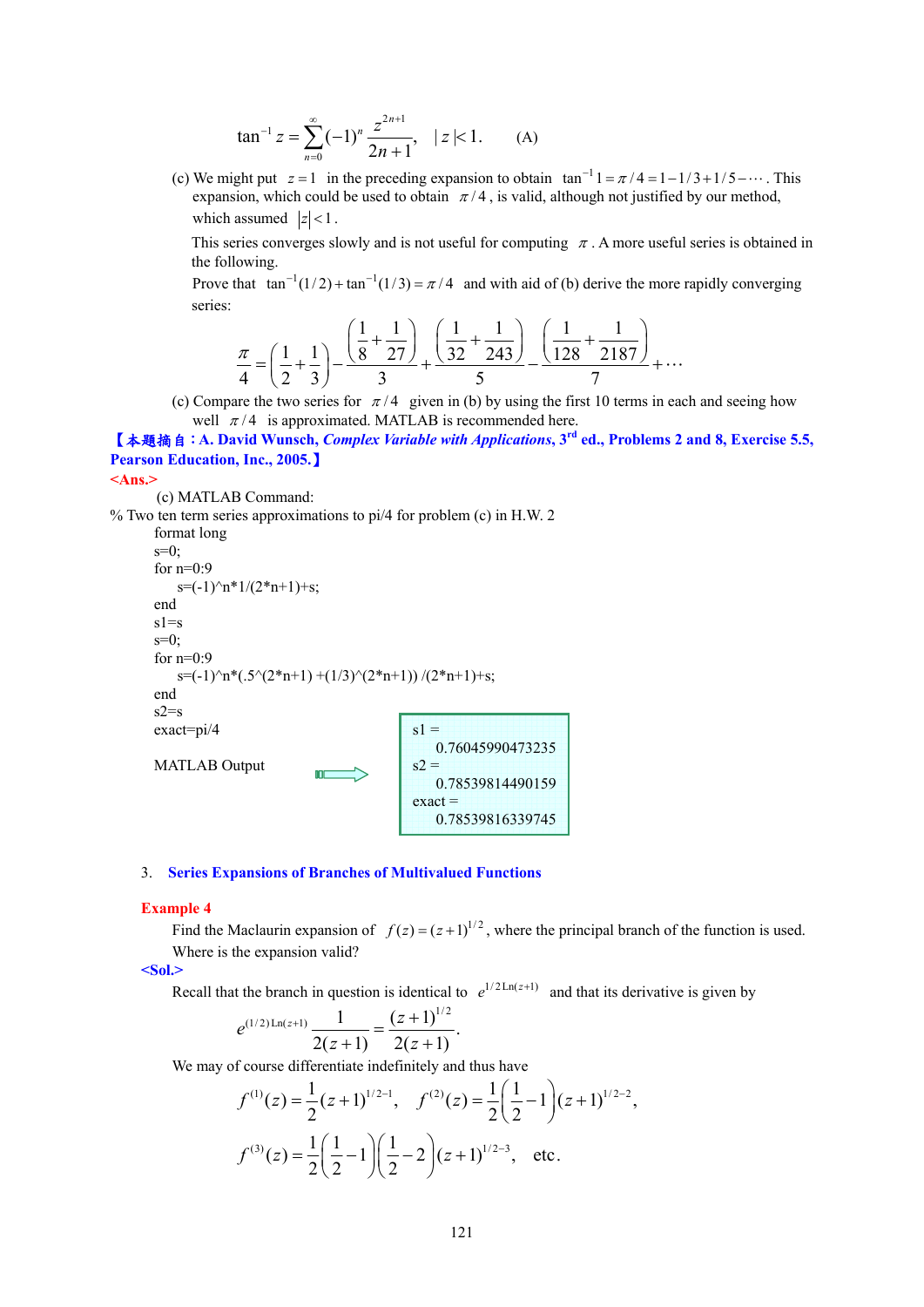$$\tan^{-1} z = \sum_{n=0}^{\infty} (-1)^n \frac{z^{2n+1}}{2n+1}, \quad |z| < 1. \qquad \text{(A)}$$

(c) We might put $z = 1$ in the preceding expansion to obtain $\tan^{-1} 1 = \pi/4 = 1 - 1/3 + 1/5 - \cdots$. This expansion, which could be used to obtain $\pi/4$, is valid, although not justified by our method, which assumed $|z| < 1$.

This series converges slowly and is not useful for computing $\pi$. A more useful series is obtained in the following.

Prove that $\tan^{-1}(1/2) + \tan^{-1}(1/3) = \pi/4$ and with aid of (b) derive the more rapidly converging series:

$$\frac{\pi}{4} = \left(\frac{1}{2} + \frac{1}{3}\right) - \frac{\left(\frac{1}{8} + \frac{1}{27}\right)}{3} + \frac{\left(\frac{1}{32} + \frac{1}{243}\right)}{5} - \frac{\left(\frac{1}{128} + \frac{1}{2187}\right)}{7} + \cdots$$

(c) Compare the two series for $\pi/4$ given in (b) by using the first 10 terms in each and seeing how well $\pi/4$ is approximated. MATLAB is recommended here.

**【本題摘自：A. David Wunsch, *Complex Variable with Applications*, 3rd ed., Problems 2 and 8, Exercise 5.5, Pearson Education, Inc., 2005.】**

**<Ans.>**

(c) MATLAB Command:

```
% Two ten term series approximations to pi/4 for problem (c) in H.W. 2
format long
s=0;
for n=0:9
    s=(-1)^n*1/(2*n+1)+s;
end
s1=s
s=0;
for n=0:9
    s=(-1)^n*(.5^(2*n+1) +(1/3)^(2*n+1)) /(2*n+1)+s;
end
s2=s
exact=pi/4
```

MATLAB Output ⇨

```
s1 =
    0.76045990473235
s2 =
    0.78539814490159
exact =
    0.78539816339745
```

## 3. Series Expansions of Branches of Multivalued Functions

**Example 4**

Find the Maclaurin expansion of $f(z) = (z+1)^{1/2}$, where the principal branch of the function is used. Where is the expansion valid?

**<Sol.>**

Recall that the branch in question is identical to $e^{1/2\,\text{Ln}(z+1)}$ and that its derivative is given by

$$e^{(1/2)\text{Ln}(z+1)} \frac{1}{2(z+1)} = \frac{(z+1)^{1/2}}{2(z+1)}.$$

We may of course differentiate indefinitely and thus have

$$f^{(1)}(z) = \frac{1}{2}(z+1)^{1/2-1}, \quad f^{(2)}(z) = \frac{1}{2}\left(\frac{1}{2} - 1\right)(z+1)^{1/2-2},$$

$$f^{(3)}(z) = \frac{1}{2}\left(\frac{1}{2} - 1\right)\left(\frac{1}{2} - 2\right)(z+1)^{1/2-3}, \quad \text{etc.}$$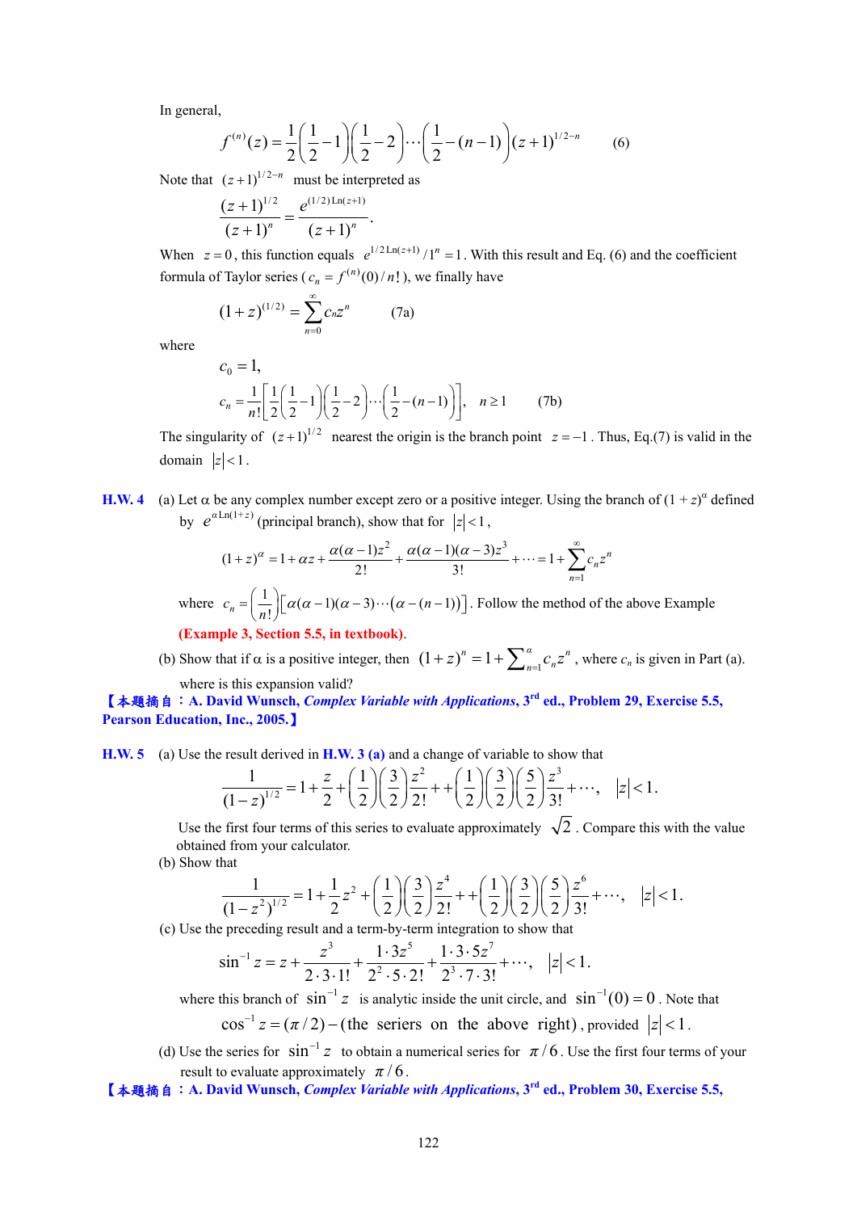In general,

$$f^{(n)}(z)=\frac{1}{2}\left(\frac{1}{2}-1\right)\left(\frac{1}{2}-2\right)\cdots\left(\frac{1}{2}-(n-1)\right)(z+1)^{1/2-n} \qquad (6)$$

Note that $(z+1)^{1/2-n}$ must be interpreted as

$$\frac{(z+1)^{1/2}}{(z+1)^n}=\frac{e^{(1/2)\operatorname{Ln}(z+1)}}{(z+1)^n}.$$

When $z=0$, this function equals $e^{1/2\operatorname{Ln}(z+1)}/1^n=1$. With this result and Eq. (6) and the coefficient formula of Taylor series ($c_n=f^{(n)}(0)/n!$), we finally have

$$(1+z)^{(1/2)}=\sum_{n=0}^{\infty}c_n z^n \qquad (7a)$$

where

$$c_0=1,$$

$$c_n=\frac{1}{n!}\left[\frac{1}{2}\left(\frac{1}{2}-1\right)\left(\frac{1}{2}-2\right)\cdots\left(\frac{1}{2}-(n-1)\right)\right],\quad n\geq 1 \qquad (7b)$$

The singularity of $(z+1)^{1/2}$ nearest the origin is the branch point $z=-1$. Thus, Eq.(7) is valid in the domain $|z|<1$.

**H.W. 4** (a) Let α be any complex number except zero or a positive integer. Using the branch of $(1+z)^\alpha$ defined by $e^{\alpha\operatorname{Ln}(1+z)}$ (principal branch), show that for $|z|<1$,

$$(1+z)^\alpha=1+\alpha z+\frac{\alpha(\alpha-1)z^2}{2!}+\frac{\alpha(\alpha-1)(\alpha-3)z^3}{3!}+\cdots=1+\sum_{n=1}^{\infty}c_n z^n$$

where $c_n=\left(\frac{1}{n!}\right)\left[\alpha(\alpha-1)(\alpha-3)\cdots(\alpha-(n-1))\right]$. Follow the method of the above Example **(Example 3, Section 5.5, in textbook)**.

(b) Show that if α is a positive integer, then $(1+z)^n=1+\sum_{n=1}^{\alpha}c_n z^n$, where $c_n$ is given in Part (a). where is this expansion valid?

**【本題摘自：A. David Wunsch, *Complex Variable with Applications*, 3rd ed., Problem 29, Exercise 5.5, Pearson Education, Inc., 2005.】**

**H.W. 5** (a) Use the result derived in **H.W. 3 (a)** and a change of variable to show that

$$\frac{1}{(1-z)^{1/2}}=1+\frac{z}{2}+\left(\frac{1}{2}\right)\left(\frac{3}{2}\right)\frac{z^2}{2!}++\left(\frac{1}{2}\right)\left(\frac{3}{2}\right)\left(\frac{5}{2}\right)\frac{z^3}{3!}+\cdots,\quad |z|<1.$$

Use the first four terms of this series to evaluate approximately $\sqrt{2}$. Compare this with the value obtained from your calculator.

(b) Show that

$$\frac{1}{(1-z^2)^{1/2}}=1+\frac{1}{2}z^2+\left(\frac{1}{2}\right)\left(\frac{3}{2}\right)\frac{z^4}{2!}++\left(\frac{1}{2}\right)\left(\frac{3}{2}\right)\left(\frac{5}{2}\right)\frac{z^6}{3!}+\cdots,\quad |z|<1.$$

(c) Use the preceding result and a term-by-term integration to show that

$$\sin^{-1}z=z+\frac{z^3}{2\cdot 3\cdot 1!}+\frac{1\cdot 3z^5}{2^2\cdot 5\cdot 2!}+\frac{1\cdot 3\cdot 5z^7}{2^3\cdot 7\cdot 3!}+\cdots,\quad |z|<1.$$

where this branch of $\sin^{-1}z$ is analytic inside the unit circle, and $\sin^{-1}(0)=0$. Note that $\cos^{-1}z=(\pi/2)-(\text{the seriers on the above right})$, provided $|z|<1$.

(d) Use the series for $\sin^{-1}z$ to obtain a numerical series for $\pi/6$. Use the first four terms of your result to evaluate approximately $\pi/6$.

**【本題摘自：A. David Wunsch, *Complex Variable with Applications*, 3rd ed., Problem 30, Exercise 5.5,**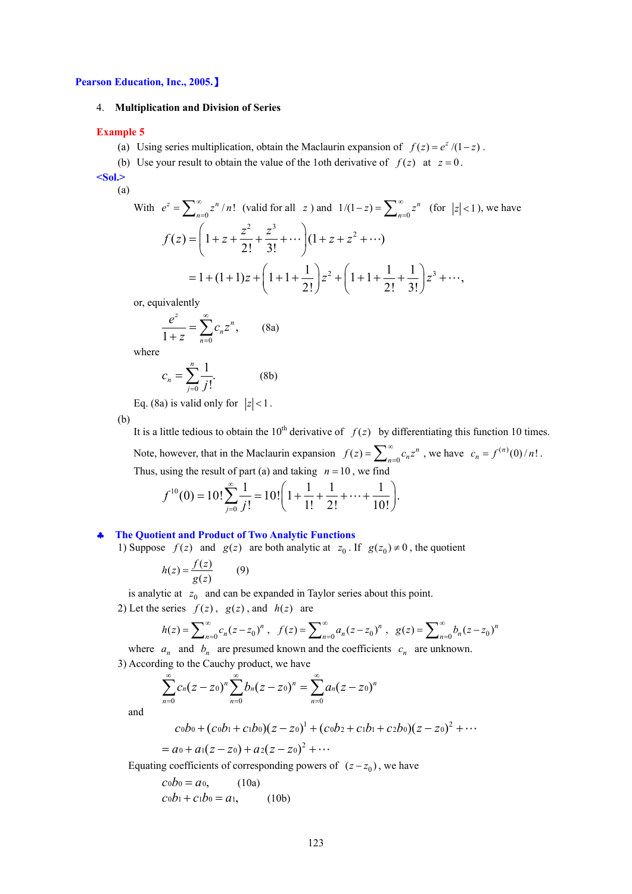**Pearson Education, Inc., 2005.】**

## 4. Multiplication and Division of Series

**Example 5**

(a) Using series multiplication, obtain the Maclaurin expansion of $f(z) = e^z/(1-z)$.

(b) Use your result to obtain the value of the 1oth derivative of $f(z)$ at $z = 0$.

**<Sol.>**

(a)

With $e^z = \sum_{n=0}^{\infty} z^n/n!$ (valid for all $z$) and $1/(1-z) = \sum_{n=0}^{\infty} z^n$ (for $|z|<1$), we have

$$f(z) = \left(1 + z + \frac{z^2}{2!} + \frac{z^3}{3!} + \cdots\right)(1 + z + z^2 + \cdots)$$

$$= 1 + (1+1)z + \left(1 + 1 + \frac{1}{2!}\right)z^2 + \left(1 + 1 + \frac{1}{2!} + \frac{1}{3!}\right)z^3 + \cdots,$$

or, equivalently

$$\frac{e^z}{1+z} = \sum_{n=0}^{\infty} c_n z^n, \qquad (8a)$$

where

$$c_n = \sum_{j=0}^{n} \frac{1}{j!}. \qquad (8b)$$

Eq. (8a) is valid only for $|z|<1$.

(b)

It is a little tedious to obtain the 10th derivative of $f(z)$ by differentiating this function 10 times.

Note, however, that in the Maclaurin expansion $f(z) = \sum_{n=0}^{\infty} c_n z^n$, we have $c_n = f^{(n)}(0)/n!$.

Thus, using the result of part (a) and taking $n = 10$, we find

$$f^{10}(0) = 10! \sum_{j=0}^{\infty} \frac{1}{j!} = 10!\left(1 + \frac{1}{1!} + \frac{1}{2!} + \cdots + \frac{1}{10!}\right).$$

## ♣ The Quotient and Product of Two Analytic Functions

1) Suppose $f(z)$ and $g(z)$ are both analytic at $z_0$. If $g(z_0) \neq 0$, the quotient

$$h(z) = \frac{f(z)}{g(z)} \qquad (9)$$

is analytic at $z_0$ and can be expanded in Taylor series about this point.

2) Let the series $f(z)$, $g(z)$, and $h(z)$ are

$$h(z) = \sum_{n=0}^{\infty} c_n (z-z_0)^n,\quad f(z) = \sum_{n=0}^{\infty} a_n (z-z_0)^n,\quad g(z) = \sum_{n=0}^{\infty} b_n (z-z_0)^n$$

where $a_n$ and $b_n$ are presumed known and the coefficients $c_n$ are unknown.

3) According to the Cauchy product, we have

$$\sum_{n=0}^{\infty} c_n (z-z_0)^n \sum_{n=0}^{\infty} b_n (z-z_0)^n = \sum_{n=0}^{\infty} a_n (z-z_0)^n$$

and

$$c_0 b_0 + (c_0 b_1 + c_1 b_0)(z-z_0)^1 + (c_0 b_2 + c_1 b_1 + c_2 b_0)(z-z_0)^2 + \cdots$$

$$= a_0 + a_1(z-z_0) + a_2(z-z_0)^2 + \cdots$$

Equating coefficients of corresponding powers of $(z-z_0)$, we have

$$c_0 b_0 = a_0, \qquad (10a)$$

$$c_0 b_1 + c_1 b_0 = a_1, \qquad (10b)$$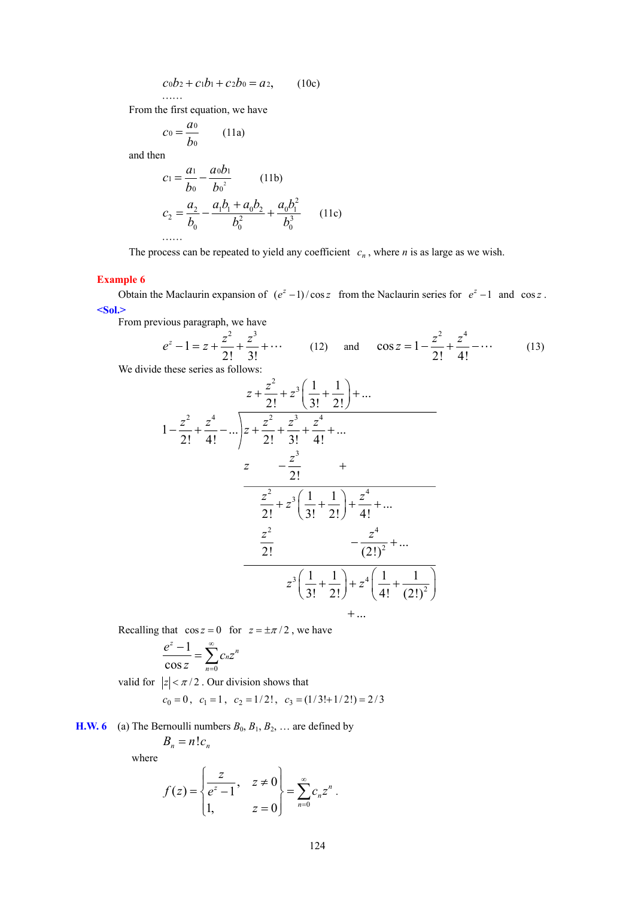$$c_0 b_2 + c_1 b_1 + c_2 b_0 = a_2, \qquad \text{(10c)}$$

……

From the first equation, we have

$$c_0 = \frac{a_0}{b_0} \qquad \text{(11a)}$$

and then

$$c_1 = \frac{a_1}{b_0} - \frac{a_0 b_1}{b_0^2} \qquad \text{(11b)}$$

$$c_2 = \frac{a_2}{b_0} - \frac{a_1 b_1 + a_0 b_2}{b_0^2} + \frac{a_0 b_1^2}{b_0^3} \qquad \text{(11c)}$$

……

The process can be repeated to yield any coefficient $c_n$, where $n$ is as large as we wish.

**Example 6**

Obtain the Maclaurin expansion of $(e^z - 1)/\cos z$ from the Naclaurin series for $e^z - 1$ and $\cos z$.

**<Sol.>**

From previous paragraph, we have

$$e^z - 1 = z + \frac{z^2}{2!} + \frac{z^3}{3!} + \cdots \qquad (12) \qquad \text{and} \qquad \cos z = 1 - \frac{z^2}{2!} + \frac{z^4}{4!} - \cdots \qquad (13)$$

We divide these series as follows:

$$
\begin{array}{r|l}
 & z + \dfrac{z^2}{2!} + z^3\left(\dfrac{1}{3!} + \dfrac{1}{2!}\right) + \ldots \\
\hline
1 - \dfrac{z^2}{2!} + \dfrac{z^4}{4!} - \ldots & z + \dfrac{z^2}{2!} + \dfrac{z^3}{3!} + \dfrac{z^4}{4!} + \ldots \\
 & z \qquad - \dfrac{z^3}{2!} \qquad + \\
\hline
 & \dfrac{z^2}{2!} + z^3\left(\dfrac{1}{3!} + \dfrac{1}{2!}\right) + \dfrac{z^4}{4!} + \ldots \\
 & \dfrac{z^2}{2!} \qquad - \dfrac{z^4}{(2!)^2} + \ldots \\
\hline
 & z^3\left(\dfrac{1}{3!} + \dfrac{1}{2!}\right) + z^4\left(\dfrac{1}{4!} + \dfrac{1}{(2!)^2}\right) \\
 & + \ldots
\end{array}
$$

Recalling that $\cos z = 0$ for $z = \pm\pi/2$, we have

$$\frac{e^z - 1}{\cos z} = \sum_{n=0}^{\infty} c_n z^n$$

valid for $|z| < \pi/2$. Our division shows that

$$c_0 = 0, \quad c_1 = 1, \quad c_2 = 1/2!, \quad c_3 = (1/3! + 1/2!) = 2/3$$

**H.W. 6** (a) The Bernoulli numbers $B_0, B_1, B_2, \ldots$ are defined by

$$B_n = n! c_n$$

where

$$f(z) = \left\{ \begin{array}{ll} \dfrac{z}{e^z - 1}, & z \neq 0 \\ 1, & z = 0 \end{array} \right\} = \sum_{n=0}^{\infty} c_n z^n .$$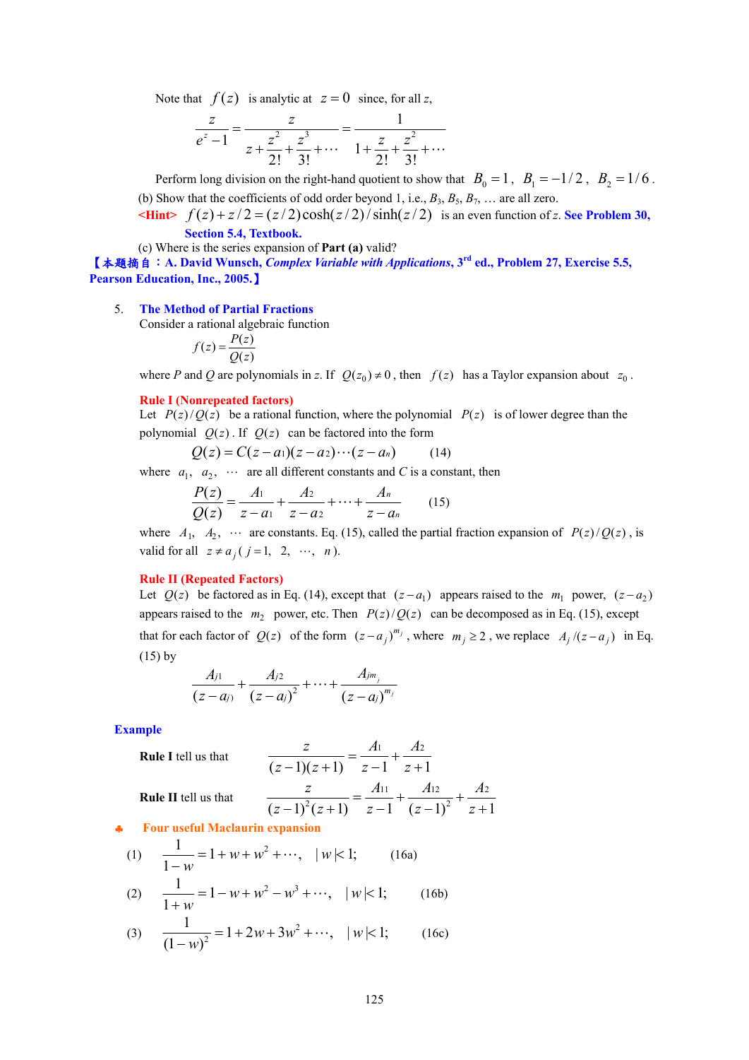Note that $f(z)$ is analytic at $z=0$ since, for all $z$,

$$\frac{z}{e^z-1}=\frac{z}{z+\frac{z^2}{2!}+\frac{z^3}{3!}+\cdots}=\frac{1}{1+\frac{z}{2!}+\frac{z^2}{3!}+\cdots}$$

Perform long division on the right-hand quotient to show that $B_0=1$, $B_1=-1/2$, $B_2=1/6$.

(b) Show that the coefficients of odd order beyond 1, i.e., $B_3, B_5, B_7$, … are all zero.

<Hint> $f(z)+z/2=(z/2)\cosh(z/2)/\sinh(z/2)$ is an even function of $z$. **See Problem 30, Section 5.4, Textbook.**

(c) Where is the series expansion of **Part (a)** valid?

【本題摘自：**A. David Wunsch, *Complex Variable with Applications*, 3rd ed., Problem 27, Exercise 5.5, Pearson Education, Inc., 2005.**】

5. **The Method of Partial Fractions**

Consider a rational algebraic function

$$f(z)=\frac{P(z)}{Q(z)}$$

where $P$ and $Q$ are polynomials in $z$. If $Q(z_0)\neq 0$, then $f(z)$ has a Taylor expansion about $z_0$.

**Rule I (Nonrepeated factors)**

Let $P(z)/Q(z)$ be a rational function, where the polynomial $P(z)$ is of lower degree than the polynomial $Q(z)$. If $Q(z)$ can be factored into the form

$$Q(z)=C(z-a_1)(z-a_2)\cdots(z-a_n) \qquad (14)$$

where $a_1$, $a_2$, $\cdots$ are all different constants and $C$ is a constant, then

$$\frac{P(z)}{Q(z)}=\frac{A_1}{z-a_1}+\frac{A_2}{z-a_2}+\cdots+\frac{A_n}{z-a_n} \qquad (15)$$

where $A_1$, $A_2$, $\cdots$ are constants. Eq. (15), called the partial fraction expansion of $P(z)/Q(z)$, is valid for all $z\neq a_j$ ($j=1, 2, \cdots, n$).

**Rule II (Repeated Factors)**

Let $Q(z)$ be factored as in Eq. (14), except that $(z-a_1)$ appears raised to the $m_1$ power, $(z-a_2)$ appears raised to the $m_2$ power, etc. Then $P(z)/Q(z)$ can be decomposed as in Eq. (15), except that for each factor of $Q(z)$ of the form $(z-a_j)^{m_j}$, where $m_j\geq 2$, we replace $A_j/(z-a_j)$ in Eq. (15) by

$$\frac{A_{j1}}{(z-a_j)}+\frac{A_{j2}}{(z-a_j)^2}+\cdots+\frac{A_{jm_j}}{(z-a_j)^{m_j}}$$

**Example**

**Rule I** tell us that
$$\frac{z}{(z-1)(z+1)}=\frac{A_1}{z-1}+\frac{A_2}{z+1}$$

**Rule II** tell us that
$$\frac{z}{(z-1)^2(z+1)}=\frac{A_{11}}{z-1}+\frac{A_{12}}{(z-1)^2}+\frac{A_2}{z+1}$$

♣ **Four useful Maclaurin expansion**

(1) $$\frac{1}{1-w}=1+w+w^2+\cdots, \quad |w|<1; \qquad (16a)$$

(2) $$\frac{1}{1+w}=1-w+w^2-w^3+\cdots, \quad |w|<1; \qquad (16b)$$

(3) $$\frac{1}{(1-w)^2}=1+2w+3w^2+\cdots, \quad |w|<1; \qquad (16c)$$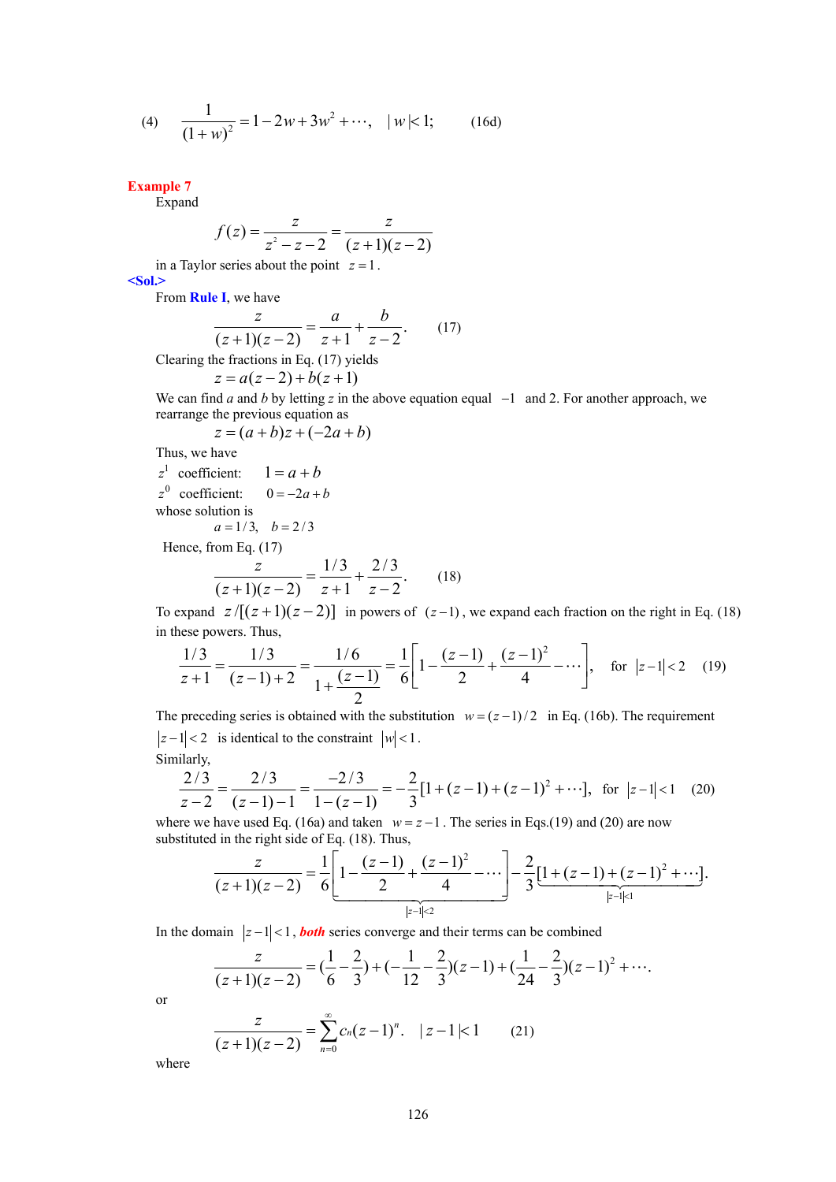(4) $$\frac{1}{(1+w)^2} = 1 - 2w + 3w^2 + \cdots, \quad |w| < 1; \qquad (16d)$$

**Example 7**

Expand

$$f(z) = \frac{z}{z^2 - z - 2} = \frac{z}{(z+1)(z-2)}$$

in a Taylor series about the point $z = 1$.

**<Sol.>**

From **Rule I**, we have

$$\frac{z}{(z+1)(z-2)} = \frac{a}{z+1} + \frac{b}{z-2}. \qquad (17)$$

Clearing the fractions in Eq. (17) yields

$$z = a(z-2) + b(z+1)$$

We can find *a* and *b* by letting *z* in the above equation equal $-1$ and 2. For another approach, we rearrange the previous equation as

$$z = (a+b)z + (-2a+b)$$

Thus, we have

$z^1$ coefficient: $\quad 1 = a + b$

$z^0$ coefficient: $\quad 0 = -2a + b$

whose solution is

$$a = 1/3, \quad b = 2/3$$

Hence, from Eq. (17)

$$\frac{z}{(z+1)(z-2)} = \frac{1/3}{z+1} + \frac{2/3}{z-2}. \qquad (18)$$

To expand $z/[(z+1)(z-2)]$ in powers of $(z-1)$, we expand each fraction on the right in Eq. (18) in these powers. Thus,

$$\frac{1/3}{z+1} = \frac{1/3}{(z-1)+2} = \frac{1/6}{1+\dfrac{(z-1)}{2}} = \frac{1}{6}\left[1 - \frac{(z-1)}{2} + \frac{(z-1)^2}{4} - \cdots\right], \quad \text{for } |z-1| < 2 \qquad (19)$$

The preceding series is obtained with the substitution $w = (z-1)/2$ in Eq. (16b). The requirement $|z-1| < 2$ is identical to the constraint $|w| < 1$.

Similarly,

$$\frac{2/3}{z-2} = \frac{2/3}{(z-1)-1} = \frac{-2/3}{1-(z-1)} = -\frac{2}{3}[1 + (z-1) + (z-1)^2 + \cdots], \quad \text{for } |z-1| < 1 \qquad (20)$$

where we have used Eq. (16a) and taken $w = z - 1$. The series in Eqs.(19) and (20) are now substituted in the right side of Eq. (18). Thus,

$$\frac{z}{(z+1)(z-2)} = \frac{1}{6}\underbrace{\left[1 - \frac{(z-1)}{2} + \frac{(z-1)^2}{4} - \cdots\right]}_{|z-1|<2} - \frac{2}{3}\underbrace{[1 + (z-1) + (z-1)^2 + \cdots]}_{|z-1|<1}.$$

In the domain $|z-1| < 1$, ***both*** series converge and their terms can be combined

$$\frac{z}{(z+1)(z-2)} = \left(\frac{1}{6} - \frac{2}{3}\right) + \left(-\frac{1}{12} - \frac{2}{3}\right)(z-1) + \left(\frac{1}{24} - \frac{2}{3}\right)(z-1)^2 + \cdots.$$

or

$$\frac{z}{(z+1)(z-2)} = \sum_{n=0}^{\infty} c_n (z-1)^n. \quad |z-1| < 1 \qquad (21)$$

where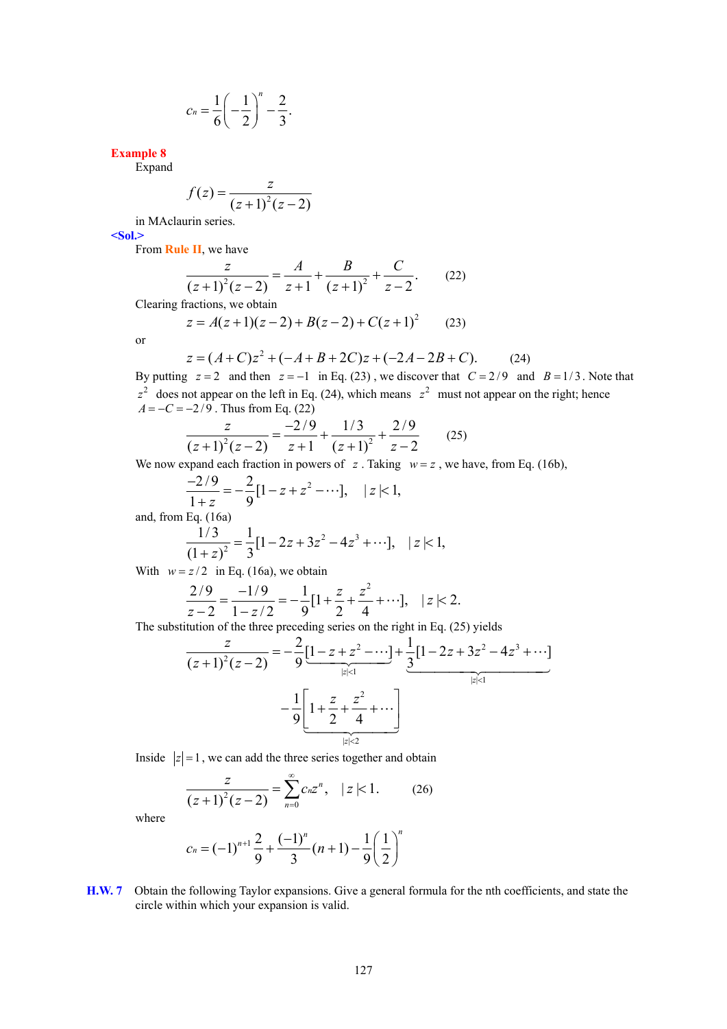$$c_n = \frac{1}{6}\left(-\frac{1}{2}\right)^n - \frac{2}{3}.$$

**Example 8**

Expand

$$f(z) = \frac{z}{(z+1)^2(z-2)}$$

in MAclaurin series.

**<Sol.>**

From **Rule II**, we have

$$\frac{z}{(z+1)^2(z-2)} = \frac{A}{z+1} + \frac{B}{(z+1)^2} + \frac{C}{z-2}. \qquad (22)$$

Clearing fractions, we obtain

$$z = A(z+1)(z-2) + B(z-2) + C(z+1)^2 \qquad (23)$$

or

$$z = (A+C)z^2 + (-A+B+2C)z + (-2A-2B+C). \qquad (24)$$

By putting $z = 2$ and then $z = -1$ in Eq. (23), we discover that $C = 2/9$ and $B = 1/3$. Note that $z^2$ does not appear on the left in Eq. (24), which means $z^2$ must not appear on the right; hence $A = -C = -2/9$. Thus from Eq. (22)

$$\frac{z}{(z+1)^2(z-2)} = \frac{-2/9}{z+1} + \frac{1/3}{(z+1)^2} + \frac{2/9}{z-2} \qquad (25)$$

We now expand each fraction in powers of $z$. Taking $w = z$, we have, from Eq. (16b),

$$\frac{-2/9}{1+z} = -\frac{2}{9}[1 - z + z^2 - \cdots], \quad |z| < 1,$$

and, from Eq. (16a)

$$\frac{1/3}{(1+z)^2} = \frac{1}{3}[1 - 2z + 3z^2 - 4z^3 + \cdots], \quad |z| < 1,$$

With $w = z/2$ in Eq. (16a), we obtain

$$\frac{2/9}{z-2} = \frac{-1/9}{1 - z/2} = -\frac{1}{9}[1 + \frac{z}{2} + \frac{z^2}{4} + \cdots], \quad |z| < 2.$$

The substitution of the three preceding series on the right in Eq. (25) yields

$$\frac{z}{(z+1)^2(z-2)} = -\frac{2}{9}\underbrace{[1 - z + z^2 - \cdots]}_{|z|<1} + \frac{1}{3}\underbrace{[1 - 2z + 3z^2 - 4z^3 + \cdots]}_{|z|<1}$$

$$-\frac{1}{9}\underbrace{\left[1 + \frac{z}{2} + \frac{z^2}{4} + \cdots\right]}_{|z|<2}$$

Inside $|z| = 1$, we can add the three series together and obtain

$$\frac{z}{(z+1)^2(z-2)} = \sum_{n=0}^{\infty} c_n z^n, \quad |z| < 1. \qquad (26)$$

where

$$c_n = (-1)^{n+1}\frac{2}{9} + \frac{(-1)^n}{3}(n+1) - \frac{1}{9}\left(\frac{1}{2}\right)^n$$

**H.W. 7** Obtain the following Taylor expansions. Give a general formula for the nth coefficients, and state the circle within which your expansion is valid.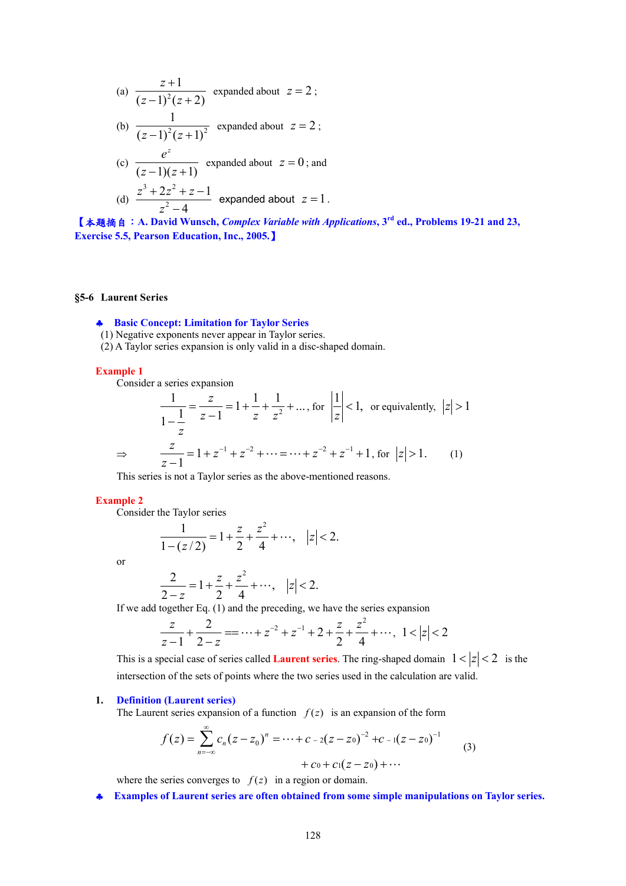(a) $\dfrac{z+1}{(z-1)^2(z+2)}$ expanded about $z=2$;

(b) $\dfrac{1}{(z-1)^2(z+1)^2}$ expanded about $z=2$;

(c) $\dfrac{e^z}{(z-1)(z+1)}$ expanded about $z=0$; and

(d) $\dfrac{z^3+2z^2+z-1}{z^2-4}$ expanded about $z=1$.

【本題摘自：A. David Wunsch, *Complex Variable with Applications*, 3rd ed., Problems 19-21 and 23, Exercise 5.5, Pearson Education, Inc., 2005.】

## §5-6 Laurent Series

♣ **Basic Concept: Limitation for Taylor Series**

(1) Negative exponents never appear in Taylor series.
(2) A Taylor series expansion is only valid in a disc-shaped domain.

**Example 1**

Consider a series expansion

$$\frac{1}{1-\dfrac{1}{z}}=\frac{z}{z-1}=1+\frac{1}{z}+\frac{1}{z^2}+\ldots,\ \text{for}\ \left|\frac{1}{z}\right|<1,\quad\text{or equivalently,}\quad |z|>1$$

$$\Rightarrow\quad \frac{z}{z-1}=1+z^{-1}+z^{-2}+\cdots=\cdots+z^{-2}+z^{-1}+1,\ \text{for}\ |z|>1. \qquad (1)$$

This series is not a Taylor series as the above-mentioned reasons.

**Example 2**

Consider the Taylor series

$$\frac{1}{1-(z/2)}=1+\frac{z}{2}+\frac{z^2}{4}+\cdots,\quad |z|<2.$$

or

$$\frac{2}{2-z}=1+\frac{z}{2}+\frac{z^2}{4}+\cdots,\quad |z|<2.$$

If we add together Eq. (1) and the preceding, we have the series expansion

$$\frac{z}{z-1}+\frac{2}{2-z}==\cdots+z^{-2}+z^{-1}+2+\frac{z}{2}+\frac{z^2}{4}+\cdots,\quad 1<|z|<2$$

This is a special case of series called **Laurent series**. The ring-shaped domain $1<|z|<2$ is the intersection of the sets of points where the two series used in the calculation are valid.

**1. Definition (Laurent series)**

The Laurent series expansion of a function $f(z)$ is an expansion of the form

$$f(z)=\sum_{n=-\infty}^{\infty}c_n(z-z_0)^n=\cdots+c_{-2}(z-z_0)^{-2}+c_{-1}(z-z_0)^{-1}+c_0+c_1(z-z_0)+\cdots \qquad (3)$$

where the series converges to $f(z)$ in a region or domain.

♣ **Examples of Laurent series are often obtained from some simple manipulations on Taylor series.**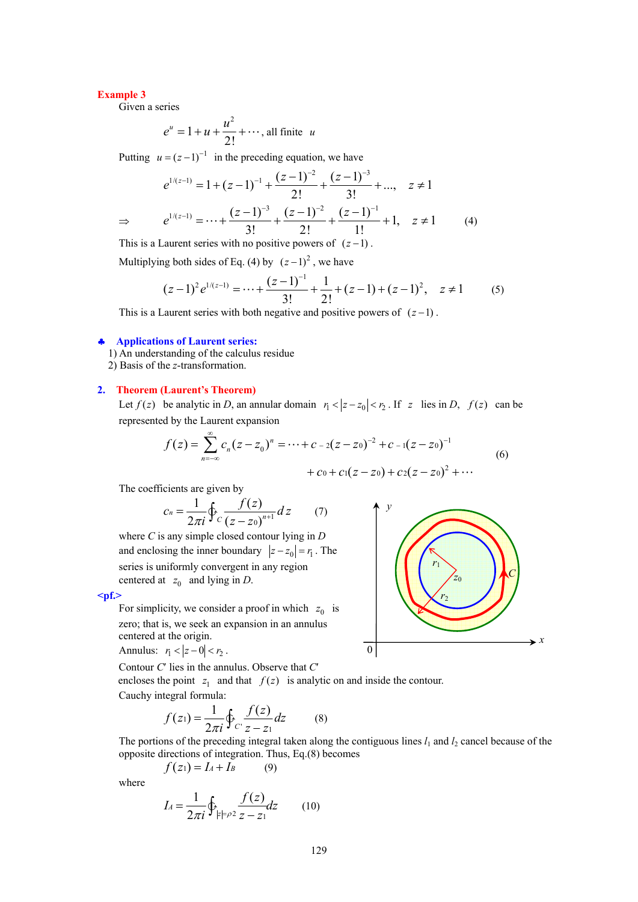**Example 3**

Given a series

$$e^u = 1 + u + \frac{u^2}{2!} + \cdots, \text{ all finite } u$$

Putting $u = (z-1)^{-1}$ in the preceding equation, we have

$$e^{1/(z-1)} = 1 + (z-1)^{-1} + \frac{(z-1)^{-2}}{2!} + \frac{(z-1)^{-3}}{3!} + \ldots, \quad z \neq 1$$

$$\Rightarrow \quad e^{1/(z-1)} = \cdots + \frac{(z-1)^{-3}}{3!} + \frac{(z-1)^{-2}}{2!} + \frac{(z-1)^{-1}}{1!} + 1, \quad z \neq 1 \qquad (4)$$

This is a Laurent series with no positive powers of $(z-1)$.

Multiplying both sides of Eq. (4) by $(z-1)^2$, we have

$$(z-1)^2 e^{1/(z-1)} = \cdots + \frac{(z-1)^{-1}}{3!} + \frac{1}{2!} + (z-1) + (z-1)^2, \quad z \neq 1 \qquad (5)$$

This is a Laurent series with both negative and positive powers of $(z-1)$.

♣ **Applications of Laurent series:**

1) An understanding of the calculus residue
2) Basis of the *z*-transformation.

## 2. Theorem (Laurent's Theorem)

Let $f(z)$ be analytic in *D*, an annular domain $r_1 < |z - z_0| < r_2$. If $z$ lies in *D*, $f(z)$ can be represented by the Laurent expansion

$$f(z) = \sum_{n=-\infty}^{\infty} c_n (z - z_0)^n = \cdots + c_{-2}(z-z_0)^{-2} + c_{-1}(z-z_0)^{-1} + c_0 + c_1(z-z_0) + c_2(z-z_0)^2 + \cdots \qquad (6)$$

The coefficients are given by

$$c_n = \frac{1}{2\pi i} \oint_C \frac{f(z)}{(z-z_0)^{n+1}} dz \qquad (7)$$

where *C* is any simple closed contour lying in *D* and enclosing the inner boundary $|z - z_0| = r_1$. The series is uniformly convergent in any region centered at $z_0$ and lying in *D*.

**<pf.>**

For simplicity, we consider a proof in which $z_0$ is zero; that is, we seek an expansion in an annulus centered at the origin.

Annulus: $r_1 < |z - 0| < r_2$.

Contour *C'* lies in the annulus. Observe that *C'* encloses the point $z_1$ and that $f(z)$ is analytic on and inside the contour.

Cauchy integral formula:

$$f(z_1) = \frac{1}{2\pi i} \oint_{C'} \frac{f(z)}{z - z_1} dz \qquad (8)$$

The portions of the preceding integral taken along the contiguous lines $l_1$ and $l_2$ cancel because of the opposite directions of integration. Thus, Eq.(8) becomes

$$f(z_1) = I_A + I_B \qquad (9)$$

where

$$I_A = \frac{1}{2\pi i} \oint_{|z|=\rho_2} \frac{f(z)}{z - z_1} dz \qquad (10)$$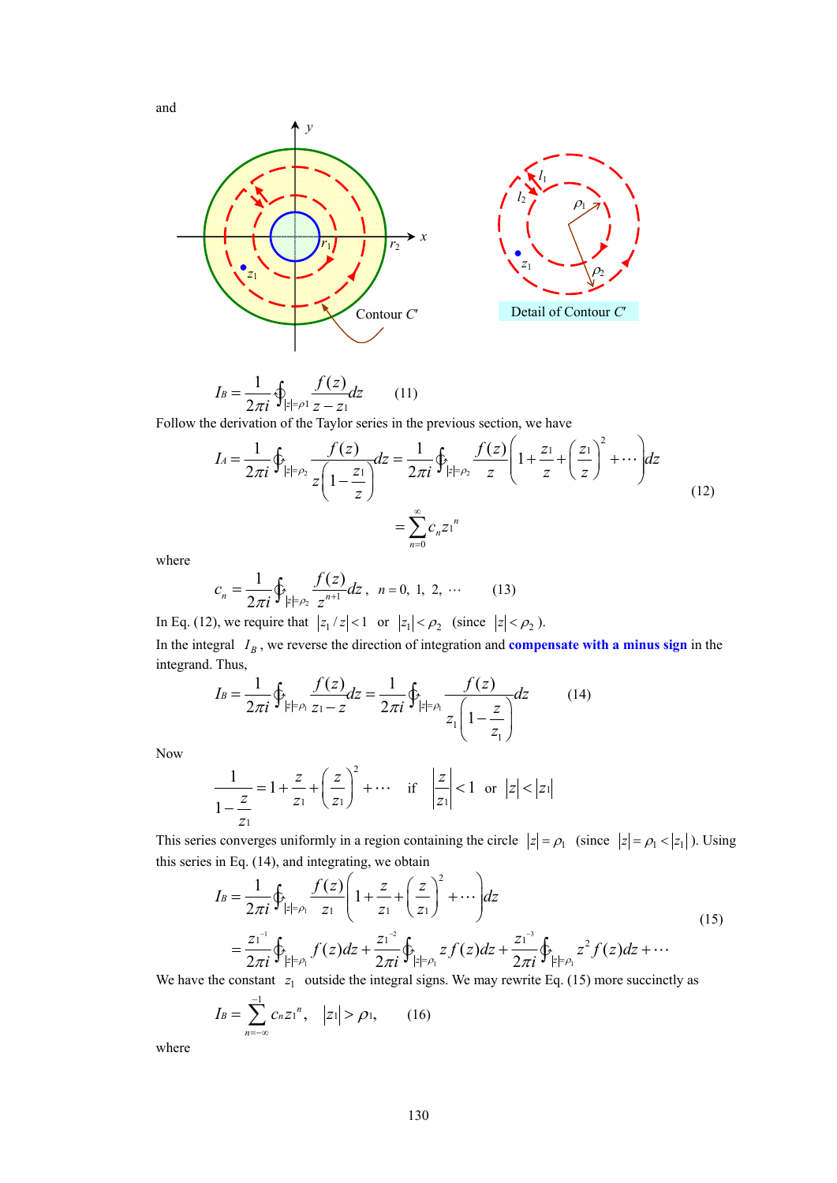and

Contour $C'$

Detail of Contour $C'$

$$I_B = \frac{1}{2\pi i}\oint_{|z|=\rho_1} \frac{f(z)}{z - z_1}dz \qquad (11)$$

Follow the derivation of the Taylor series in the previous section, we have

$$I_A = \frac{1}{2\pi i}\oint_{|z|=\rho_2} \frac{f(z)}{z\left(1-\frac{z_1}{z}\right)}dz = \frac{1}{2\pi i}\oint_{|z|=\rho_2} \frac{f(z)}{z}\left(1+\frac{z_1}{z}+\left(\frac{z_1}{z}\right)^2+\cdots\right)dz$$
$$= \sum_{n=0}^{\infty} c_n {z_1}^n \qquad (12)$$

where

$$c_n = \frac{1}{2\pi i}\oint_{|z|=\rho_2} \frac{f(z)}{z^{n+1}}dz, \quad n = 0, 1, 2, \cdots \qquad (13)$$

In Eq. (12), we require that $|z_1/z|<1$ or $|z_1|<\rho_2$ (since $|z|<\rho_2$).

In the integral $I_B$, we reverse the direction of integration and **compensate with a minus sign** in the integrand. Thus,

$$I_B = \frac{1}{2\pi i}\oint_{|z|=\rho_1} \frac{f(z)}{z_1 - z}dz = \frac{1}{2\pi i}\oint_{|z|=\rho_1} \frac{f(z)}{z_1\left(1-\frac{z}{z_1}\right)}dz \qquad (14)$$

Now

$$\frac{1}{1-\frac{z}{z_1}} = 1+\frac{z}{z_1}+\left(\frac{z}{z_1}\right)^2+\cdots \quad \text{if} \quad \left|\frac{z}{z_1}\right|<1 \quad \text{or} \quad |z|<|z_1|$$

This series converges uniformly in a region containing the circle $|z|=\rho_1$ (since $|z|=\rho_1<|z_1|$). Using this series in Eq. (14), and integrating, we obtain

$$I_B = \frac{1}{2\pi i}\oint_{|z|=\rho_1} \frac{f(z)}{z_1}\left(1+\frac{z}{z_1}+\left(\frac{z}{z_1}\right)^2+\cdots\right)dz$$
$$= \frac{{z_1}^{-1}}{2\pi i}\oint_{|z|=\rho_1} f(z)dz + \frac{{z_1}^{-2}}{2\pi i}\oint_{|z|=\rho_1} z\,f(z)dz + \frac{{z_1}^{-3}}{2\pi i}\oint_{|z|=\rho_1} z^2 f(z)dz + \cdots \qquad (15)$$

We have the constant $z_1$ outside the integral signs. We may rewrite Eq. (15) more succinctly as

$$I_B = \sum_{n=-\infty}^{-1} c_n {z_1}^n, \quad |z_1| > \rho_1, \qquad (16)$$

where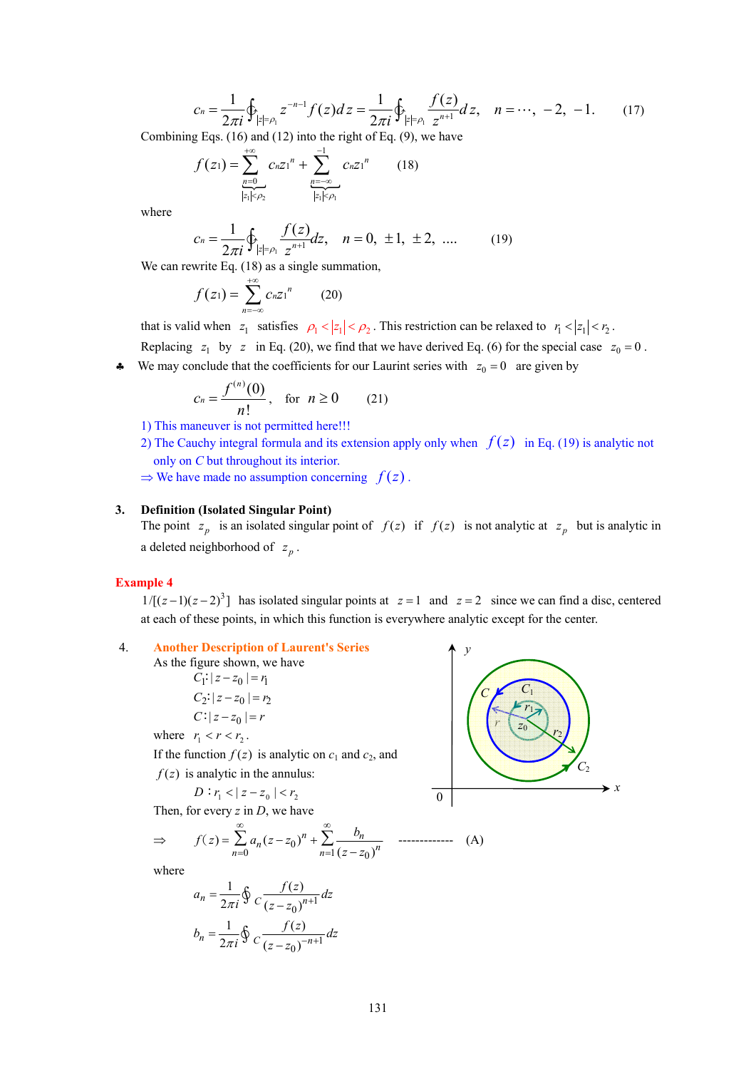$$c_n = \frac{1}{2\pi i}\oint_{|z|=\rho_1} z^{-n-1} f(z)\,dz = \frac{1}{2\pi i}\oint_{|z|=\rho_1} \frac{f(z)}{z^{n+1}}\,dz, \quad n = \cdots,\ -2,\ -1. \qquad (17)$$

Combining Eqs. (16) and (12) into the right of Eq. (9), we have

$$f(z_1) = \underbrace{\sum_{n=0}^{+\infty} c_n z_1^{\,n}}_{|z_1|<\rho_2} + \underbrace{\sum_{n=-\infty}^{-1} c_n z_1^{\,n}}_{|z_1|<\rho_1} \qquad (18)$$

where

$$c_n = \frac{1}{2\pi i}\oint_{|z|=\rho_1} \frac{f(z)}{z^{n+1}}\,dz, \quad n = 0,\ \pm 1,\ \pm 2,\ \ldots \qquad (19)$$

We can rewrite Eq. (18) as a single summation,

$$f(z_1) = \sum_{n=-\infty}^{+\infty} c_n z_1^{\,n} \qquad (20)$$

that is valid when $z_1$ satisfies $\rho_1 < |z_1| < \rho_2$. This restriction can be relaxed to $r_1 < |z_1| < r_2$.

Replacing $z_1$ by $z$ in Eq. (20), we find that we have derived Eq. (6) for the special case $z_0 = 0$.

♣ We may conclude that the coefficients for our Laurent series with $z_0 = 0$ are given by

$$c_n = \frac{f^{(n)}(0)}{n!}, \quad \text{for } n \ge 0 \qquad (21)$$

1) This maneuver is not permitted here!!!

2) The Cauchy integral formula and its extension apply only when $f(z)$ in Eq. (19) is analytic not only on $C$ but throughout its interior.

$\Rightarrow$ We have made no assumption concerning $f(z)$.

## 3. Definition (Isolated Singular Point)

The point $z_p$ is an isolated singular point of $f(z)$ if $f(z)$ is not analytic at $z_p$ but is analytic in a deleted neighborhood of $z_p$.

**Example 4**

$1/[(z-1)(z-2)^3]$ has isolated singular points at $z=1$ and $z=2$ since we can find a disc, centered at each of these points, in which this function is everywhere analytic except for the center.

## 4. Another Description of Laurent's Series

As the figure shown, we have

$C_1: |z - z_0| = r_1$

$C_2: |z - z_0| = r_2$

$C: |z - z_0| = r$

where $r_1 < r < r_2$.

If the function $f(z)$ is analytic on $c_1$ and $c_2$, and $f(z)$ is analytic in the annulus:

$D: r_1 < |z - z_0| < r_2$

Then, for every $z$ in $D$, we have

$$\Rightarrow \quad f(z) = \sum_{n=0}^{\infty} a_n (z - z_0)^n + \sum_{n=1}^{\infty} \frac{b_n}{(z - z_0)^n} \quad \text{-------------} \quad (A)$$

where

$$a_n = \frac{1}{2\pi i}\oint_C \frac{f(z)}{(z - z_0)^{n+1}}\,dz$$

$$b_n = \frac{1}{2\pi i}\oint_C \frac{f(z)}{(z - z_0)^{-n+1}}\,dz$$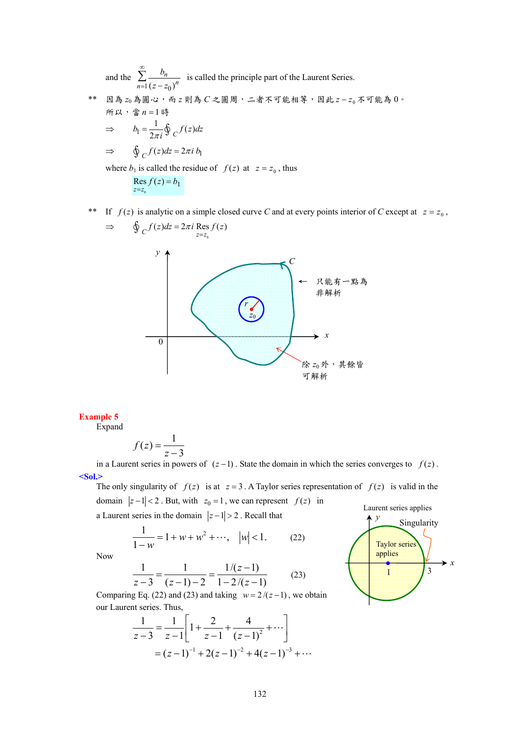and the $\sum_{n=1}^{\infty} \frac{b_n}{(z-z_0)^n}$ is called the principle part of the Laurent Series.

** 因為 $z_0$ 為圓心，而 $z$ 則為 $C$ 之圓周，二者不可能相等，因此 $z-z_0$ 不可能為 0。
所以，當 $n=1$ 時

$$\Rightarrow \quad b_1 = \frac{1}{2\pi i}\oint_C f(z)dz$$

$$\Rightarrow \quad \oint_C f(z)dz = 2\pi i\, b_1$$

where $b_1$ is called the residue of $f(z)$ at $z=z_0$, thus

$$\operatorname*{Res}_{z=z_0} f(z) = b_1$$

** If $f(z)$ is analytic on a simple closed curve $C$ and at every points interior of $C$ except at $z=z_0$,

$$\Rightarrow \quad \oint_C f(z)dz = 2\pi i \operatorname*{Res}_{z=z_0} f(z)$$

只能有一點為非解析

除 $z_0$ 外，其餘皆可解析

**Example 5**

Expand

$$f(z) = \frac{1}{z-3}$$

in a Laurent series in powers of $(z-1)$. State the domain in which the series converges to $f(z)$.

**<Sol.>**

The only singularity of $f(z)$ is at $z=3$. A Taylor series representation of $f(z)$ is valid in the domain $|z-1|<2$. But, with $z_0=1$, we can represent $f(z)$ in a Laurent series in the domain $|z-1|>2$. Recall that

$$\frac{1}{1-w} = 1 + w + w^2 + \cdots, \quad |w|<1. \qquad (22)$$

Now

$$\frac{1}{z-3} = \frac{1}{(z-1)-2} = \frac{1/(z-1)}{1-2/(z-1)} \qquad (23)$$

Laurent series applies

Singularity

Taylor series applies

Comparing Eq. (22) and (23) and taking $w=2/(z-1)$, we obtain our Laurent series. Thus,

$$\frac{1}{z-3} = \frac{1}{z-1}\left[1 + \frac{2}{z-1} + \frac{4}{(z-1)^2} + \cdots\right]$$

$$= (z-1)^{-1} + 2(z-1)^{-2} + 4(z-1)^{-3} + \cdots$$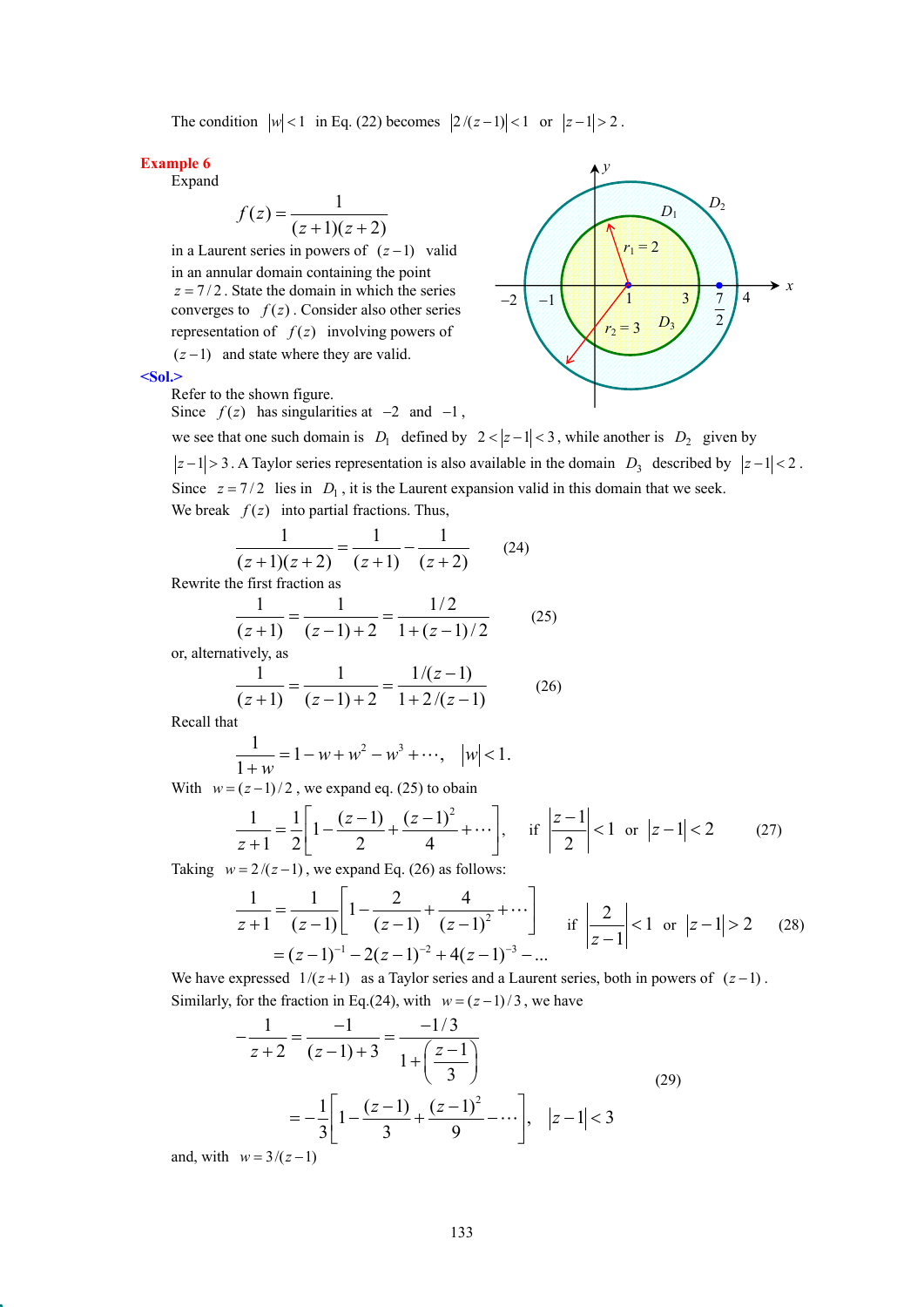The condition $|w|<1$ in Eq. (22) becomes $|2/(z-1)|<1$ or $|z-1|>2$.

**Example 6**

Expand

$$f(z)=\frac{1}{(z+1)(z+2)}$$

in a Laurent series in powers of $(z-1)$ valid in an annular domain containing the point $z=7/2$. State the domain in which the series converges to $f(z)$. Consider also other series representation of $f(z)$ involving powers of $(z-1)$ and state where they are valid.

**<Sol.>**

Refer to the shown figure.

Since $f(z)$ has singularities at $-2$ and $-1$, we see that one such domain is $D_1$ defined by $2<|z-1|<3$, while another is $D_2$ given by $|z-1|>3$. A Taylor series representation is also available in the domain $D_3$ described by $|z-1|<2$.

Since $z=7/2$ lies in $D_1$, it is the Laurent expansion valid in this domain that we seek.

We break $f(z)$ into partial fractions. Thus,

$$\frac{1}{(z+1)(z+2)}=\frac{1}{(z+1)}-\frac{1}{(z+2)} \tag{24}$$

Rewrite the first fraction as

$$\frac{1}{(z+1)}=\frac{1}{(z-1)+2}=\frac{1/2}{1+(z-1)/2} \tag{25}$$

or, alternatively, as

$$\frac{1}{(z+1)}=\frac{1}{(z-1)+2}=\frac{1/(z-1)}{1+2/(z-1)} \tag{26}$$

Recall that

$$\frac{1}{1+w}=1-w+w^2-w^3+\cdots,\quad |w|<1.$$

With $w=(z-1)/2$, we expand eq. (25) to obain

$$\frac{1}{z+1}=\frac{1}{2}\left[1-\frac{(z-1)}{2}+\frac{(z-1)^2}{4}+\cdots\right],\quad \text{if } \left|\frac{z-1}{2}\right|<1 \text{ or } |z-1|<2 \tag{27}$$

Taking $w=2/(z-1)$, we expand Eq. (26) as follows:

$$\frac{1}{z+1}=\frac{1}{(z-1)}\left[1-\frac{2}{(z-1)}+\frac{4}{(z-1)^2}+\cdots\right]\quad \text{if } \left|\frac{2}{z-1}\right|<1 \text{ or } |z-1|>2 \tag{28}$$

$$=(z-1)^{-1}-2(z-1)^{-2}+4(z-1)^{-3}-\ldots$$

We have expressed $1/(z+1)$ as a Taylor series and a Laurent series, both in powers of $(z-1)$.

Similarly, for the fraction in Eq.(24), with $w=(z-1)/3$, we have

$$-\frac{1}{z+2}=\frac{-1}{(z-1)+3}=\frac{-1/3}{1+\left(\dfrac{z-1}{3}\right)}$$

$$=-\frac{1}{3}\left[1-\frac{(z-1)}{3}+\frac{(z-1)^2}{9}-\cdots\right],\quad |z-1|<3 \tag{29}$$

and, with $w=3/(z-1)$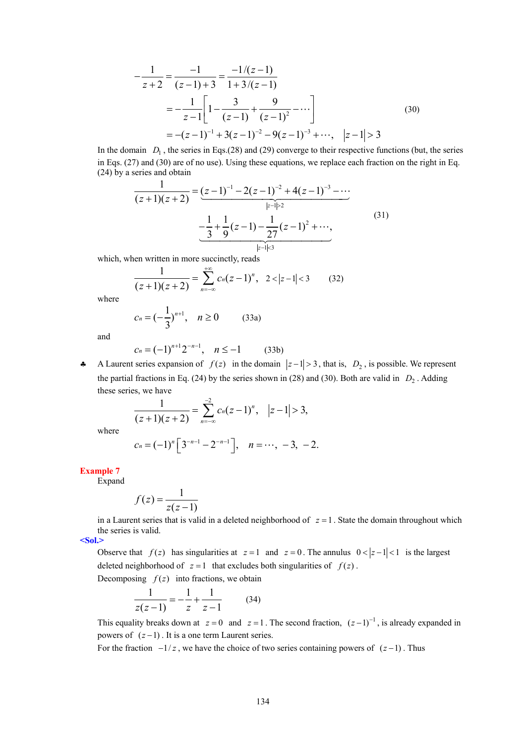$$
\begin{aligned}
-\frac{1}{z+2} &= \frac{-1}{(z-1)+3} = \frac{-1/(z-1)}{1+3/(z-1)} \\
&= -\frac{1}{z-1}\left[1-\frac{3}{(z-1)}+\frac{9}{(z-1)^2}-\cdots\right] \qquad (30)\\
&= -(z-1)^{-1}+3(z-1)^{-2}-9(z-1)^{-3}+\cdots, \quad |z-1|>3
\end{aligned}
$$

In the domain $D_1$, the series in Eqs.(28) and (29) converge to their respective functions (but, the series in Eqs. (27) and (30) are of no use). Using these equations, we replace each fraction on the right in Eq. (24) by a series and obtain

$$
\begin{aligned}
\frac{1}{(z+1)(z+2)} &= \underbrace{(z-1)^{-1}-2(z-1)^{-2}+4(z-1)^{-3}-\cdots}_{|z-1|>2} \\
&\quad \underbrace{-\frac{1}{3}+\frac{1}{9}(z-1)-\frac{1}{27}(z-1)^2+\cdots,}_{|z-1|<3}
\end{aligned} \qquad (31)
$$

which, when written in more succinctly, reads

$$
\frac{1}{(z+1)(z+2)} = \sum_{n=-\infty}^{+\infty} c_n (z-1)^n, \quad 2<|z-1|<3 \qquad (32)
$$

where

$$
c_n = (-\frac{1}{3})^{n+1}, \quad n \ge 0 \qquad (33a)
$$

and

$$
c_n = (-1)^{n+1} 2^{-n-1}, \quad n \le -1 \qquad (33b)
$$

♣ A Laurent series expansion of $f(z)$ in the domain $|z-1|>3$, that is, $D_2$, is possible. We represent the partial fractions in Eq. (24) by the series shown in (28) and (30). Both are valid in $D_2$. Adding these series, we have

$$
\frac{1}{(z+1)(z+2)} = \sum_{n=-\infty}^{-2} c_n (z-1)^n, \quad |z-1|>3,
$$

where

$$
c_n = (-1)^n \left[3^{-n-1}-2^{-n-1}\right], \quad n = \cdots, -3, -2.
$$

**Example 7**

Expand

$$
f(z) = \frac{1}{z(z-1)}
$$

in a Laurent series that is valid in a deleted neighborhood of $z=1$. State the domain throughout which the series is valid.

**<Sol.>**

Observe that $f(z)$ has singularities at $z=1$ and $z=0$. The annulus $0<|z-1|<1$ is the largest deleted neighborhood of $z=1$ that excludes both singularities of $f(z)$.

Decomposing $f(z)$ into fractions, we obtain

$$
\frac{1}{z(z-1)} = -\frac{1}{z}+\frac{1}{z-1} \qquad (34)
$$

This equality breaks down at $z=0$ and $z=1$. The second fraction, $(z-1)^{-1}$, is already expanded in powers of $(z-1)$. It is a one term Laurent series.

For the fraction $-1/z$, we have the choice of two series containing powers of $(z-1)$. Thus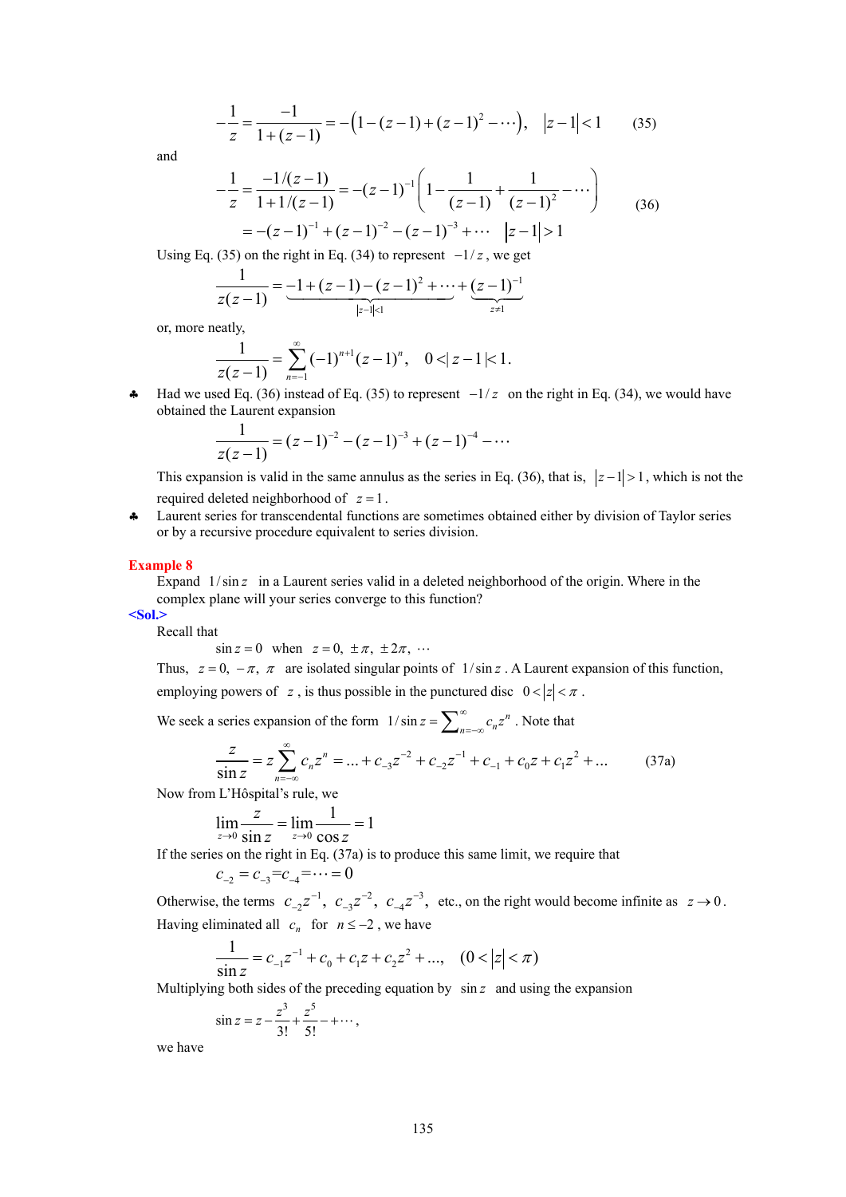$$-\frac{1}{z}=\frac{-1}{1+(z-1)}=-\left(1-(z-1)+(z-1)^2-\cdots\right),\quad |z-1|<1 \tag{35}$$

and

$$-\frac{1}{z}=\frac{-1/(z-1)}{1+1/(z-1)}=-(z-1)^{-1}\left(1-\frac{1}{(z-1)}+\frac{1}{(z-1)^2}-\cdots\right)$$
$$=-(z-1)^{-1}+(z-1)^{-2}-(z-1)^{-3}+\cdots\quad |z-1|>1 \tag{36}$$

Using Eq. (35) on the right in Eq. (34) to represent $-1/z$, we get

$$\frac{1}{z(z-1)}=\underbrace{-1+(z-1)-(z-1)^2+\cdots}_{|z-1|<1}+\underbrace{(z-1)^{-1}}_{z\neq 1}$$

or, more neatly,

$$\frac{1}{z(z-1)}=\sum_{n=-1}^{\infty}(-1)^{n+1}(z-1)^n,\quad 0<|z-1|<1.$$

♣ Had we used Eq. (36) instead of Eq. (35) to represent $-1/z$ on the right in Eq. (34), we would have obtained the Laurent expansion

$$\frac{1}{z(z-1)}=(z-1)^{-2}-(z-1)^{-3}+(z-1)^{-4}-\cdots$$

This expansion is valid in the same annulus as the series in Eq. (36), that is, $|z-1|>1$, which is not the required deleted neighborhood of $z=1$.

♣ Laurent series for transcendental functions are sometimes obtained either by division of Taylor series or by a recursive procedure equivalent to series division.

**Example 8**

Expand $1/\sin z$ in a Laurent series valid in a deleted neighborhood of the origin. Where in the complex plane will your series converge to this function?

**<Sol.>**

Recall that

$\sin z=0$ when $z=0,\ \pm\pi,\ \pm 2\pi,\ \cdots$

Thus, $z=0,\ -\pi,\ \pi$ are isolated singular points of $1/\sin z$. A Laurent expansion of this function, employing powers of $z$, is thus possible in the punctured disc $0<|z|<\pi$.

We seek a series expansion of the form $1/\sin z=\sum_{n=-\infty}^{\infty}c_nz^n$. Note that

$$\frac{z}{\sin z}=z\sum_{n=-\infty}^{\infty}c_nz^n=\ldots+c_{-3}z^{-2}+c_{-2}z^{-1}+c_{-1}+c_0z+c_1z^2+\ldots \tag{37a}$$

Now from L'Hôspital's rule, we

$$\lim_{z\to 0}\frac{z}{\sin z}=\lim_{z\to 0}\frac{1}{\cos z}=1$$

If the series on the right in Eq. (37a) is to produce this same limit, we require that

$$c_{-2}=c_{-3}=c_{-4}=\cdots=0$$

Otherwise, the terms $c_{-2}z^{-1},\ c_{-3}z^{-2},\ c_{-4}z^{-3}$, etc., on the right would become infinite as $z\to 0$. Having eliminated all $c_n$ for $n\le -2$, we have

$$\frac{1}{\sin z}=c_{-1}z^{-1}+c_0+c_1z+c_2z^2+\ldots,\quad (0<|z|<\pi)$$

Multiplying both sides of the preceding equation by $\sin z$ and using the expansion

$$\sin z=z-\frac{z^3}{3!}+\frac{z^5}{5!}-+\cdots,$$

we have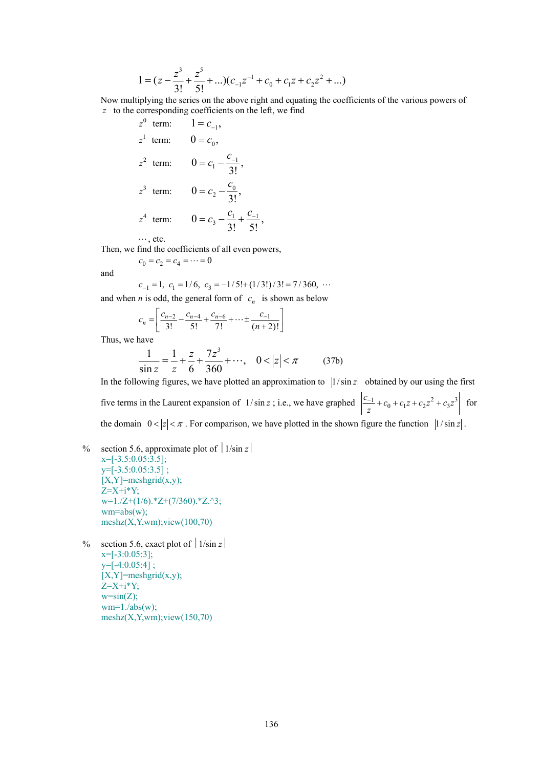$$1 = (z - \frac{z^3}{3!} + \frac{z^5}{5!} + \ldots)(c_{-1}z^{-1} + c_0 + c_1 z + c_2 z^2 + \ldots)$$

Now multiplying the series on the above right and equating the coefficients of the various powers of $z$ to the corresponding coefficients on the left, we find

$z^0$ term: $\quad 1 = c_{-1}$,

$z^1$ term: $\quad 0 = c_0$,

$z^2$ term: $\quad 0 = c_1 - \dfrac{c_{-1}}{3!}$,

$z^3$ term: $\quad 0 = c_2 - \dfrac{c_0}{3!}$,

$z^4$ term: $\quad 0 = c_3 - \dfrac{c_1}{3!} + \dfrac{c_{-1}}{5!}$,

$\cdots$, etc.

Then, we find the coefficients of all even powers,

$$c_0 = c_2 = c_4 = \cdots = 0$$

and

$$c_{-1} = 1,\; c_1 = 1/6,\; c_3 = -1/5! + (1/3!)/3! = 7/360,\; \cdots$$

and when $n$ is odd, the general form of $c_n$ is shown as below

$$c_n = \left[\frac{c_{n-2}}{3!} - \frac{c_{n-4}}{5!} + \frac{c_{n-6}}{7!} + \cdots \pm \frac{c_{-1}}{(n+2)!}\right]$$

Thus, we have

$$\frac{1}{\sin z} = \frac{1}{z} + \frac{z}{6} + \frac{7z^3}{360} + \cdots, \quad 0 < |z| < \pi \qquad \text{(37b)}$$

In the following figures, we have plotted an approximation to $|1/\sin z|$ obtained by our using the first five terms in the Laurent expansion of $1/\sin z$; i.e., we have graphed $\left|\dfrac{c_{-1}}{z} + c_0 + c_1 z + c_2 z^2 + c_3 z^3\right|$ for the domain $0 < |z| < \pi$. For comparison, we have plotted in the shown figure the function $|1/\sin z|$.

```
% section 5.6, approximate plot of |1/sin z|
x=[-3.5:0.05:3.5];
y=[-3.5:0.05:3.5] ;
[X,Y]=meshgrid(x,y);
Z=X+i*Y;
w=1./Z+(1/6).*Z+(7/360).*Z.^3;
wm=abs(w);
meshz(X,Y,wm);view(100,70)
```

```
% section 5.6, exact plot of |1/sin z|
x=[-3:0.05:3];
y=[-4:0.05:4] ;
[X,Y]=meshgrid(x,y);
Z=X+i*Y;
w=sin(Z);
wm=1./abs(w);
meshz(X,Y,wm);view(150,70)
```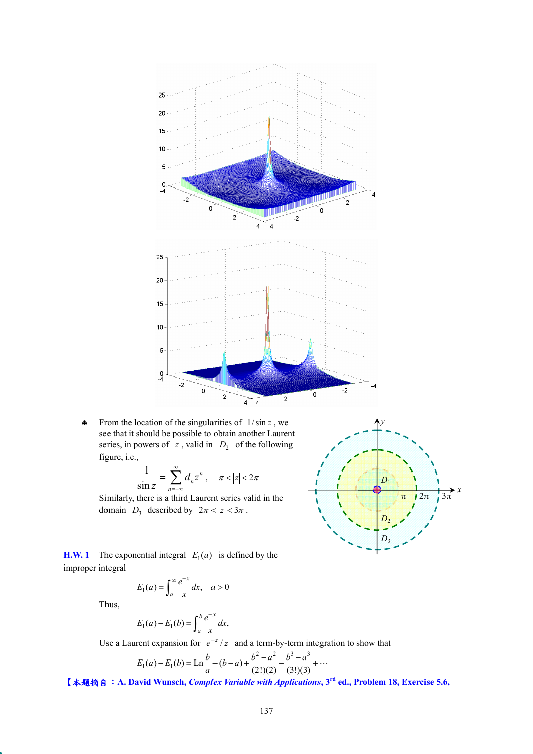♣ From the location of the singularities of $1/\sin z$, we see that it should be possible to obtain another Laurent series, in powers of $z$, valid in $D_2$ of the following figure, i.e.,

$$\frac{1}{\sin z} = \sum_{n=-\infty}^{\infty} d_n z^n, \quad \pi < |z| < 2\pi$$

Similarly, there is a third Laurent series valid in the domain $D_3$ described by $2\pi < |z| < 3\pi$.

**H.W. 1** The exponential integral $E_1(a)$ is defined by the improper integral

$$E_1(a) = \int_a^{\infty} \frac{e^{-x}}{x} dx, \quad a > 0$$

Thus,

$$E_1(a) - E_1(b) = \int_a^b \frac{e^{-x}}{x} dx,$$

Use a Laurent expansion for $e^{-z}/z$ and a term-by-term integration to show that

$$E_1(a) - E_1(b) = \text{Ln}\frac{b}{a} - (b-a) + \frac{b^2 - a^2}{(2!)(2)} - \frac{b^3 - a^3}{(3!)(3)} + \cdots$$

**【本題摘自：A. David Wunsch, *Complex Variable with Applications*, 3rd ed., Problem 18, Exercise 5.6,**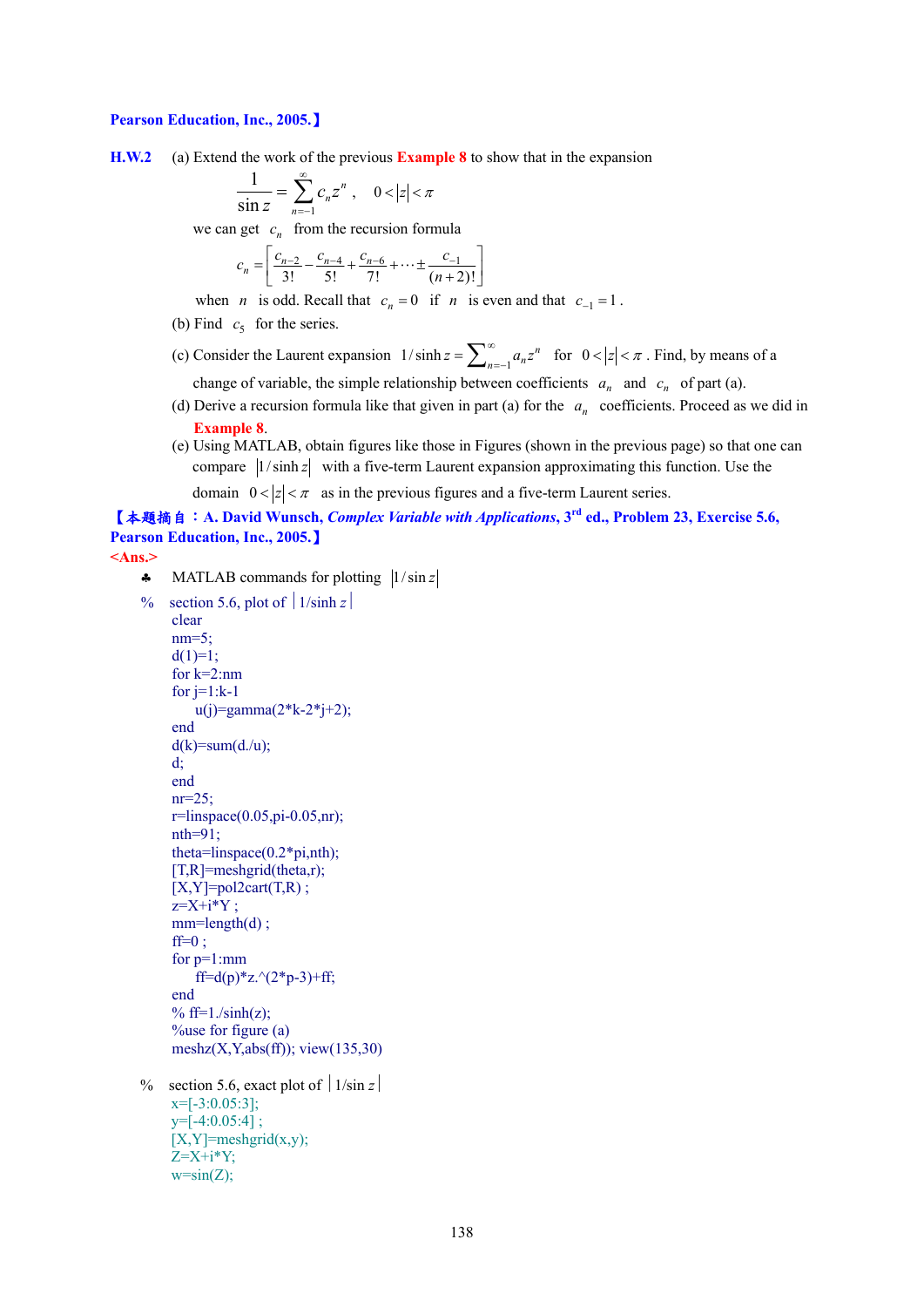**Pearson Education, Inc., 2005.】**

**H.W.2** (a) Extend the work of the previous **Example 8** to show that in the expansion

$$\frac{1}{\sin z} = \sum_{n=-1}^{\infty} c_n z^n , \quad 0 < |z| < \pi$$

we can get $c_n$ from the recursion formula

$$c_n = \left[ \frac{c_{n-2}}{3!} - \frac{c_{n-4}}{5!} + \frac{c_{n-6}}{7!} + \cdots \pm \frac{c_{-1}}{(n+2)!} \right]$$

when $n$ is odd. Recall that $c_n = 0$ if $n$ is even and that $c_{-1} = 1$.

(b) Find $c_5$ for the series.

(c) Consider the Laurent expansion $1/\sinh z = \sum_{n=-1}^{\infty} a_n z^n$ for $0 < |z| < \pi$. Find, by means of a change of variable, the simple relationship between coefficients $a_n$ and $c_n$ of part (a).

(d) Derive a recursion formula like that given in part (a) for the $a_n$ coefficients. Proceed as we did in **Example 8**.

(e) Using MATLAB, obtain figures like those in Figures (shown in the previous page) so that one can compare $|1/\sinh z|$ with a five-term Laurent expansion approximating this function. Use the domain $0 < |z| < \pi$ as in the previous figures and a five-term Laurent series.

**【本題摘自：A. David Wunsch, *Complex Variable with Applications*, 3rd ed., Problem 23, Exercise 5.6, Pearson Education, Inc., 2005.】**

**<Ans.>**

♣ MATLAB commands for plotting $|1/\sin z|$

```
%  section 5.6, plot of |1/sinh z|
clear
nm=5;
d(1)=1;
for k=2:nm
for j=1:k-1
    u(j)=gamma(2*k-2*j+2);
end
d(k)=sum(d./u);
d;
end
nr=25;
r=linspace(0.05,pi-0.05,nr);
nth=91;
theta=linspace(0.2*pi,nth);
[T,R]=meshgrid(theta,r);
[X,Y]=pol2cart(T,R) ;
z=X+i*Y ;
mm=length(d) ;
ff=0 ;
for p=1:mm
    ff=d(p)*z.^(2*p-3)+ff;
end
% ff=1./sinh(z);
%use for figure (a)
meshz(X,Y,abs(ff)); view(135,30)
```

```
%  section 5.6, exact plot of |1/sin z|
x=[-3:0.05:3];
y=[-4:0.05:4] ;
[X,Y]=meshgrid(x,y);
Z=X+i*Y;
w=sin(Z);
```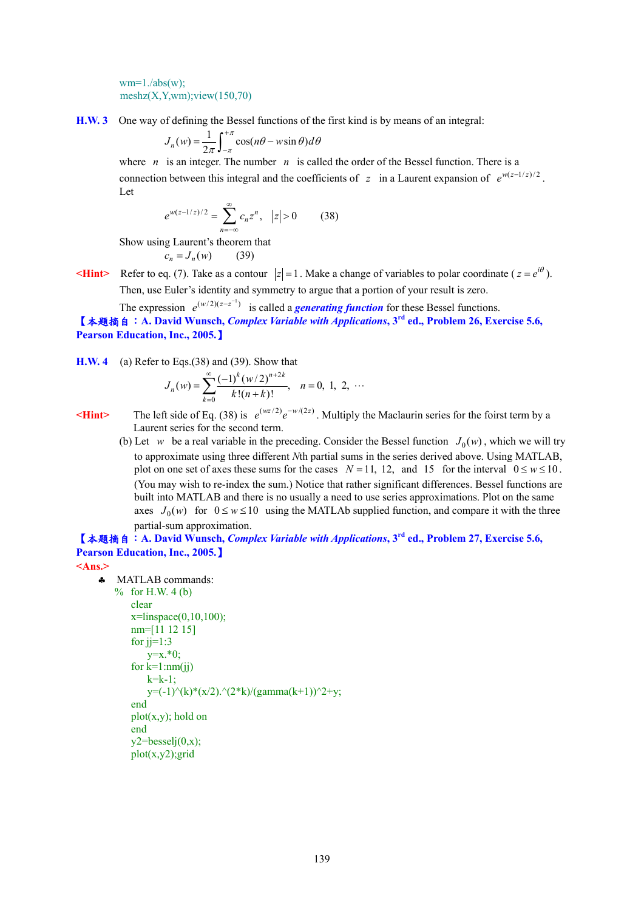```
wm=1./abs(w);
meshz(X,Y,wm);view(150,70)
```

**H.W. 3** One way of defining the Bessel functions of the first kind is by means of an integral:

$$J_n(w) = \frac{1}{2\pi}\int_{-\pi}^{+\pi} \cos(n\theta - w\sin\theta)d\theta$$

where $n$ is an integer. The number $n$ is called the order of the Bessel function. There is a connection between this integral and the coefficients of $z$ in a Laurent expansion of $e^{w(z-1/z)/2}$. Let

$$e^{w(z-1/z)/2} = \sum_{n=-\infty}^{\infty} c_n z^n, \quad |z|>0 \qquad (38)$$

Show using Laurent's theorem that

$$c_n = J_n(w) \qquad (39)$$

**<Hint>** Refer to eq. (7). Take as a contour $|z|=1$. Make a change of variables to polar coordinate ( $z=e^{i\theta}$ ). Then, use Euler's identity and symmetry to argue that a portion of your result is zero.

The expression $e^{(w/2)(z-z^{-1})}$ is called a ***generating function*** for these Bessel functions.

**【本題摘自：A. David Wunsch, *Complex Variable with Applications*, 3rd ed., Problem 26, Exercise 5.6, Pearson Education, Inc., 2005.】**

**H.W. 4** (a) Refer to Eqs.(38) and (39). Show that

$$J_n(w) = \sum_{k=0}^{\infty} \frac{(-1)^k (w/2)^{n+2k}}{k!(n+k)!}, \quad n=0,\ 1,\ 2,\ \cdots$$

**<Hint>** The left side of Eq. (38) is $e^{(wz/2)}e^{-w/(2z)}$. Multiply the Maclaurin series for the foirst term by a Laurent series for the second term.

(b) Let $w$ be a real variable in the preceding. Consider the Bessel function $J_0(w)$, which we will try to approximate using three different *N*th partial sums in the series derived above. Using MATLAB, plot on one set of axes these sums for the cases $N=11,\ 12,$ and $15$ for the interval $0 \le w \le 10$. (You may wish to re-index the sum.) Notice that rather significant differences. Bessel functions are built into MATLAB and there is no usually a need to use series approximations. Plot on the same axes $J_0(w)$ for $0 \le w \le 10$ using the MATLAb supplied function, and compare it with the three partial-sum approximation.

**【本題摘自：A. David Wunsch, *Complex Variable with Applications*, 3rd ed., Problem 27, Exercise 5.6, Pearson Education, Inc., 2005.】**

**<Ans.>**

♣ MATLAB commands:

```
% for H.W. 4 (b)
clear
x=linspace(0,10,100);
nm=[11 12 15]
for jj=1:3
    y=x.*0;
for k=1:nm(jj)
    k=k-1;
    y=(-1)^(k)*(x/2).^(2*k)/(gamma(k+1))^2+y;
end
plot(x,y); hold on
end
y2=besselj(0,x);
plot(x,y2);grid
```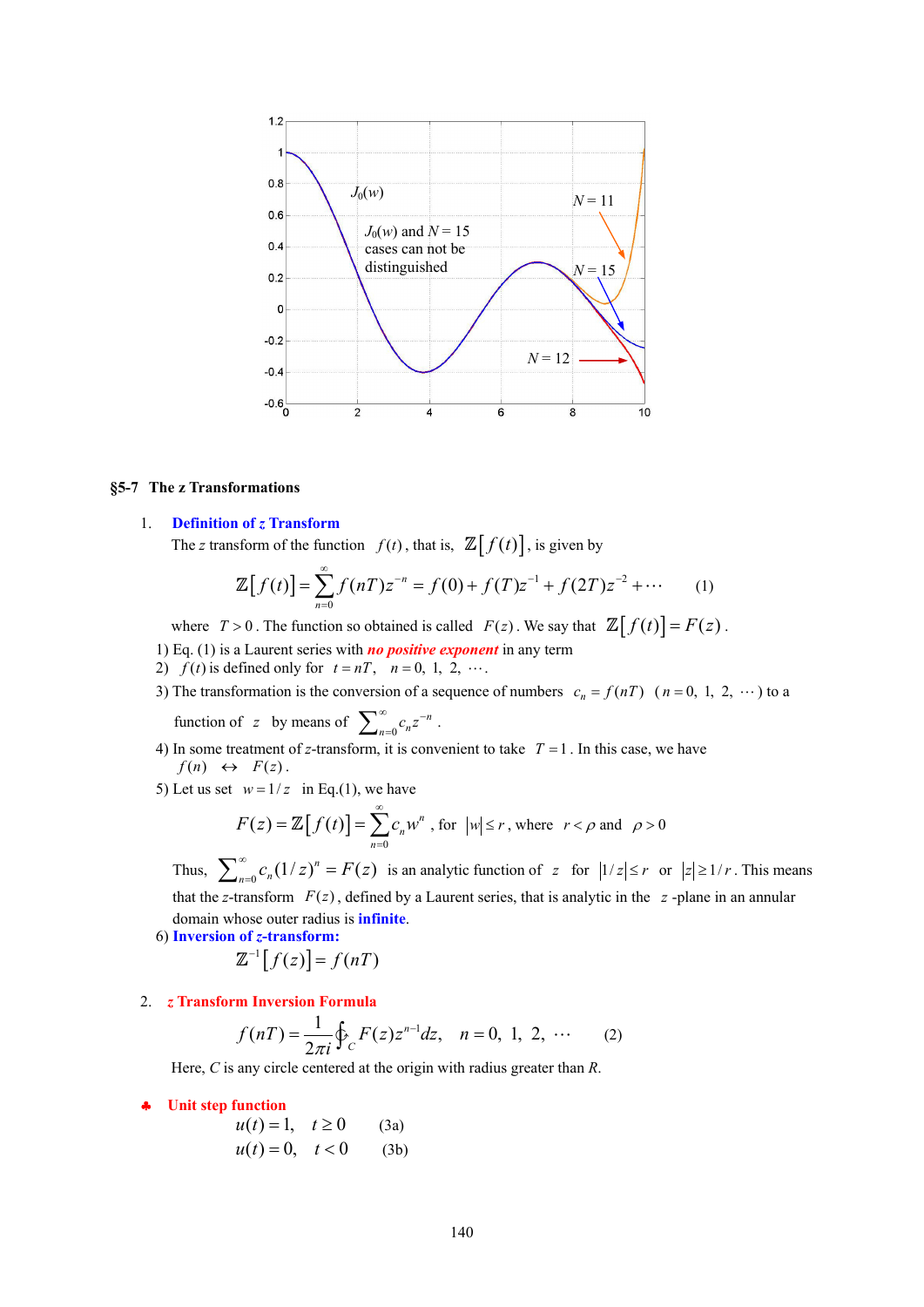## §5-7 The z Transformations

1. **Definition of *z* Transform**

   The *z* transform of the function $f(t)$, that is, $\mathbb{Z}\left[f(t)\right]$, is given by

$$\mathbb{Z}\left[f(t)\right]=\sum_{n=0}^{\infty} f(nT)z^{-n}=f(0)+f(T)z^{-1}+f(2T)z^{-2}+\cdots \qquad (1)$$

   where $T>0$. The function so obtained is called $F(z)$. We say that $\mathbb{Z}\left[f(t)\right]=F(z)$.

1) Eq. (1) is a Laurent series with ***no positive exponent*** in any term
2) $f(t)$ is defined only for $t=nT$, $n=0,\ 1,\ 2,\ \cdots$.
3) The transformation is the conversion of a sequence of numbers $c_n=f(nT)$ $(n=0,\ 1,\ 2,\ \cdots)$ to a function of $z$ by means of $\sum_{n=0}^{\infty} c_n z^{-n}$.
4) In some treatment of *z*-transform, it is convenient to take $T=1$. In this case, we have $f(n) \;\leftrightarrow\; F(z)$.
5) Let us set $w=1/z$ in Eq.(1), we have

$$F(z)=\mathbb{Z}\left[f(t)\right]=\sum_{n=0}^{\infty} c_n w^n \text{, for } |w|\le r \text{, where } r<\rho \text{ and } \rho>0$$

   Thus, $\sum_{n=0}^{\infty} c_n(1/z)^n=F(z)$ is an analytic function of $z$ for $|1/z|\le r$ or $|z|\ge 1/r$. This means that the *z*-transform $F(z)$, defined by a Laurent series, that is analytic in the $z$-plane in an annular domain whose outer radius is **infinite**.

6) **Inversion of *z*-transform:**

$$\mathbb{Z}^{-1}\left[f(z)\right]=f(nT)$$

2. ***z* Transform Inversion Formula**

$$f(nT)=\frac{1}{2\pi i}\oint_C F(z)z^{n-1}dz, \quad n=0,\ 1,\ 2,\ \cdots \qquad (2)$$

   Here, *C* is any circle centered at the origin with radius greater than *R*.

♣ **Unit step function**

$$u(t)=1, \quad t\ge 0 \qquad (3a)$$

$$u(t)=0, \quad t<0 \qquad (3b)$$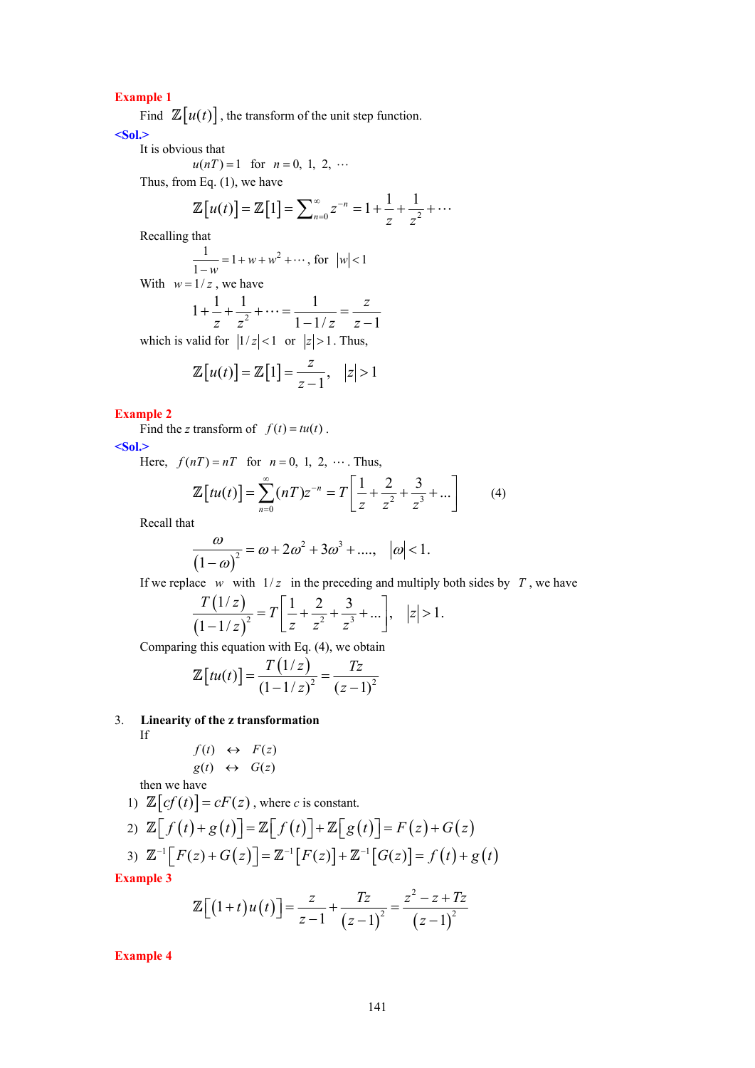**Example 1**

Find $\mathbb{Z}[u(t)]$, the transform of the unit step function.

**<Sol.>**

It is obvious that

$$u(nT) = 1 \quad \text{for} \quad n = 0,\ 1,\ 2,\ \cdots$$

Thus, from Eq. (1), we have

$$\mathbb{Z}[u(t)] = \mathbb{Z}[1] = \sum_{n=0}^{\infty} z^{-n} = 1 + \frac{1}{z} + \frac{1}{z^2} + \cdots$$

Recalling that

$$\frac{1}{1-w} = 1 + w + w^2 + \cdots, \text{ for } |w| < 1$$

With $w = 1/z$, we have

$$1 + \frac{1}{z} + \frac{1}{z^2} + \cdots = \frac{1}{1 - 1/z} = \frac{z}{z-1}$$

which is valid for $|1/z| < 1$ or $|z| > 1$. Thus,

$$\mathbb{Z}[u(t)] = \mathbb{Z}[1] = \frac{z}{z-1}, \quad |z| > 1$$

**Example 2**

Find the *z* transform of $f(t) = tu(t)$.

**<Sol.>**

Here, $f(nT) = nT$ for $n = 0,\ 1,\ 2,\ \cdots$. Thus,

$$\mathbb{Z}[tu(t)] = \sum_{n=0}^{\infty} (nT) z^{-n} = T\left[\frac{1}{z} + \frac{2}{z^2} + \frac{3}{z^3} + \ldots\right] \qquad (4)$$

Recall that

$$\frac{\omega}{(1-\omega)^2} = \omega + 2\omega^2 + 3\omega^3 + \ldots., \quad |\omega| < 1.$$

If we replace $w$ with $1/z$ in the preceding and multiply both sides by $T$, we have

$$\frac{T(1/z)}{(1-1/z)^2} = T\left[\frac{1}{z} + \frac{2}{z^2} + \frac{3}{z^3} + \ldots\right], \quad |z| > 1.$$

Comparing this equation with Eq. (4), we obtain

$$\mathbb{Z}[tu(t)] = \frac{T(1/z)}{(1-1/z)^2} = \frac{Tz}{(z-1)^2}$$

3. **Linearity of the z transformation**

If

$$f(t) \quad \leftrightarrow \quad F(z)$$
$$g(t) \quad \leftrightarrow \quad G(z)$$

then we have

1) $\mathbb{Z}[cf(t)] = cF(z)$, where *c* is constant.

2) $\mathbb{Z}[f(t) + g(t)] = \mathbb{Z}[f(t)] + \mathbb{Z}[g(t)] = F(z) + G(z)$

3) $\mathbb{Z}^{-1}[F(z) + G(z)] = \mathbb{Z}^{-1}[F(z)] + \mathbb{Z}^{-1}[G(z)] = f(t) + g(t)$

**Example 3**

$$\mathbb{Z}[(1+t)u(t)] = \frac{z}{z-1} + \frac{Tz}{(z-1)^2} = \frac{z^2 - z + Tz}{(z-1)^2}$$

**Example 4**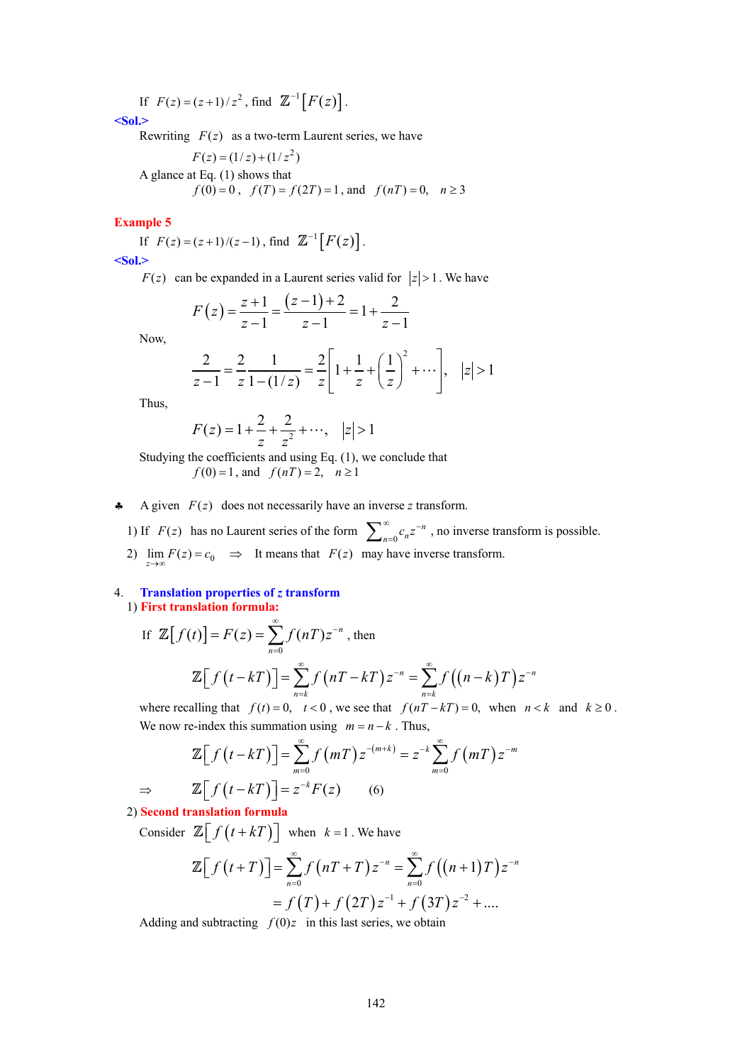If $F(z)=(z+1)/z^2$, find $\mathbb{Z}^{-1}\left[F(z)\right]$.

**<Sol.>**

Rewriting $F(z)$ as a two-term Laurent series, we have

$$F(z)=(1/z)+(1/z^2)$$

A glance at Eq. (1) shows that

$$f(0)=0,\quad f(T)=f(2T)=1, \text{ and } \quad f(nT)=0,\quad n\geq 3$$

**Example 5**

If $F(z)=(z+1)/(z-1)$, find $\mathbb{Z}^{-1}\left[F(z)\right]$.

**<Sol.>**

$F(z)$ can be expanded in a Laurent series valid for $|z|>1$. We have

$$F(z)=\frac{z+1}{z-1}=\frac{(z-1)+2}{z-1}=1+\frac{2}{z-1}$$

Now,

$$\frac{2}{z-1}=\frac{2}{z}\frac{1}{1-(1/z)}=\frac{2}{z}\left[1+\frac{1}{z}+\left(\frac{1}{z}\right)^2+\cdots\right],\quad |z|>1$$

Thus,

$$F(z)=1+\frac{2}{z}+\frac{2}{z^2}+\cdots,\quad |z|>1$$

Studying the coefficients and using Eq. (1), we conclude that

$$f(0)=1, \text{ and } \quad f(nT)=2,\quad n\geq 1$$

♣ A given $F(z)$ does not necessarily have an inverse $z$ transform.

1) If $F(z)$ has no Laurent series of the form $\sum_{n=0}^{\infty}c_n z^{-n}$, no inverse transform is possible.

2) $\lim\limits_{z\to\infty}F(z)=c_0 \quad\Rightarrow\quad$ It means that $F(z)$ may have inverse transform.

## 4. Translation properties of z transform

### 1) First translation formula:

If $\mathbb{Z}\left[f(t)\right]=F(z)=\sum\limits_{n=0}^{\infty}f(nT)z^{-n}$, then

$$\mathbb{Z}\left[f(t-kT)\right]=\sum_{n=k}^{\infty}f(nT-kT)z^{-n}=\sum_{n=k}^{\infty}f\left((n-k)T\right)z^{-n}$$

where recalling that $f(t)=0,\quad t<0$, we see that $f(nT-kT)=0,$ when $n<k$ and $k\geq 0$.

We now re-index this summation using $m=n-k$. Thus,

$$\mathbb{Z}\left[f(t-kT)\right]=\sum_{m=0}^{\infty}f(mT)z^{-(m+k)}=z^{-k}\sum_{m=0}^{\infty}f(mT)z^{-m}$$

$$\Rightarrow\qquad \mathbb{Z}\left[f(t-kT)\right]=z^{-k}F(z)\qquad (6)$$

### 2) Second translation formula

Consider $\mathbb{Z}\left[f(t+kT)\right]$ when $k=1$. We have

$$\mathbb{Z}\left[f(t+T)\right]=\sum_{n=0}^{\infty}f(nT+T)z^{-n}=\sum_{n=0}^{\infty}f\left((n+1)T\right)z^{-n}$$

$$=f(T)+f(2T)z^{-1}+f(3T)z^{-2}+\ldots.$$

Adding and subtracting $f(0)z$ in this last series, we obtain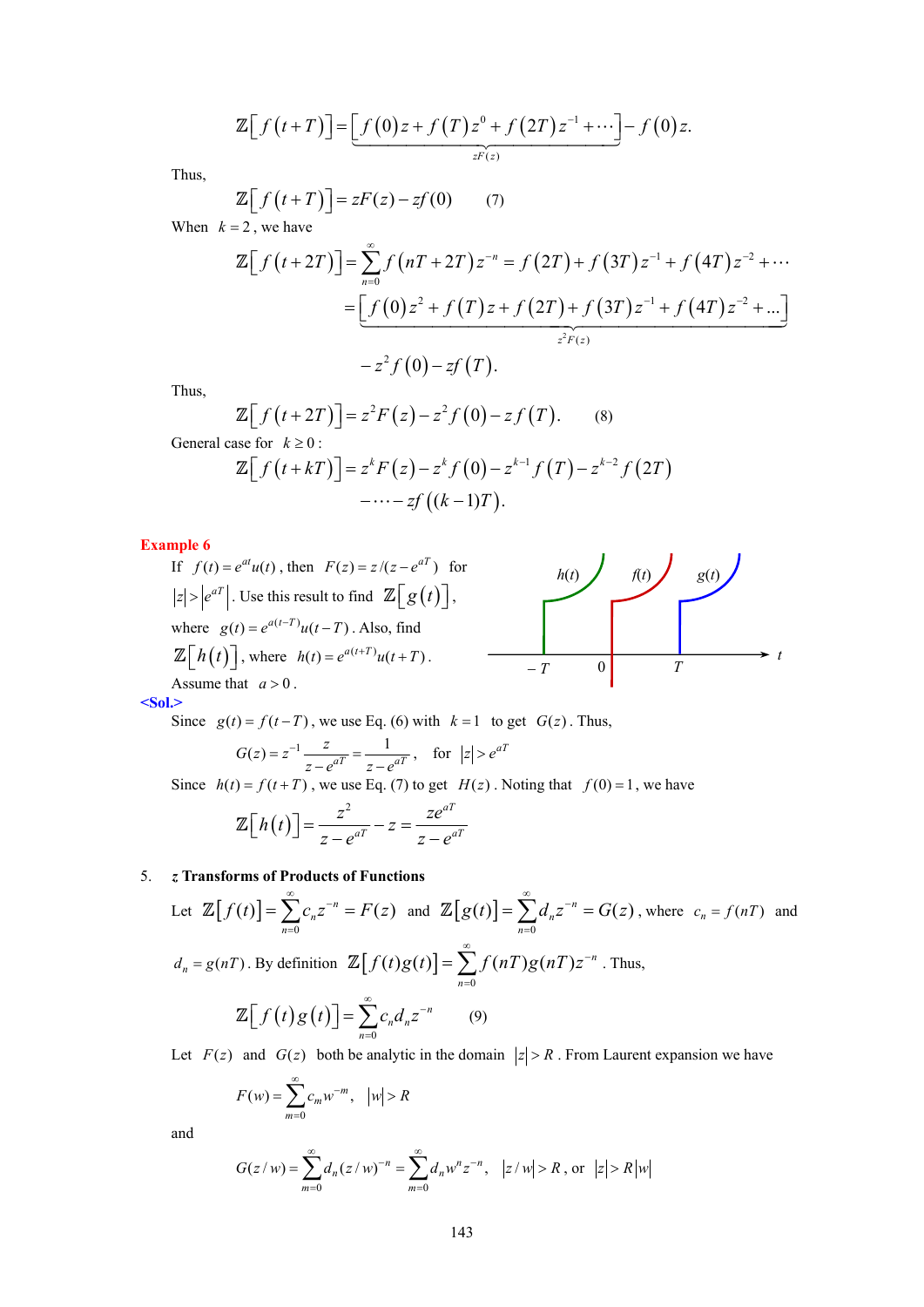$$\mathbb{Z}\left[f(t+T)\right]=\underbrace{\left[f(0)z+f(T)z^{0}+f(2T)z^{-1}+\cdots\right]}_{zF(z)}-f(0)z.$$

Thus,

$$\mathbb{Z}\left[f(t+T)\right]=zF(z)-zf(0) \qquad (7)$$

When $k=2$, we have

$$\mathbb{Z}\left[f(t+2T)\right]=\sum_{n=0}^{\infty}f(nT+2T)z^{-n}=f(2T)+f(3T)z^{-1}+f(4T)z^{-2}+\cdots$$

$$=\underbrace{\left[f(0)z^{2}+f(T)z+f(2T)+f(3T)z^{-1}+f(4T)z^{-2}+\ldots\right]}_{z^{2}F(z)}$$

$$-z^{2}f(0)-zf(T).$$

Thus,

$$\mathbb{Z}\left[f(t+2T)\right]=z^{2}F(z)-z^{2}f(0)-zf(T). \qquad (8)$$

General case for $k\geq 0$:

$$\mathbb{Z}\left[f(t+kT)\right]=z^{k}F(z)-z^{k}f(0)-z^{k-1}f(T)-z^{k-2}f(2T)$$

$$-\cdots-zf\left((k-1)T\right).$$

**Example 6**

If $f(t)=e^{at}u(t)$, then $F(z)=z/(z-e^{aT})$ for $|z|>|e^{aT}|$. Use this result to find $\mathbb{Z}\left[g(t)\right]$, where $g(t)=e^{a(t-T)}u(t-T)$. Also, find $\mathbb{Z}\left[h(t)\right]$, where $h(t)=e^{a(t+T)}u(t+T)$. Assume that $a>0$.

**<Sol.>**

Since $g(t)=f(t-T)$, we use Eq. (6) with $k=1$ to get $G(z)$. Thus,

$$G(z)=z^{-1}\frac{z}{z-e^{aT}}=\frac{1}{z-e^{aT}}, \quad \text{for } |z|>e^{aT}$$

Since $h(t)=f(t+T)$, we use Eq. (7) to get $H(z)$. Noting that $f(0)=1$, we have

$$\mathbb{Z}\left[h(t)\right]=\frac{z^{2}}{z-e^{aT}}-z=\frac{ze^{aT}}{z-e^{aT}}$$

5. ***z* Transforms of Products of Functions**

Let $\mathbb{Z}\left[f(t)\right]=\sum_{n=0}^{\infty}c_{n}z^{-n}=F(z)$ and $\mathbb{Z}\left[g(t)\right]=\sum_{n=0}^{\infty}d_{n}z^{-n}=G(z)$, where $c_{n}=f(nT)$ and $d_{n}=g(nT)$. By definition $\mathbb{Z}\left[f(t)g(t)\right]=\sum_{n=0}^{\infty}f(nT)g(nT)z^{-n}$. Thus,

$$\mathbb{Z}\left[f(t)g(t)\right]=\sum_{n=0}^{\infty}c_{n}d_{n}z^{-n} \qquad (9)$$

Let $F(z)$ and $G(z)$ both be analytic in the domain $|z|>R$. From Laurent expansion we have

$$F(w)=\sum_{m=0}^{\infty}c_{m}w^{-m}, \quad |w|>R$$

and

$$G(z/w)=\sum_{m=0}^{\infty}d_{n}(z/w)^{-n}=\sum_{m=0}^{\infty}d_{n}w^{n}z^{-n}, \quad |z/w|>R\text{, or } |z|>R|w|$$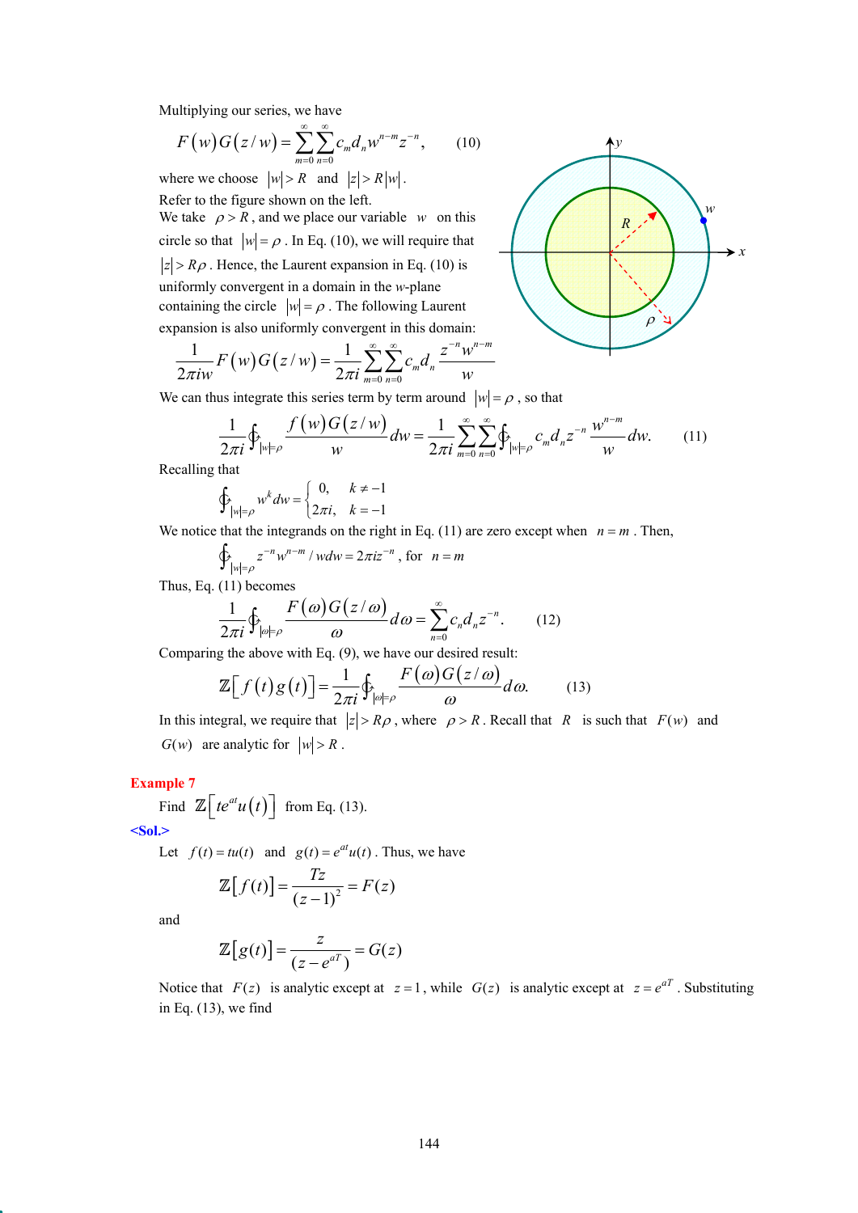Multiplying our series, we have

$$F(w)G(z/w) = \sum_{m=0}^{\infty}\sum_{n=0}^{\infty} c_m d_n w^{n-m} z^{-n}, \qquad (10)$$

where we choose $|w| > R$ and $|z| > R|w|$.

Refer to the figure shown on the left.

We take $\rho > R$, and we place our variable $w$ on this circle so that $|w| = \rho$. In Eq. (10), we will require that $|z| > R\rho$. Hence, the Laurent expansion in Eq. (10) is uniformly convergent in a domain in the $w$-plane containing the circle $|w| = \rho$. The following Laurent expansion is also uniformly convergent in this domain:

$$\frac{1}{2\pi i w} F(w) G(z/w) = \frac{1}{2\pi i}\sum_{m=0}^{\infty}\sum_{n=0}^{\infty} c_m d_n \frac{z^{-n} w^{n-m}}{w}$$

We can thus integrate this series term by term around $|w| = \rho$, so that

$$\frac{1}{2\pi i}\oint_{|w|=\rho} \frac{f(w)G(z/w)}{w} dw = \frac{1}{2\pi i}\sum_{m=0}^{\infty}\sum_{n=0}^{\infty}\oint_{|w|=\rho} c_m d_n z^{-n}\frac{w^{n-m}}{w} dw. \qquad (11)$$

Recalling that

$$\oint_{|w|=\rho} w^k dw = \begin{cases} 0, & k \neq -1 \\ 2\pi i, & k = -1 \end{cases}$$

We notice that the integrands on the right in Eq. (11) are zero except when $n = m$. Then,

$$\oint_{|w|=\rho} z^{-n} w^{n-m} / w dw = 2\pi i z^{-n}, \text{ for } n = m$$

Thus, Eq. (11) becomes

$$\frac{1}{2\pi i}\oint_{|\omega|=\rho} \frac{F(\omega)G(z/\omega)}{\omega} d\omega = \sum_{n=0}^{\infty} c_n d_n z^{-n}. \qquad (12)$$

Comparing the above with Eq. (9), we have our desired result:

$$\mathbb{Z}\left[f(t)g(t)\right] = \frac{1}{2\pi i}\oint_{|\omega|=\rho} \frac{F(\omega)G(z/\omega)}{\omega} d\omega. \qquad (13)$$

In this integral, we require that $|z| > R\rho$, where $\rho > R$. Recall that $R$ is such that $F(w)$ and $G(w)$ are analytic for $|w| > R$.

**Example 7**

Find $\mathbb{Z}\left[te^{at}u(t)\right]$ from Eq. (13).

**<Sol.>**

Let $f(t) = tu(t)$ and $g(t) = e^{at}u(t)$. Thus, we have

$$\mathbb{Z}\left[f(t)\right] = \frac{Tz}{(z-1)^2} = F(z)$$

and

$$\mathbb{Z}\left[g(t)\right] = \frac{z}{(z-e^{aT})} = G(z)$$

Notice that $F(z)$ is analytic except at $z = 1$, while $G(z)$ is analytic except at $z = e^{aT}$. Substituting in Eq. (13), we find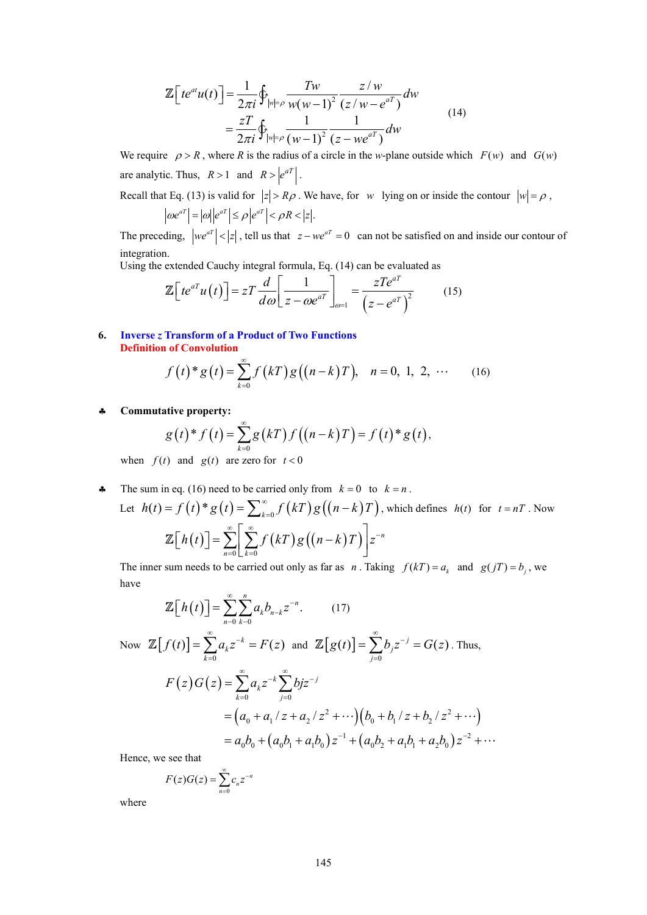$$\mathbb{Z}\left[te^{at}u(t)\right] = \frac{1}{2\pi i}\oint_{|w|=\rho} \frac{Tw}{w(w-1)^2}\frac{z/w}{(z/w - e^{aT})}dw$$

$$= \frac{zT}{2\pi i}\oint_{|w|=\rho} \frac{1}{(w-1)^2}\frac{1}{(z-we^{aT})}dw \qquad (14)$$

We require $\rho > R$, where $R$ is the radius of a circle in the $w$-plane outside which $F(w)$ and $G(w)$ are analytic. Thus, $R > 1$ and $R > \left|e^{aT}\right|$.

Recall that Eq. (13) is valid for $|z| > R\rho$. We have, for $w$ lying on or inside the contour $|w| = \rho$,

$$\left|\omega e^{aT}\right| = |\omega|\left|e^{aT}\right| \le \rho\left|e^{aT}\right| < \rho R < |z|.$$

The preceding, $\left|we^{aT}\right| < |z|$, tell us that $z - we^{aT} = 0$ can not be satisfied on and inside our contour of integration.

Using the extended Cauchy integral formula, Eq. (14) can be evaluated as

$$\mathbb{Z}\left[te^{aT}u(t)\right] = zT\frac{d}{d\omega}\left[\frac{1}{z-\omega e^{aT}}\right]_{\omega=1} = \frac{zTe^{aT}}{\left(z-e^{aT}\right)^2} \qquad (15)$$

## 6. Inverse *z* Transform of a Product of Two Functions

### Definition of Convolution

$$f(t)*g(t) = \sum_{k=0}^{\infty} f(kT)\, g((n-k)T), \quad n = 0,\ 1,\ 2,\ \cdots \qquad (16)$$

♣ **Commutative property:**

$$g(t)*f(t) = \sum_{k=0}^{\infty} g(kT)\, f((n-k)T) = f(t)*g(t),$$

when $f(t)$ and $g(t)$ are zero for $t < 0$

♣ The sum in eq. (16) need to be carried only from $k = 0$ to $k = n$.

Let $h(t) = f(t)*g(t) = \sum_{k=0}^{\infty} f(kT)\, g((n-k)T)$, which defines $h(t)$ for $t = nT$. Now

$$\mathbb{Z}\left[h(t)\right] = \sum_{n=0}^{\infty}\left[\sum_{k=0}^{\infty} f(kT)\, g((n-k)T)\right]z^{-n}$$

The inner sum needs to be carried out only as far as $n$. Taking $f(kT) = a_k$ and $g(jT) = b_j$, we have

$$\mathbb{Z}\left[h(t)\right] = \sum_{n=0}^{\infty}\sum_{k=0}^{n} a_k b_{n-k} z^{-n}. \qquad (17)$$

Now $\mathbb{Z}\left[f(t)\right] = \sum_{k=0}^{\infty} a_k z^{-k} = F(z)$ and $\mathbb{Z}\left[g(t)\right] = \sum_{j=0}^{\infty} b_j z^{-j} = G(z)$. Thus,

$$F(z)G(z) = \sum_{k=0}^{\infty} a_k z^{-k} \sum_{j=0}^{\infty} bjz^{-j}$$

$$= \left(a_0 + a_1/z + a_2/z^2 + \cdots\right)\left(b_0 + b_1/z + b_2/z^2 + \cdots\right)$$

$$= a_0 b_0 + \left(a_0 b_1 + a_1 b_0\right)z^{-1} + \left(a_0 b_2 + a_1 b_1 + a_2 b_0\right)z^{-2} + \cdots$$

Hence, we see that

$$F(z)G(z) = \sum_{n=0}^{\infty} c_n z^{-n}$$

where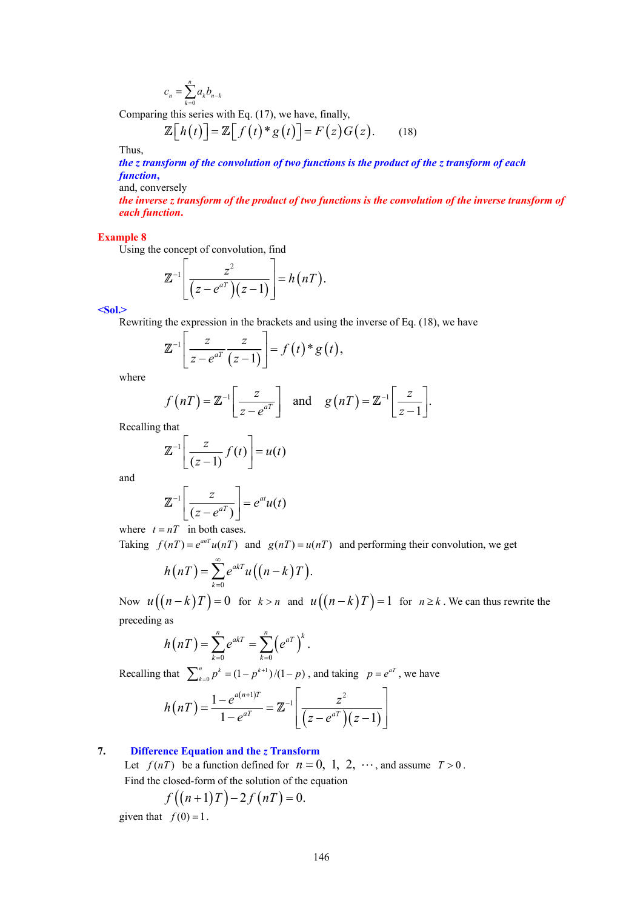$$c_n = \sum_{k=0}^{n} a_k b_{n-k}$$

Comparing this series with Eq. (17), we have, finally,

$$\mathbb{Z}\left[h(t)\right] = \mathbb{Z}\left[f(t) * g(t)\right] = F(z)G(z). \qquad (18)$$

Thus,

***the z transform of the convolution of two functions is the product of the z transform of each function,***

and, conversely

***the inverse z transform of the product of two functions is the convolution of the inverse transform of each function.***

**Example 8**

Using the concept of convolution, find

$$\mathbb{Z}^{-1}\left[\frac{z^2}{\left(z-e^{aT}\right)(z-1)}\right] = h(nT).$$

**<Sol.>**

Rewriting the expression in the brackets and using the inverse of Eq. (18), we have

$$\mathbb{Z}^{-1}\left[\frac{z}{z-e^{aT}}\frac{z}{(z-1)}\right] = f(t) * g(t),$$

where

$$f(nT) = \mathbb{Z}^{-1}\left[\frac{z}{z-e^{aT}}\right] \quad \text{and} \quad g(nT) = \mathbb{Z}^{-1}\left[\frac{z}{z-1}\right].$$

Recalling that

$$\mathbb{Z}^{-1}\left[\frac{z}{(z-1)}f(t)\right] = u(t)$$

and

$$\mathbb{Z}^{-1}\left[\frac{z}{\left(z-e^{aT}\right)}\right] = e^{at}u(t)$$

where $t = nT$ in both cases.

Taking $f(nT) = e^{anT}u(nT)$ and $g(nT) = u(nT)$ and performing their convolution, we get

$$h(nT) = \sum_{k=0}^{\infty} e^{akT} u\left((n-k)T\right).$$

Now $u\left((n-k)T\right) = 0$ for $k > n$ and $u\left((n-k)T\right) = 1$ for $n \geq k$. We can thus rewrite the preceding as

$$h(nT) = \sum_{k=0}^{n} e^{akT} = \sum_{k=0}^{n} \left(e^{aT}\right)^k.$$

Recalling that $\sum_{k=0}^{n} p^k = (1-p^{k+1})/(1-p)$, and taking $p = e^{aT}$, we have

$$h(nT) = \frac{1-e^{a(n+1)T}}{1-e^{aT}} = \mathbb{Z}^{-1}\left[\frac{z^2}{\left(z-e^{aT}\right)(z-1)}\right]$$

## 7. Difference Equation and the *z* Transform

Let $f(nT)$ be a function defined for $n = 0, 1, 2, \cdots$, and assume $T > 0$.

Find the closed-form of the solution of the equation

$$f\left((n+1)T\right) - 2f(nT) = 0.$$

given that $f(0) = 1$.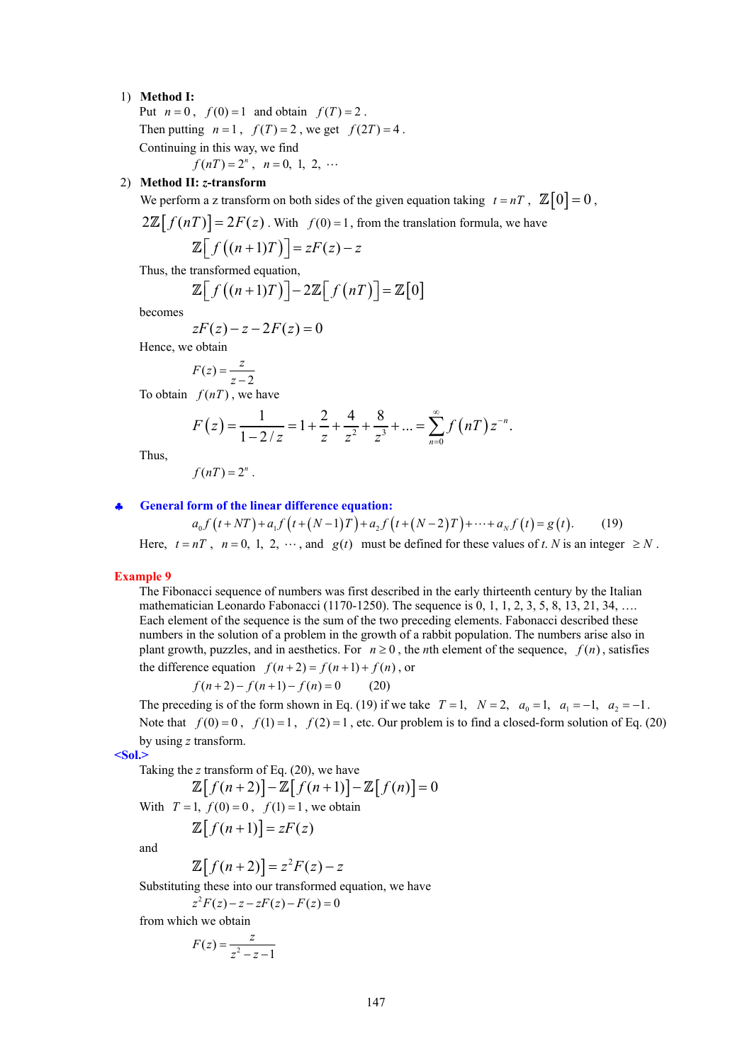1) **Method I:**

   Put $n=0$, $f(0)=1$ and obtain $f(T)=2$.

   Then putting $n=1$, $f(T)=2$, we get $f(2T)=4$.

   Continuing in this way, we find

   $$f(nT)=2^n, \quad n=0,\ 1,\ 2,\ \cdots$$

2) **Method II: *z*-transform**

   We perform a z transform on both sides of the given equation taking $t=nT$, $\mathbb{Z}[0]=0$, $2\mathbb{Z}[f(nT)]=2F(z)$. With $f(0)=1$, from the translation formula, we have

   $$\mathbb{Z}[f((n+1)T)]=zF(z)-z$$

   Thus, the transformed equation,

   $$\mathbb{Z}[f((n+1)T)]-2\mathbb{Z}[f(nT)]=\mathbb{Z}[0]$$

   becomes

   $$zF(z)-z-2F(z)=0$$

   Hence, we obtain

   $$F(z)=\frac{z}{z-2}$$

   To obtain $f(nT)$, we have

   $$F(z)=\frac{1}{1-2/z}=1+\frac{2}{z}+\frac{4}{z^2}+\frac{8}{z^3}+\ldots=\sum_{n=0}^{\infty}f(nT)z^{-n}.$$

   Thus,

   $$f(nT)=2^n.$$

♣ **General form of the linear difference equation:**

$$a_0 f(t+NT)+a_1 f(t+(N-1)T)+a_2 f(t+(N-2)T)+\cdots+a_N f(t)=g(t). \qquad (19)$$

Here, $t=nT$, $n=0,\ 1,\ 2,\ \cdots$, and $g(t)$ must be defined for these values of *t*. *N* is an integer $\geq N$.

**Example 9**

The Fibonacci sequence of numbers was first described in the early thirteenth century by the Italian mathematician Leonardo Fabonacci (1170-1250). The sequence is 0, 1, 1, 2, 3, 5, 8, 13, 21, 34, …. Each element of the sequence is the sum of the two preceding elements. Fabonacci described these numbers in the solution of a problem in the growth of a rabbit population. The numbers arise also in plant growth, puzzles, and in aesthetics. For $n\geq 0$, the *n*th element of the sequence, $f(n)$, satisfies the difference equation $f(n+2)=f(n+1)+f(n)$, or

$$f(n+2)-f(n+1)-f(n)=0 \qquad (20)$$

The preceding is of the form shown in Eq. (19) if we take $T=1$, $N=2$, $a_0=1$, $a_1=-1$, $a_2=-1$. Note that $f(0)=0$, $f(1)=1$, $f(2)=1$, etc. Our problem is to find a closed-form solution of Eq. (20) by using *z* transform.

**<Sol.>**

Taking the *z* transform of Eq. (20), we have

$$\mathbb{Z}[f(n+2)]-\mathbb{Z}[f(n+1)]-\mathbb{Z}[f(n)]=0$$

With $T=1$, $f(0)=0$, $f(1)=1$, we obtain

$$\mathbb{Z}[f(n+1)]=zF(z)$$

and

$$\mathbb{Z}[f(n+2)]=z^2F(z)-z$$

Substituting these into our transformed equation, we have

$$z^2F(z)-z-zF(z)-F(z)=0$$

from which we obtain

$$F(z)=\frac{z}{z^2-z-1}$$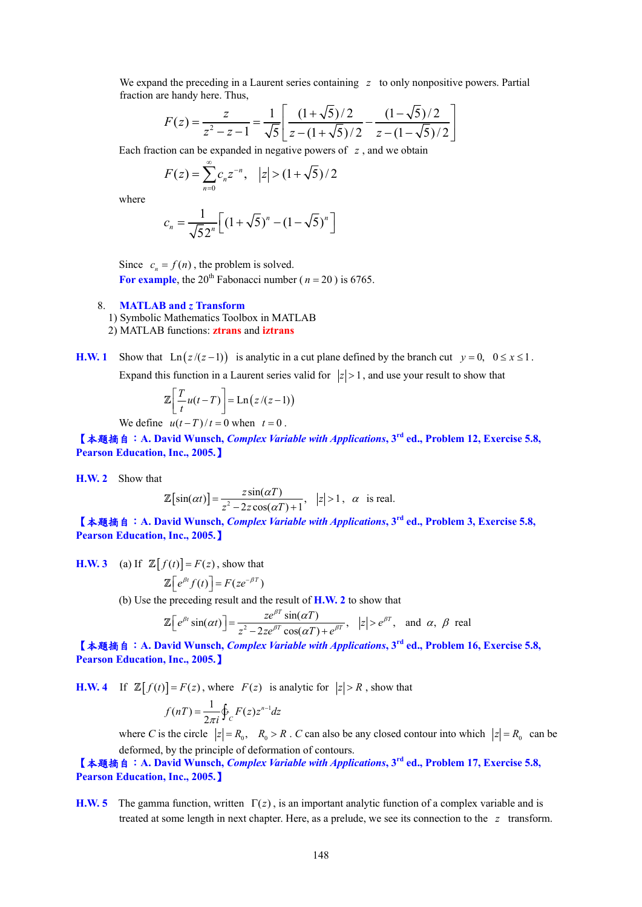We expand the preceding in a Laurent series containing $z$ to only nonpositive powers. Partial fraction are handy here. Thus,

$$F(z) = \frac{z}{z^2 - z - 1} = \frac{1}{\sqrt{5}}\left[\frac{(1+\sqrt{5})/2}{z-(1+\sqrt{5})/2} - \frac{(1-\sqrt{5})/2}{z-(1-\sqrt{5})/2}\right]$$

Each fraction can be expanded in negative powers of $z$, and we obtain

$$F(z) = \sum_{n=0}^{\infty} c_n z^{-n}, \quad |z| > (1+\sqrt{5})/2$$

where

$$c_n = \frac{1}{\sqrt{5}2^n}\left[(1+\sqrt{5})^n - (1-\sqrt{5})^n\right]$$

Since $c_n = f(n)$, the problem is solved.

**For example**, the 20th Fabonacci number ($n = 20$) is 6765.

8. **MATLAB and *z* Transform**
   1) Symbolic Mathematics Toolbox in MATLAB
   2) MATLAB functions: **ztrans** and **iztrans**

**H.W. 1** Show that $\operatorname{Ln}\left(z/(z-1)\right)$ is analytic in a cut plane defined by the branch cut $y = 0,\ 0 \le x \le 1$. Expand this function in a Laurent series valid for $|z| > 1$, and use your result to show that

$$\mathbb{Z}\left[\frac{T}{t}u(t-T)\right] = \operatorname{Ln}\left(z/(z-1)\right)$$

We define $u(t-T)/t = 0$ when $t = 0$.

**【本題摘自：A. David Wunsch, *Complex Variable with Applications*, 3rd ed., Problem 12, Exercise 5.8, Pearson Education, Inc., 2005.】**

**H.W. 2** Show that

$$\mathbb{Z}\left[\sin(\alpha t)\right] = \frac{z\sin(\alpha T)}{z^2 - 2z\cos(\alpha T) + 1}, \quad |z| > 1, \quad \alpha \text{ is real.}$$

**【本題摘自：A. David Wunsch, *Complex Variable with Applications*, 3rd ed., Problem 3, Exercise 5.8, Pearson Education, Inc., 2005.】**

**H.W. 3** (a) If $\mathbb{Z}\left[f(t)\right] = F(z)$, show that

$$\mathbb{Z}\left[e^{\beta t} f(t)\right] = F(ze^{-\beta T})$$

(b) Use the preceding result and the result of **H.W. 2** to show that

$$\mathbb{Z}\left[e^{\beta t}\sin(\alpha t)\right] = \frac{ze^{\beta T}\sin(\alpha T)}{z^2 - 2ze^{\beta T}\cos(\alpha T) + e^{\beta T}}, \quad |z| > e^{\beta T}, \quad \text{and } \alpha,\ \beta \text{ real}$$

**【本題摘自：A. David Wunsch, *Complex Variable with Applications*, 3rd ed., Problem 16, Exercise 5.8, Pearson Education, Inc., 2005.】**

**H.W. 4** If $\mathbb{Z}\left[f(t)\right] = F(z)$, where $F(z)$ is analytic for $|z| > R$, show that

$$f(nT) = \frac{1}{2\pi i}\oint_C F(z) z^{n-1} dz$$

where $C$ is the circle $|z| = R_0$, $R_0 > R$. $C$ can also be any closed contour into which $|z| = R_0$ can be deformed, by the principle of deformation of contours.

**【本題摘自：A. David Wunsch, *Complex Variable with Applications*, 3rd ed., Problem 17, Exercise 5.8, Pearson Education, Inc., 2005.】**

**H.W. 5** The gamma function, written $\Gamma(z)$, is an important analytic function of a complex variable and is treated at some length in next chapter. Here, as a prelude, we see its connection to the $z$ transform.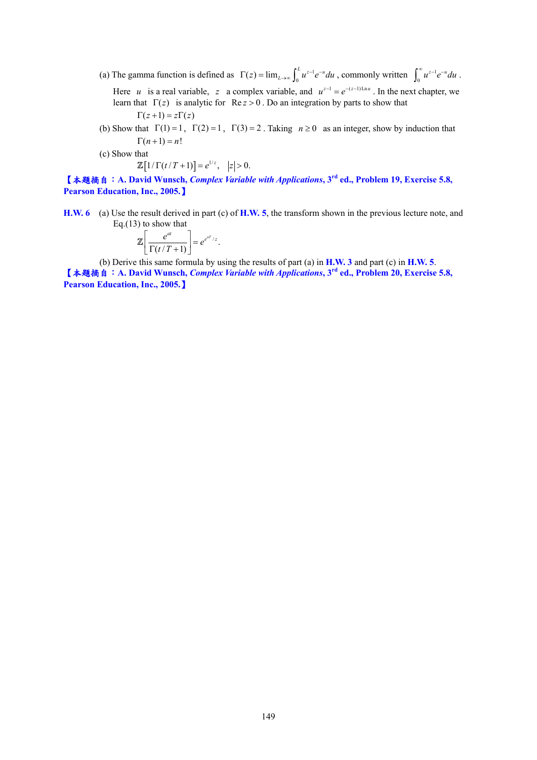(a) The gamma function is defined as $\Gamma(z) = \lim_{L\to\infty} \int_0^L u^{z-1} e^{-u} du$, commonly written $\int_0^\infty u^{z-1} e^{-u} du$.

Here $u$ is a real variable, $z$ a complex variable, and $u^{z-1} = e^{-(z-1)\text{Ln}\,u}$. In the next chapter, we learn that $\Gamma(z)$ is analytic for $\text{Re}\, z > 0$. Do an integration by parts to show that

$$\Gamma(z+1) = z\Gamma(z)$$

(b) Show that $\Gamma(1) = 1$, $\Gamma(2) = 1$, $\Gamma(3) = 2$. Taking $n \geq 0$ as an integer, show by induction that

$$\Gamma(n+1) = n!$$

(c) Show that

$$\mathbb{Z}\left[1/\Gamma(t/T+1)\right] = e^{1/z}, \quad |z| > 0.$$

**【本題摘自：A. David Wunsch, *Complex Variable with Applications*, 3rd ed., Problem 19, Exercise 5.8, Pearson Education, Inc., 2005.】**

**H.W. 6** (a) Use the result derived in part (c) of **H.W. 5**, the transform shown in the previous lecture note, and Eq.(13) to show that

$$\mathbb{Z}\left[\frac{e^{at}}{\Gamma(t/T+1)}\right] = e^{e^{aT}/z}.$$

(b) Derive this same formula by using the results of part (a) in **H.W. 3** and part (c) in **H.W. 5**.

**【本題摘自：A. David Wunsch, *Complex Variable with Applications*, 3rd ed., Problem 20, Exercise 5.8, Pearson Education, Inc., 2005.】**